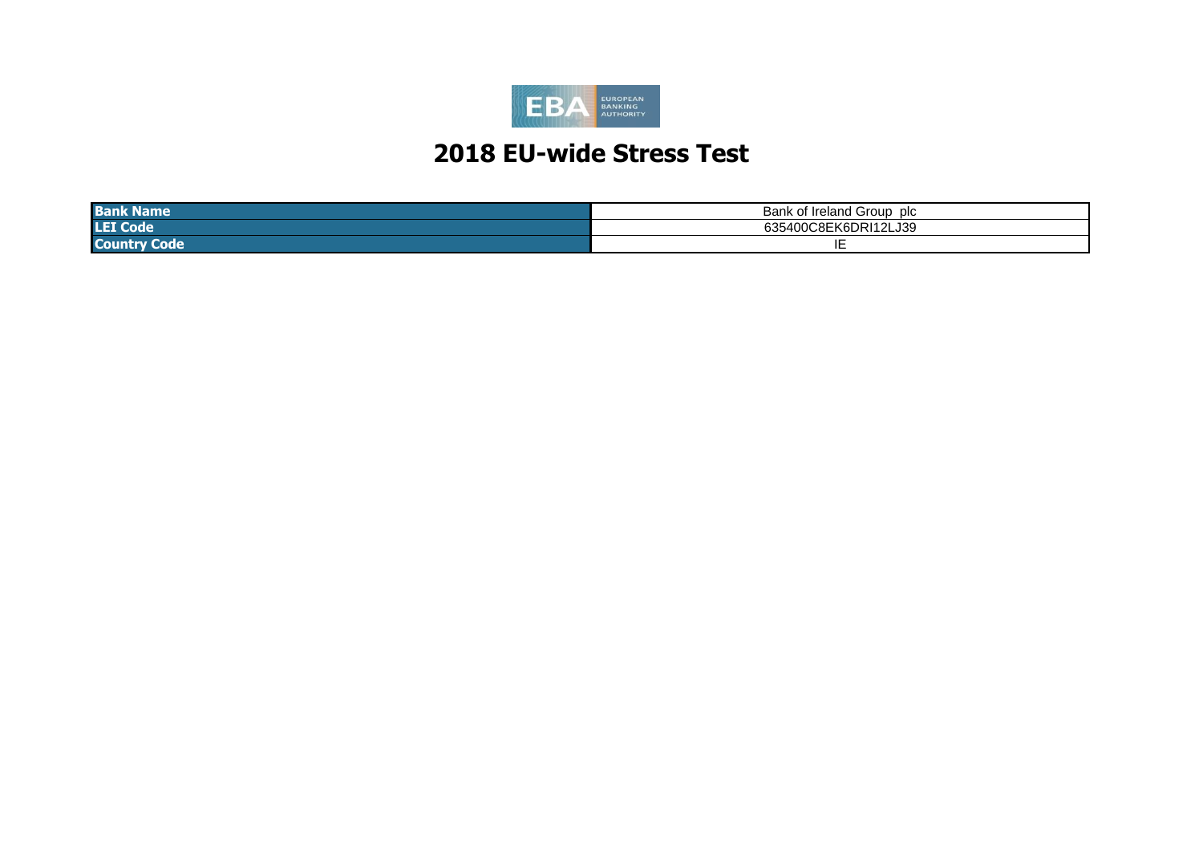# 2018 EU-wide Stress Test

| | |
|---|---|
| **Bank Name** | Bank of Ireland Group plc |
| **LEI Code** | 635400C8EK6DRI12LJ39 |
| **Country Code** | IE |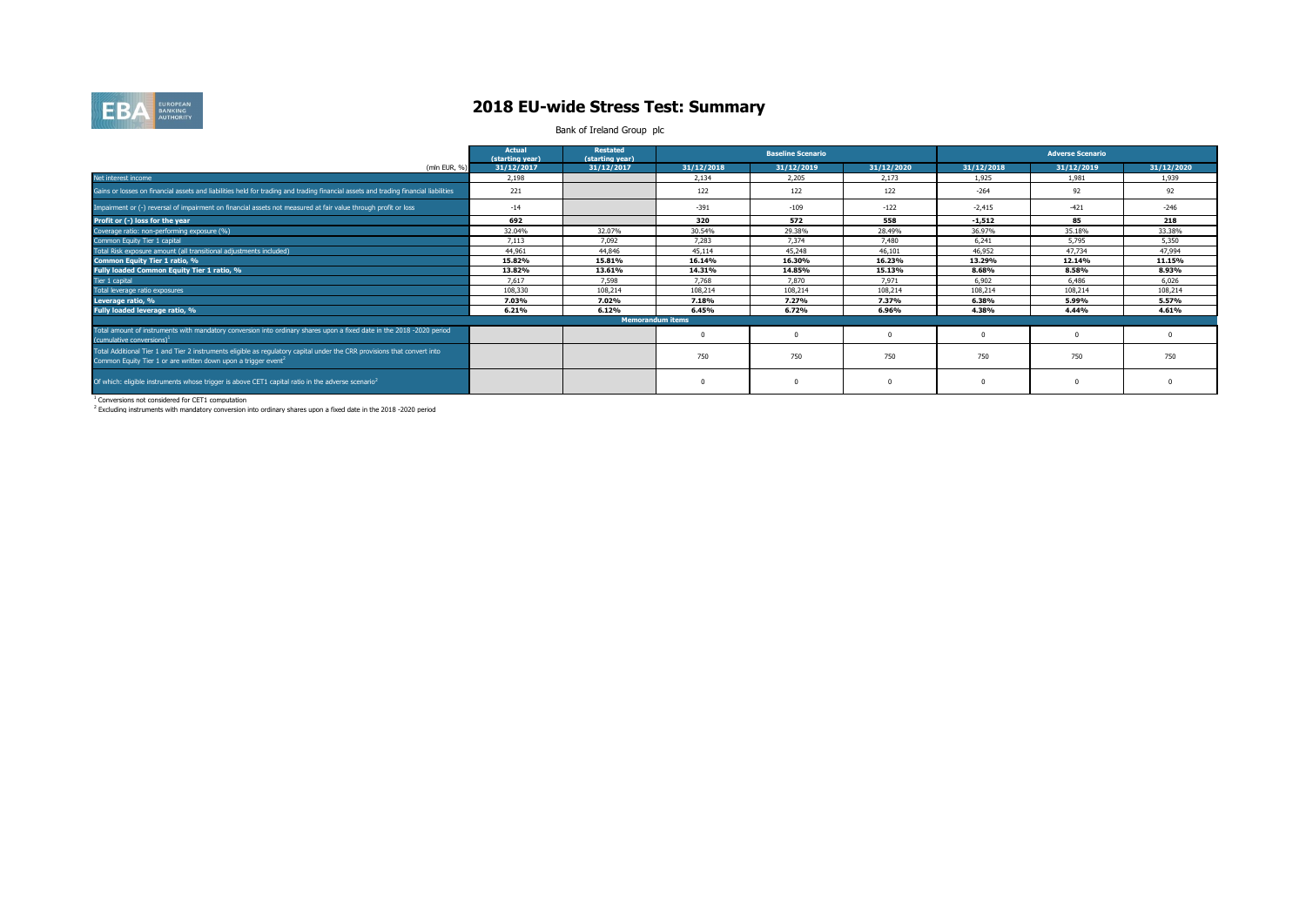# 2018 EU-wide Stress Test: Summary

Bank of Ireland Group plc

| (mln EUR, %) | Actual (starting year) | Restated (starting year) | Baseline Scenario | | | Adverse Scenario | | |
|---|---|---|---|---|---|---|---|---|
| | 31/12/2017 | 31/12/2017 | 31/12/2018 | 31/12/2019 | 31/12/2020 | 31/12/2018 | 31/12/2019 | 31/12/2020 |
| Net interest income | 2,198 | | 2,134 | 2,205 | 2,173 | 1,925 | 1,981 | 1,939 |
| Gains or losses on financial assets and liabilities held for trading and trading financial assets and trading financial liabilities | 221 | | 122 | 122 | 122 | -264 | 92 | 92 |
| Impairment or (-) reversal of impairment on financial assets not measured at fair value through profit or loss | -14 | | -391 | -109 | -122 | -2,415 | -421 | -246 |
| **Profit or (-) loss for the year** | **692** | | **320** | **572** | **558** | **-1,512** | **85** | **218** |
| Coverage ratio: non-performing exposure (%) | 32.04% | 32.07% | 30.54% | 29.38% | 28.49% | 36.97% | 35.18% | 33.38% |
| Common Equity Tier 1 capital | 7,113 | 7,092 | 7,283 | 7,374 | 7,480 | 6,241 | 5,795 | 5,350 |
| Total Risk exposure amount (all transitional adjustments included) | 44,961 | 44,846 | 45,114 | 45,248 | 46,101 | 46,952 | 47,734 | 47,994 |
| **Common Equity Tier 1 ratio, %** | **15.82%** | **15.81%** | **16.14%** | **16.30%** | **16.23%** | **13.29%** | **12.14%** | **11.15%** |
| **Fully loaded Common Equity Tier 1 ratio, %** | **13.82%** | **13.61%** | **14.31%** | **14.85%** | **15.13%** | **8.68%** | **8.58%** | **8.93%** |
| Tier 1 capital | 7,617 | 7,598 | 7,768 | 7,870 | 7,971 | 6,902 | 6,486 | 6,026 |
| Total leverage ratio exposures | 108,330 | 108,214 | 108,214 | 108,214 | 108,214 | 108,214 | 108,214 | 108,214 |
| **Leverage ratio, %** | **7.03%** | **7.02%** | **7.18%** | **7.27%** | **7.37%** | **6.38%** | **5.99%** | **5.57%** |
| **Fully loaded leverage ratio, %** | **6.21%** | **6.12%** | **6.45%** | **6.72%** | **6.96%** | **4.38%** | **4.44%** | **4.61%** |
| **Memorandum items** | | | | | | | | |
| Total amount of instruments with mandatory conversion into ordinary shares upon a fixed date in the 2018 -2020 period (cumulative conversions)[1] | | | 0 | 0 | 0 | 0 | 0 | 0 |
| Total Additional Tier 1 and Tier 2 instruments eligible as regulatory capital under the CRR provisions that convert into Common Equity Tier 1 or are written down upon a trigger event[2] | | | 750 | 750 | 750 | 750 | 750 | 750 |
| Of which: eligible instruments whose trigger is above CET1 capital ratio in the adverse scenario[2] | | | 0 | 0 | 0 | 0 | 0 | 0 |

[1] Conversions not considered for CET1 computation

[2] Excluding instruments with mandatory conversion into ordinary shares upon a fixed date in the 2018 -2020 period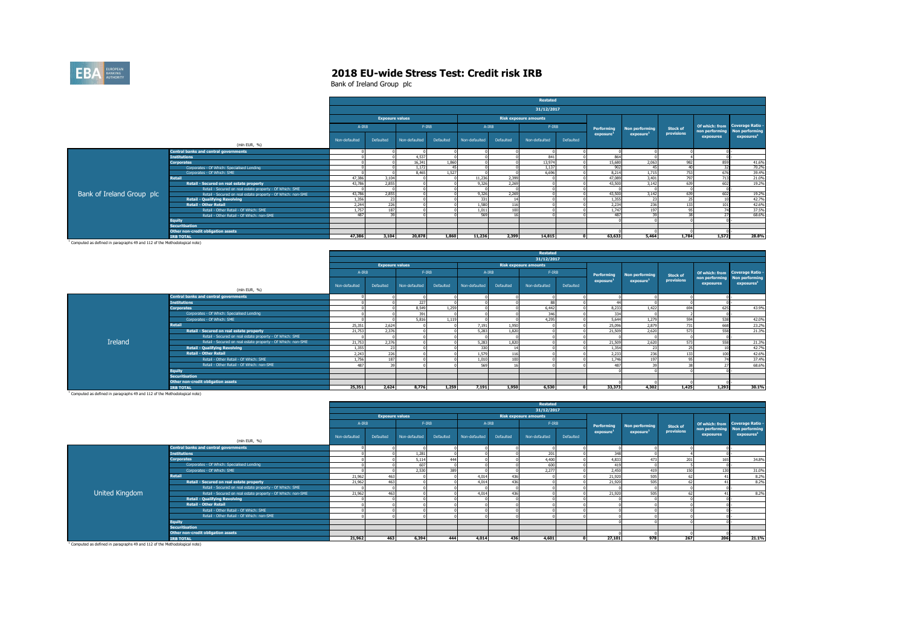# 2018 EU-wide Stress Test: Credit risk IRB

Bank of Ireland Group plc

| | (mln EUR, %) | Restated 31/12/2017 Exposure values A-IRB Non-defaulted | A-IRB Defaulted | F-IRB Non-defaulted | F-IRB Defaulted | Risk exposure amounts A-IRB Non-defaulted | A-IRB Defaulted | F-IRB Non-defaulted | F-IRB Defaulted | Performing exposure[1] | Non performing exposure[1] | Stock of provisions | Of which: from non performing exposures | Coverage Ratio - Non performing exposures[1] |
|---|---|---|---|---|---|---|---|---|---|---|---|---|---|---|
| Bank of Ireland Group plc | Central banks and central governments | 0 | 0 | 0 | 0 | 0 | 0 | 0 | 0 | 0 | 0 | 0 | 0 | - |
| | Institutions | 0 | 0 | 4,537 | 0 | 0 | 0 | 841 | 0 | 864 | 0 | 4 | 0 | - |
| | Corporates | 0 | 0 | 16,341 | 1,860 | 0 | 0 | 13,974 | 0 | 15,680 | 2,063 | 982 | 859 | 41.6% |
| | Corporates - Of Which: Specialised Lending | 0 | 0 | 1,172 | 45 | 0 | 0 | 1,137 | 0 | 902 | 45 | 40 | 32 | 70.2% |
| | Corporates - Of Which: SME | 0 | 0 | 8,465 | 1,527 | 0 | 0 | 6,696 | 0 | 8,214 | 1,715 | 753 | 676 | 39.4% |
| | Retail | 47,386 | 3,104 | 0 | 0 | 11,236 | 2,399 | 0 | 0 | 47,089 | 3,401 | 797 | 713 | 21.0% |
| | Retail - Secured on real estate property | 43,786 | 2,855 | 0 | 0 | 9,326 | 2,269 | 0 | 0 | 43,500 | 3,142 | 639 | 602 | 19.2% |
| | Retail - Secured on real estate property - Of Which: SME | 0 | 0 | 0 | 0 | 0 | 0 | 0 | 0 | 0 | 0 | 0 | 0 | - |
| | Retail - Secured on real estate property - Of Which: non-SME | 43,786 | 2,855 | 0 | 0 | 9,326 | 2,269 | 0 | 0 | 43,500 | 3,142 | 639 | 602 | 19.2% |
| | Retail - Qualifying Revolving | 1,356 | 23 | 0 | 0 | 331 | 14 | 0 | 0 | 1,355 | 23 | 25 | 10 | 42.7% |
| | Retail - Other Retail | 2,244 | 226 | 0 | 0 | 1,580 | 116 | 0 | 0 | 2,234 | 236 | 133 | 101 | 42.6% |
| | Retail - Other Retail - Of Which: SME | 1,757 | 187 | 0 | 0 | 1,011 | 100 | 0 | 0 | 1,747 | 197 | 95 | 74 | 37.5% |
| | Retail - Other Retail - Of Which: non-SME | 487 | 39 | 0 | 0 | 569 | 16 | 0 | 0 | 487 | 39 | 38 | 27 | 68.6% |
| | Equity | | | | | | | | | 0 | 0 | 0 | 0 | - |
| | Securitisation | | | | | | | | | | | | | |
| | Other non-credit obligation assets | | | | | | | | | 0 | 0 | 0 | 0 | - |
| | IRB TOTAL | 47,386 | 3,104 | 20,878 | 1,860 | 11,236 | 2,399 | 14,815 | 0 | 63,633 | 5,464 | 1,784 | 1,572 | 28.8% |

[1] Computed as defined in paragraphs 49 and 112 of the Methodological note)

| | (mln EUR, %) | Restated 31/12/2017 Exposure values A-IRB Non-defaulted | A-IRB Defaulted | F-IRB Non-defaulted | F-IRB Defaulted | Risk exposure amounts A-IRB Non-defaulted | A-IRB Defaulted | F-IRB Non-defaulted | F-IRB Defaulted | Performing exposure[1] | Non performing exposure[1] | Stock of provisions | Of which: from non performing exposures | Coverage Ratio - Non performing exposures[1] |
|---|---|---|---|---|---|---|---|---|---|---|---|---|---|---|
| Ireland | Central banks and central governments | 0 | 0 | 0 | 0 | 0 | 0 | 0 | 0 | 0 | 0 | 0 | 0 | - |
| | Institutions | 0 | 0 | 227 | 0 | 0 | 0 | 88 | 0 | 44 | 0 | 0 | 0 | - |
| | Corporates | 0 | 0 | 8,549 | 1,259 | 0 | 0 | 6,442 | 0 | 8,233 | 1,422 | 694 | 625 | 43.9% |
| | Corporates - Of Which: Specialised Lending | 0 | 0 | 391 | 0 | 0 | 0 | 346 | 0 | 334 | 0 | 2 | 0 | - |
| | Corporates - Of Which: SME | 0 | 0 | 5,816 | 1,119 | 0 | 0 | 4,295 | 0 | 5,644 | 1,279 | 594 | 538 | 42.0% |
| | Retail | 25,351 | 2,624 | 0 | 0 | 7,191 | 1,950 | 0 | 0 | 25,096 | 2,879 | 731 | 668 | 23.2% |
| | Retail - Secured on real estate property | 21,753 | 2,376 | 0 | 0 | 5,283 | 1,820 | 0 | 0 | 21,509 | 2,620 | 573 | 558 | 21.3% |
| | Retail - Secured on real estate property - Of Which: SME | 0 | 0 | 0 | 0 | 0 | 0 | 0 | 0 | 0 | 0 | 0 | 0 | - |
| | Retail - Secured on real estate property - Of Which: non-SME | 21,753 | 2,376 | 0 | 0 | 5,283 | 1,820 | 0 | 0 | 21,509 | 2,620 | 573 | 558 | 21.3% |
| | Retail - Qualifying Revolving | 1,355 | 23 | 0 | 0 | 330 | 14 | 0 | 0 | 1,354 | 23 | 25 | 10 | 42.7% |
| | Retail - Other Retail | 2,243 | 226 | 0 | 0 | 1,579 | 116 | 0 | 0 | 2,233 | 236 | 133 | 100 | 42.6% |
| | Retail - Other Retail - Of Which: SME | 1,756 | 187 | 0 | 0 | 1,010 | 100 | 0 | 0 | 1,746 | 197 | 95 | 74 | 37.4% |
| | Retail - Other Retail - Of Which: non-SME | 487 | 39 | 0 | 0 | 569 | 16 | 0 | 0 | 487 | 39 | 38 | 27 | 68.6% |
| | Equity | | | | | | | | | 0 | 0 | 0 | 0 | - |
| | Securitisation | | | | | | | | | | | | | |
| | Other non-credit obligation assets | | | | | | | | | 0 | 0 | 0 | 0 | - |
| | IRB TOTAL | 25,351 | 2,624 | 8,776 | 1,259 | 7,191 | 1,950 | 6,530 | 0 | 33,373 | 4,302 | 1,425 | 1,293 | 30.1% |

[1] Computed as defined in paragraphs 49 and 112 of the Methodological note)

| | (mln EUR, %) | Restated 31/12/2017 Exposure values A-IRB Non-defaulted | A-IRB Defaulted | F-IRB Non-defaulted | F-IRB Defaulted | Risk exposure amounts A-IRB Non-defaulted | A-IRB Defaulted | F-IRB Non-defaulted | F-IRB Defaulted | Performing exposure[1] | Non performing exposure[1] | Stock of provisions | Of which: from non performing exposures | Coverage Ratio - Non performing exposures[1] |
|---|---|---|---|---|---|---|---|---|---|---|---|---|---|---|
| United Kingdom | Central banks and central governments | 0 | 0 | 0 | 0 | 0 | 0 | 0 | 0 | 0 | 0 | 0 | 0 | - |
| | Institutions | 0 | 0 | 1,281 | 0 | 0 | 0 | 201 | 0 | 348 | 0 | 4 | 0 | - |
| | Corporates | 0 | 0 | 5,114 | 444 | 0 | 0 | 4,400 | 0 | 4,833 | 473 | 201 | 165 | 34.8% |
| | Corporates - Of Which: Specialised Lending | 0 | 0 | 607 | 0 | 0 | 0 | 600 | 0 | 419 | 0 | 5 | 0 | - |
| | Corporates - Of Which: SME | 0 | 0 | 2,530 | 389 | 0 | 0 | 2,277 | 0 | 2,450 | 419 | 150 | 130 | 31.0% |
| | Retail | 21,962 | 463 | 0 | 0 | 4,014 | 436 | 0 | 0 | 21,920 | 505 | 62 | 41 | 8.2% |
| | Retail - Secured on real estate property | 21,962 | 463 | 0 | 0 | 4,014 | 436 | 0 | 0 | 21,920 | 505 | 62 | 41 | 8.2% |
| | Retail - Secured on real estate property - Of Which: SME | 0 | 0 | 0 | 0 | 0 | 0 | 0 | 0 | 0 | 0 | 0 | 0 | - |
| | Retail - Secured on real estate property - Of Which: non-SME | 21,962 | 463 | 0 | 0 | 4,014 | 436 | 0 | 0 | 21,920 | 505 | 62 | 41 | 8.2% |
| | Retail - Qualifying Revolving | 0 | 0 | 0 | 0 | 0 | 0 | 0 | 0 | 0 | 0 | 0 | 0 | - |
| | Retail - Other Retail | 0 | 0 | 0 | 0 | 0 | 0 | 0 | 0 | 0 | 0 | 0 | 0 | - |
| | Retail - Other Retail - Of Which: SME | 0 | 0 | 0 | 0 | 0 | 0 | 0 | 0 | 0 | 0 | 0 | 0 | - |
| | Retail - Other Retail - Of Which: non-SME | 0 | 0 | 0 | 0 | 0 | 0 | 0 | 0 | 0 | 0 | 0 | 0 | - |
| | Equity | | | | | | | | | 0 | 0 | 0 | 0 | - |
| | Securitisation | | | | | | | | | | | | | |
| | Other non-credit obligation assets | | | | | | | | | 0 | 0 | 0 | 0 | - |
| | IRB TOTAL | 21,962 | 463 | 6,394 | 444 | 4,014 | 436 | 4,601 | 0 | 27,101 | 978 | 267 | 206 | 21.1% |

[1] Computed as defined in paragraphs 49 and 112 of the Methodological note)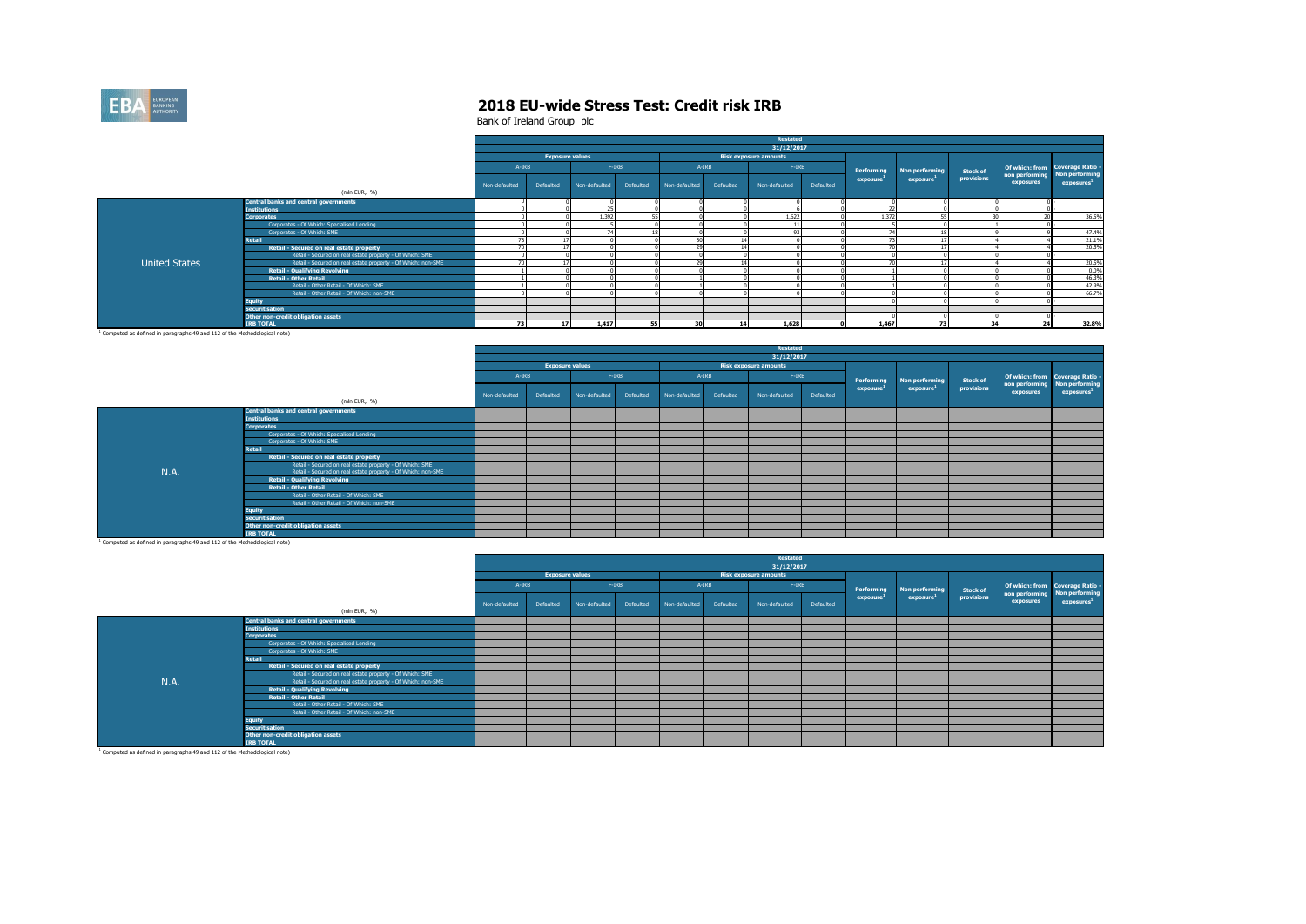# 2018 EU-wide Stress Test: Credit risk IRB

Bank of Ireland Group plc

| | (mln EUR, %) | Restated 31/12/2017 | | | | | | | | | | | | |
|---|---|---|---|---|---|---|---|---|---|---|---|---|---|---|
| | | Exposure values | | | | Risk exposure amounts | | | | Performing exposure[1] | Non performing exposure[1] | Stock of provisions | Of which: from non performing exposures | Coverage Ratio - Non performing exposures[1] |
| | | A-IRB | | F-IRB | | A-IRB | | F-IRB | | | | | | |
| | | Non-defaulted | Defaulted | Non-defaulted | Defaulted | Non-defaulted | Defaulted | Non-defaulted | Defaulted | | | | | |
| United States | Central banks and central governments | 0 | 0 | 0 | 0 | 0 | 0 | 0 | 0 | 0 | 0 | 0 | 0 | - |
| | Institutions | 0 | 0 | 25 | 0 | 0 | 0 | 6 | 0 | 22 | 0 | 0 | 0 | - |
| | Corporates | 0 | 0 | 1,392 | 55 | 0 | 0 | 1,622 | 0 | 1,372 | 55 | 30 | 20 | 36.5% |
| | Corporates - Of Which: Specialised Lending | 0 | 0 | 5 | 0 | 0 | 0 | 11 | 0 | 5 | 0 | 1 | 0 | - |
| | Corporates - Of Which: SME | 0 | 0 | 74 | 18 | 0 | 0 | 93 | 0 | 74 | 18 | 9 | 9 | 47.4% |
| | Retail | 73 | 17 | 0 | 0 | 30 | 14 | 0 | 0 | 73 | 17 | 4 | 4 | 21.1% |
| | Retail - Secured on real estate property | 70 | 17 | 0 | 0 | 29 | 14 | 0 | 0 | 70 | 17 | 4 | 4 | 20.5% |
| | Retail - Secured on real estate property - Of Which: SME | 0 | 0 | 0 | 0 | 0 | 0 | 0 | 0 | 0 | 0 | 0 | 0 | - |
| | Retail - Secured on real estate property - Of Which: non-SME | 70 | 17 | 0 | 0 | 29 | 14 | 0 | 0 | 70 | 17 | 4 | 4 | 20.5% |
| | Retail - Qualifying Revolving | 1 | 0 | 0 | 0 | 0 | 0 | 0 | 0 | 1 | 0 | 0 | 0 | 0.0% |
| | Retail - Other Retail | 1 | 0 | 0 | 0 | 1 | 0 | 0 | 0 | 1 | 0 | 0 | 0 | 46.3% |
| | Retail - Other Retail - Of Which: SME | 1 | 0 | 0 | 0 | 1 | 0 | 0 | 0 | 1 | 0 | 0 | 0 | 42.9% |
| | Retail - Other Retail - Of Which: non-SME | 0 | 0 | 0 | 0 | 0 | 0 | 0 | 0 | 0 | 0 | 0 | 0 | 66.7% |
| | Equity | | | | | | | | | 0 | 0 | 0 | 0 | |
| | Securitisation | | | | | | | | | | | | | |
| | Other non-credit obligation assets | | | | | | | | | 0 | 0 | 0 | 0 | |
| | IRB TOTAL | 73 | 17 | 1,417 | 55 | 30 | 14 | 1,628 | 0 | 1,467 | 73 | 34 | 24 | 32.8% |

[1] Computed as defined in paragraphs 49 and 112 of the Methodological note)

| | (mln EUR, %) | Restated 31/12/2017 | | | | | | | | | | | | |
|---|---|---|---|---|---|---|---|---|---|---|---|---|---|---|
| | | Exposure values | | | | Risk exposure amounts | | | | Performing exposure[1] | Non performing exposure[1] | Stock of provisions | Of which: from non performing exposures | Coverage Ratio - Non performing exposures[1] |
| | | A-IRB | | F-IRB | | A-IRB | | F-IRB | | | | | | |
| | | Non-defaulted | Defaulted | Non-defaulted | Defaulted | Non-defaulted | Defaulted | Non-defaulted | Defaulted | | | | | |
| N.A. | Central banks and central governments | | | | | | | | | | | | | |
| | Institutions | | | | | | | | | | | | | |
| | Corporates | | | | | | | | | | | | | |
| | Corporates - Of Which: Specialised Lending | | | | | | | | | | | | | |
| | Corporates - Of Which: SME | | | | | | | | | | | | | |
| | Retail | | | | | | | | | | | | | |
| | Retail - Secured on real estate property | | | | | | | | | | | | | |
| | Retail - Secured on real estate property - Of Which: SME | | | | | | | | | | | | | |
| | Retail - Secured on real estate property - Of Which: non-SME | | | | | | | | | | | | | |
| | Retail - Qualifying Revolving | | | | | | | | | | | | | |
| | Retail - Other Retail | | | | | | | | | | | | | |
| | Retail - Other Retail - Of Which: SME | | | | | | | | | | | | | |
| | Retail - Other Retail - Of Which: non-SME | | | | | | | | | | | | | |
| | Equity | | | | | | | | | | | | | |
| | Securitisation | | | | | | | | | | | | | |
| | Other non-credit obligation assets | | | | | | | | | | | | | |
| | IRB TOTAL | | | | | | | | | | | | | |

[1] Computed as defined in paragraphs 49 and 112 of the Methodological note)

| | (mln EUR, %) | Restated 31/12/2017 | | | | | | | | | | | | |
|---|---|---|---|---|---|---|---|---|---|---|---|---|---|---|
| | | Exposure values | | | | Risk exposure amounts | | | | Performing exposure[1] | Non performing exposure[1] | Stock of provisions | Of which: from non performing exposures | Coverage Ratio - Non performing exposures[1] |
| | | A-IRB | | F-IRB | | A-IRB | | F-IRB | | | | | | |
| | | Non-defaulted | Defaulted | Non-defaulted | Defaulted | Non-defaulted | Defaulted | Non-defaulted | Defaulted | | | | | |
| N.A. | Central banks and central governments | | | | | | | | | | | | | |
| | Institutions | | | | | | | | | | | | | |
| | Corporates | | | | | | | | | | | | | |
| | Corporates - Of Which: Specialised Lending | | | | | | | | | | | | | |
| | Corporates - Of Which: SME | | | | | | | | | | | | | |
| | Retail | | | | | | | | | | | | | |
| | Retail - Secured on real estate property | | | | | | | | | | | | | |
| | Retail - Secured on real estate property - Of Which: SME | | | | | | | | | | | | | |
| | Retail - Secured on real estate property - Of Which: non-SME | | | | | | | | | | | | | |
| | Retail - Qualifying Revolving | | | | | | | | | | | | | |
| | Retail - Other Retail | | | | | | | | | | | | | |
| | Retail - Other Retail - Of Which: SME | | | | | | | | | | | | | |
| | Retail - Other Retail - Of Which: non-SME | | | | | | | | | | | | | |
| | Equity | | | | | | | | | | | | | |
| | Securitisation | | | | | | | | | | | | | |
| | Other non-credit obligation assets | | | | | | | | | | | | | |
| | IRB TOTAL | | | | | | | | | | | | | |

[1] Computed as defined in paragraphs 49 and 112 of the Methodological note)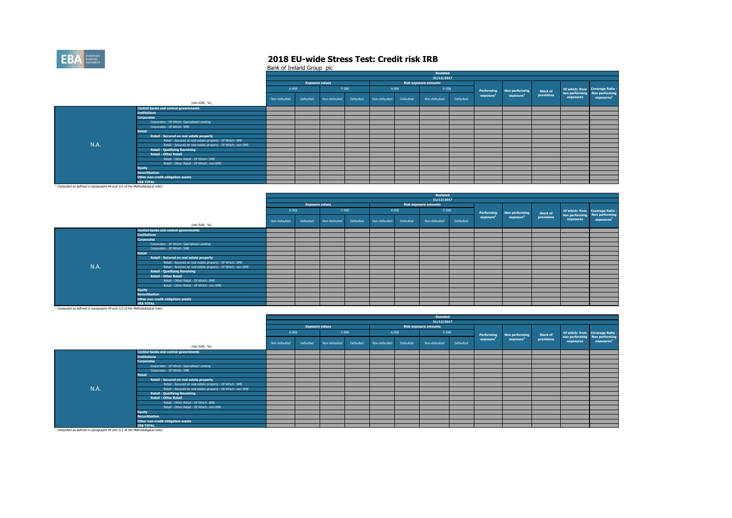# 2018 EU-wide Stress Test: Credit risk IRB

Bank of Ireland Group plc

| | (mln EUR, %) | Restated 31/12/2017 | | | | | | | | | | | | |
|---|---|---|---|---|---|---|---|---|---|---|---|---|---|---|
| | | Exposure values | | | | Risk exposure amounts | | | | Performing exposure[1] | Non performing exposure[1] | Stock of provisions | Of which: from non performing exposures | Coverage Ratio - Non performing exposures[1] |
| | | A-IRB | | F-IRB | | A-IRB | | F-IRB | | | | | | |
| | | Non-defaulted | Defaulted | Non-defaulted | Defaulted | Non-defaulted | Defaulted | Non-defaulted | Defaulted | | | | | |
| N.A. | Central banks and central governments | | | | | | | | | | | | | |
| | Institutions | | | | | | | | | | | | | |
| | Corporates | | | | | | | | | | | | | |
| | Corporates - Of Which: Specialised Lending | | | | | | | | | | | | | |
| | Corporates - Of Which: SME | | | | | | | | | | | | | |
| | Retail | | | | | | | | | | | | | |
| | Retail - Secured on real estate property | | | | | | | | | | | | | |
| | Retail - Secured on real estate property - Of Which: SME | | | | | | | | | | | | | |
| | Retail - Secured on real estate property - Of Which: non-SME | | | | | | | | | | | | | |
| | Retail - Qualifying Revolving | | | | | | | | | | | | | |
| | Retail - Other Retail | | | | | | | | | | | | | |
| | Retail - Other Retail - Of Which: SME | | | | | | | | | | | | | |
| | Retail - Other Retail - Of Which: non-SME | | | | | | | | | | | | | |
| | Equity | | | | | | | | | | | | | |
| | Securitisation | | | | | | | | | | | | | |
| | Other non-credit obligation assets | | | | | | | | | | | | | |
| | IRB TOTAL | | | | | | | | | | | | | |

[1] Computed as defined in paragraphs 49 and 112 of the Methodological note)

| | (mln EUR, %) | Restated 31/12/2017 | | | | | | | | | | | | |
|---|---|---|---|---|---|---|---|---|---|---|---|---|---|---|
| | | Exposure values | | | | Risk exposure amounts | | | | Performing exposure[1] | Non performing exposure[1] | Stock of provisions | Of which: from non performing exposures | Coverage Ratio - Non performing exposures[1] |
| | | A-IRB | | F-IRB | | A-IRB | | F-IRB | | | | | | |
| | | Non-defaulted | Defaulted | Non-defaulted | Defaulted | Non-defaulted | Defaulted | Non-defaulted | Defaulted | | | | | |
| N.A. | Central banks and central governments | | | | | | | | | | | | | |
| | Institutions | | | | | | | | | | | | | |
| | Corporates | | | | | | | | | | | | | |
| | Corporates - Of Which: Specialised Lending | | | | | | | | | | | | | |
| | Corporates - Of Which: SME | | | | | | | | | | | | | |
| | Retail | | | | | | | | | | | | | |
| | Retail - Secured on real estate property | | | | | | | | | | | | | |
| | Retail - Secured on real estate property - Of Which: SME | | | | | | | | | | | | | |
| | Retail - Secured on real estate property - Of Which: non-SME | | | | | | | | | | | | | |
| | Retail - Qualifying Revolving | | | | | | | | | | | | | |
| | Retail - Other Retail | | | | | | | | | | | | | |
| | Retail - Other Retail - Of Which: SME | | | | | | | | | | | | | |
| | Retail - Other Retail - Of Which: non-SME | | | | | | | | | | | | | |
| | Equity | | | | | | | | | | | | | |
| | Securitisation | | | | | | | | | | | | | |
| | Other non-credit obligation assets | | | | | | | | | | | | | |
| | IRB TOTAL | | | | | | | | | | | | | |

[1] Computed as defined in paragraphs 49 and 112 of the Methodological note)

| | (mln EUR, %) | Restated 31/12/2017 | | | | | | | | | | | | |
|---|---|---|---|---|---|---|---|---|---|---|---|---|---|---|
| | | Exposure values | | | | Risk exposure amounts | | | | Performing exposure[1] | Non performing exposure[1] | Stock of provisions | Of which: from non performing exposures | Coverage Ratio - Non performing exposures[1] |
| | | A-IRB | | F-IRB | | A-IRB | | F-IRB | | | | | | |
| | | Non-defaulted | Defaulted | Non-defaulted | Defaulted | Non-defaulted | Defaulted | Non-defaulted | Defaulted | | | | | |
| N.A. | Central banks and central governments | | | | | | | | | | | | | |
| | Institutions | | | | | | | | | | | | | |
| | Corporates | | | | | | | | | | | | | |
| | Corporates - Of Which: Specialised Lending | | | | | | | | | | | | | |
| | Corporates - Of Which: SME | | | | | | | | | | | | | |
| | Retail | | | | | | | | | | | | | |
| | Retail - Secured on real estate property | | | | | | | | | | | | | |
| | Retail - Secured on real estate property - Of Which: SME | | | | | | | | | | | | | |
| | Retail - Secured on real estate property - Of Which: non-SME | | | | | | | | | | | | | |
| | Retail - Qualifying Revolving | | | | | | | | | | | | | |
| | Retail - Other Retail | | | | | | | | | | | | | |
| | Retail - Other Retail - Of Which: SME | | | | | | | | | | | | | |
| | Retail - Other Retail - Of Which: non-SME | | | | | | | | | | | | | |
| | Equity | | | | | | | | | | | | | |
| | Securitisation | | | | | | | | | | | | | |
| | Other non-credit obligation assets | | | | | | | | | | | | | |
| | IRB TOTAL | | | | | | | | | | | | | |

[1] Computed as defined in paragraphs 49 and 112 of the Methodological note)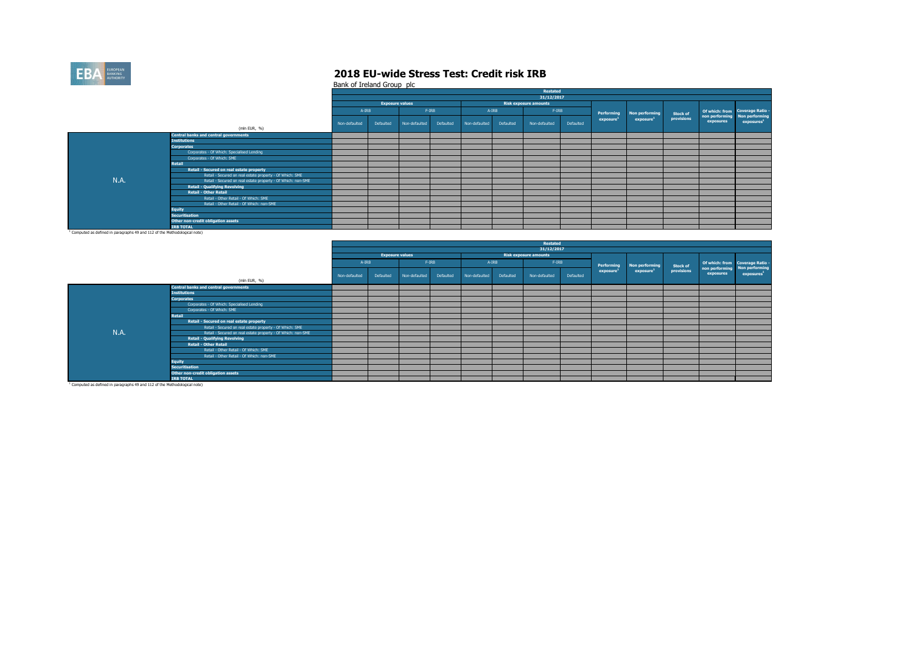# 2018 EU-wide Stress Test: Credit risk IRB

Bank of Ireland Group plc

| | | Restated | | | | | | | | | | | | |
|---|---|---|---|---|---|---|---|---|---|---|---|---|---|---|
| | | 31/12/2017 | | | | | | | | | | | | |
| | | Exposure values | | | | Risk exposure amounts | | | | | | | | |
| | | A-IRB | | F-IRB | | A-IRB | | F-IRB | | Performing exposure[1] | Non performing exposure[1] | Stock of provisions | Of which: from non performing exposures | Coverage Ratio - Non performing exposures[1] |
| | (mln EUR, %) | Non-defaulted | Defaulted | Non-defaulted | Defaulted | Non-defaulted | Defaulted | Non-defaulted | Defaulted | | | | | |
| N.A. | Central banks and central governments | | | | | | | | | | | | | |
| | Institutions | | | | | | | | | | | | | |
| | Corporates | | | | | | | | | | | | | |
| | Corporates - Of Which: Specialised Lending | | | | | | | | | | | | | |
| | Corporates - Of Which: SME | | | | | | | | | | | | | |
| | Retail | | | | | | | | | | | | | |
| | Retail - Secured on real estate property | | | | | | | | | | | | | |
| | Retail - Secured on real estate property - Of Which: SME | | | | | | | | | | | | | |
| | Retail - Secured on real estate property - Of Which: non-SME | | | | | | | | | | | | | |
| | Retail - Qualifying Revolving | | | | | | | | | | | | | |
| | Retail - Other Retail | | | | | | | | | | | | | |
| | Retail - Other Retail - Of Which: SME | | | | | | | | | | | | | |
| | Retail - Other Retail - Of Which: non-SME | | | | | | | | | | | | | |
| | Equity | | | | | | | | | | | | | |
| | Securitisation | | | | | | | | | | | | | |
| | Other non-credit obligation assets | | | | | | | | | | | | | |
| | IRB TOTAL | | | | | | | | | | | | | |

[1] Computed as defined in paragraphs 49 and 112 of the Methodological note)

| | | Restated | | | | | | | | | | | | |
|---|---|---|---|---|---|---|---|---|---|---|---|---|---|---|
| | | 31/12/2017 | | | | | | | | | | | | |
| | | Exposure values | | | | Risk exposure amounts | | | | | | | | |
| | | A-IRB | | F-IRB | | A-IRB | | F-IRB | | Performing exposure[1] | Non performing exposure[1] | Stock of provisions | Of which: from non performing exposures | Coverage Ratio - Non performing exposures[1] |
| | (mln EUR, %) | Non-defaulted | Defaulted | Non-defaulted | Defaulted | Non-defaulted | Defaulted | Non-defaulted | Defaulted | | | | | |
| N.A. | Central banks and central governments | | | | | | | | | | | | | |
| | Institutions | | | | | | | | | | | | | |
| | Corporates | | | | | | | | | | | | | |
| | Corporates - Of Which: Specialised Lending | | | | | | | | | | | | | |
| | Corporates - Of Which: SME | | | | | | | | | | | | | |
| | Retail | | | | | | | | | | | | | |
| | Retail - Secured on real estate property | | | | | | | | | | | | | |
| | Retail - Secured on real estate property - Of Which: SME | | | | | | | | | | | | | |
| | Retail - Secured on real estate property - Of Which: non-SME | | | | | | | | | | | | | |
| | Retail - Qualifying Revolving | | | | | | | | | | | | | |
| | Retail - Other Retail | | | | | | | | | | | | | |
| | Retail - Other Retail - Of Which: SME | | | | | | | | | | | | | |
| | Retail - Other Retail - Of Which: non-SME | | | | | | | | | | | | | |
| | Equity | | | | | | | | | | | | | |
| | Securitisation | | | | | | | | | | | | | |
| | Other non-credit obligation assets | | | | | | | | | | | | | |
| | IRB TOTAL | | | | | | | | | | | | | |

[1] Computed as defined in paragraphs 49 and 112 of the Methodological note)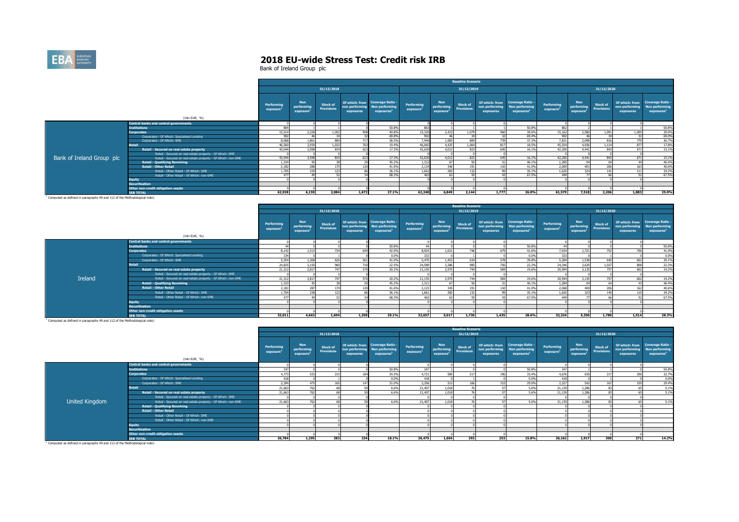# 2018 EU-wide Stress Test: Credit risk IRB

Bank of Ireland Group plc

**Bank of Ireland Group plc** — Baseline Scenario

| (mln EUR, %) | 31/12/2018 | | | | | 31/12/2019 | | | | | 31/12/2020 | | | | |
|---|---|---|---|---|---|---|---|---|---|---|---|---|---|---|---|
| | Performing exposure[1] | Non performing exposure[1] | Stock of Provisions | Of which: from non performing exposures | Coverage Ratio - Non performing exposures[1] | Performing exposure[1] | Non performing exposure[1] | Stock of Provisions | Of which: from non performing exposures | Coverage Ratio - Non performing exposures[1] | Performing exposure[1] | Non performing exposure[1] | Stock of Provisions | Of which: from non performing exposures | Coverage Ratio - Non performing exposures[1] |
| Central banks and central governments | 0 | 0 | 0 | 0 | - | 0 | 0 | 0 | 0 | - | 0 | 0 | 0 | 0 | - |
| Institutions | 864 | 1 | 1 | 0 | 50.8% | 863 | 1 | 1 | 1 | 50.8% | 862 | 2 | 1 | 1 | 50.8% |
| Corporates | 15,514 | 2,228 | 1,052 | 908 | 40.8% | 15,320 | 2,423 | 1,079 | 960 | 39.6% | 15,162 | 2,580 | 1,091 | 1,005 | 39.0% |
| Corporates - Of Which: Specialised Lending | 902 | 46 | 34 | 32 | 69.8% | 902 | 46 | 34 | 32 | 69.4% | 902 | 46 | 34 | 32 | 69.0% |
| Corporates - Of Which: SME | 8,068 | 1,861 | 800 | 717 | 38.5% | 7,946 | 1,983 | 809 | 739 | 37.3% | 7,831 | 2,098 | 816 | 770 | 36.7% |
| Retail | 46,560 | 3,930 | 1,032 | 763 | 19.4% | 46,065 | 4,425 | 1,064 | 817 | 18.5% | 45,554 | 4,936 | 1,114 | 877 | 17.8% |
| Retail - Secured on real estate property | 43,044 | 3,598 | 819 | 623 | 17.3% | 42,630 | 4,012 | 823 | 645 | 16.1% | 42,200 | 4,441 | 843 | 671 | 15.1% |
| Retail - Secured on real estate property - Of Which: SME | 0 | 0 | 0 | 0 | - | 0 | 0 | 0 | 0 | - | 0 | 0 | 0 | 0 | - |
| Retail - Secured on real estate property - Of Which: non-SME | 43,044 | 3,598 | 819 | 623 | 17.3% | 42,630 | 4,012 | 823 | 645 | 16.1% | 42,200 | 4,441 | 843 | 671 | 15.1% |
| Retail - Qualifying Revolving | 1,334 | 45 | 38 | 20 | 45.2% | 1,312 | 67 | 50 | 31 | 46.1% | 1,285 | 94 | 64 | 44 | 46.4% |
| Retail - Other Retail | 2,182 | 288 | 175 | 120 | 41.6% | 2,124 | 346 | 191 | 142 | 41.0% | 2,069 | 401 | 206 | 163 | 40.6% |
| Retail - Other Retail - Of Which: SME | 1,705 | 239 | 123 | 86 | 36.1% | 1,661 | 283 | 132 | 99 | 35.1% | 1,620 | 324 | 141 | 111 | 34.2% |
| Retail - Other Retail - Of Which: non-SME | 477 | 49 | 52 | 34 | 68.3% | 463 | 63 | 59 | 43 | 67.5% | 449 | 77 | 66 | 52 | 67.5% |
| Equity | 0 | 0 | 0 | 0 | - | 0 | 0 | 0 | 0 | - | 0 | 0 | 0 | 0 | - |
| Securitisation | | | | | | | | | | | | | | | |
| Other non-credit obligation assets | 0 | 0 | 0 | 0 | - | 0 | 0 | 0 | 0 | - | 0 | 0 | 0 | 0 | - |
| IRB TOTAL | 62,938 | 6,159 | 2,084 | 1,672 | 27.1% | 62,248 | 6,849 | 2,144 | 1,777 | 26.0% | 61,579 | 7,518 | 2,206 | 1,883 | 25.0% |

[1] Computed as defined in paragraphs 49 and 112 of the Methodological note)

**Ireland** — Baseline Scenario

| (mln EUR, %) | 31/12/2018 | | | | | 31/12/2019 | | | | | 31/12/2020 | | | | |
|---|---|---|---|---|---|---|---|---|---|---|---|---|---|---|---|
| | Performing exposure[1] | Non performing exposure[1] | Stock of Provisions | Of which: from non performing exposures | Coverage Ratio - Non performing exposures[1] | Performing exposure[1] | Non performing exposure[1] | Stock of Provisions | Of which: from non performing exposures | Coverage Ratio - Non performing exposures[1] | Performing exposure[1] | Non performing exposure[1] | Stock of Provisions | Of which: from non performing exposures | Coverage Ratio - Non performing exposures[1] |
| Central banks and central governments | 0 | 0 | 0 | 0 | - | 0 | 0 | 0 | 0 | - | 0 | 0 | 0 | 0 | - |
| Institutions | 44 | 0 | 0 | 0 | 50.8% | 44 | 0 | 0 | 0 | 50.8% | 44 | 0 | 0 | 0 | 50.8% |
| Corporates | 8,142 | 1,513 | 734 | 649 | 42.9% | 8,024 | 1,631 | 746 | 679 | 41.6% | 7,934 | 1,721 | 752 | 706 | 41.0% |
| Corporates - Of Which: Specialised Lending | 334 | 0 | 1 | 0 | 0.0% | 333 | 0 | 1 | 0 | 0.0% | 333 | 0 | 1 | 0 | 0.0% |
| Corporates - Of Which: SME | 5,554 | 1,368 | 626 | 561 | 41.0% | 5,470 | 1,453 | 634 | 578 | 39.8% | 5,384 | 1,538 | 640 | 602 | 39.1% |
| Retail | 24,825 | 3,150 | 960 | 710 | 22.5% | 24,589 | 3,386 | 985 | 756 | 22.3% | 24,346 | 3,629 | 1,027 | 808 | 22.3% |
| Retail - Secured on real estate property | 21,312 | 2,817 | 747 | 570 | 20.2% | 21,155 | 2,975 | 744 | 584 | 19.6% | 20,994 | 3,135 | 757 | 602 | 19.2% |
| Retail - Secured on real estate property - Of Which: SME | 0 | 0 | 0 | 0 | - | 0 | 0 | 0 | 0 | - | 0 | 0 | 0 | 0 | - |
| Retail - Secured on real estate property - Of Which: non-SME | 21,312 | 2,817 | 747 | 570 | 20.2% | 21,155 | 2,975 | 744 | 584 | 19.6% | 20,994 | 3,135 | 757 | 602 | 19.2% |
| Retail - Qualifying Revolving | 1,333 | 45 | 38 | 20 | 45.2% | 1,311 | 67 | 50 | 31 | 46.1% | 1,284 | 94 | 64 | 43 | 46.4% |
| Retail - Other Retail | 2,181 | 287 | 174 | 120 | 41.6% | 2,123 | 345 | 191 | 142 | 41.0% | 2,068 | 400 | 206 | 162 | 40.6% |
| Retail - Other Retail - Of Which: SME | 1,704 | 238 | 123 | 86 | 36.1% | 1,661 | 282 | 132 | 99 | 35.1% | 1,620 | 323 | 140 | 110 | 34.2% |
| Retail - Other Retail - Of Which: non-SME | 477 | 49 | 52 | 34 | 68.3% | 463 | 63 | 59 | 43 | 67.5% | 449 | 77 | 66 | 52 | 67.5% |
| Equity | 0 | 0 | 0 | 0 | - | 0 | 0 | 0 | 0 | - | 0 | 0 | 0 | 0 | - |
| Securitisation | | | | | | | | | | | | | | | |
| Other non-credit obligation assets | 0 | 0 | 0 | 0 | - | 0 | 0 | 0 | 0 | - | 0 | 0 | 0 | 0 | - |
| IRB TOTAL | 33,011 | 4,663 | 1,694 | 1,359 | 29.1% | 32,657 | 5,017 | 1,730 | 1,435 | 28.6% | 32,324 | 5,350 | 1,780 | 1,514 | 28.3% |

[1] Computed as defined in paragraphs 49 and 112 of the Methodological note)

**United Kingdom** — Baseline Scenario

| (mln EUR, %) | 31/12/2018 | | | | | 31/12/2019 | | | | | 31/12/2020 | | | | |
|---|---|---|---|---|---|---|---|---|---|---|---|---|---|---|---|
| | Performing exposure[1] | Non performing exposure[1] | Stock of Provisions | Of which: from non performing exposures | Coverage Ratio - Non performing exposures[1] | Performing exposure[1] | Non performing exposure[1] | Stock of Provisions | Of which: from non performing exposures | Coverage Ratio - Non performing exposures[1] | Performing exposure[1] | Non performing exposure[1] | Stock of Provisions | Of which: from non performing exposures | Coverage Ratio - Non performing exposures[1] |
| Central banks and central governments | 0 | 0 | 0 | 0 | - | 0 | 0 | 0 | 0 | - | 0 | 0 | 0 | 0 | - |
| Institutions | 347 | 0 | 0 | 0 | 50.8% | 347 | 1 | 0 | 0 | 50.8% | 347 | 1 | 1 | 0 | 50.8% |
| Corporates | 4,773 | 533 | 215 | 184 | 34.5% | 4,721 | 585 | 217 | 196 | 33.4% | 4,676 | 630 | 217 | 206 | 32.7% |
| Corporates - Of Which: Specialised Lending | 418 | 0 | 1 | 0 | 0.0% | 418 | 0 | 1 | 0 | 0.0% | 418 | 0 | 1 | 0 | 0.0% |
| Corporates - Of Which: SME | 2,394 | 475 | 165 | 147 | 31.0% | 2,356 | 512 | 166 | 153 | 29.9% | 2,327 | 542 | 167 | 159 | 29.4% |
| Retail | 21,663 | 762 | 68 | 50 | 6.6% | 21,407 | 1,018 | 76 | 57 | 5.6% | 21,139 | 1,286 | 83 | 65 | 5.1% |
| Retail - Secured on real estate property | 21,663 | 762 | 68 | 50 | 6.6% | 21,407 | 1,018 | 76 | 57 | 5.6% | 21,139 | 1,286 | 83 | 65 | 5.1% |
| Retail - Secured on real estate property - Of Which: SME | 0 | 0 | 0 | 0 | - | 0 | 0 | 0 | 0 | - | 0 | 0 | 0 | 0 | - |
| Retail - Secured on real estate property - Of Which: non-SME | 21,663 | 762 | 68 | 50 | 6.6% | 21,407 | 1,018 | 76 | 57 | 5.6% | 21,139 | 1,286 | 83 | 65 | 5.1% |
| Retail - Qualifying Revolving | 0 | 0 | 0 | 0 | - | 0 | 0 | 0 | 0 | - | 0 | 0 | 0 | 0 | - |
| Retail - Other Retail | 0 | 0 | 0 | 0 | - | 0 | 0 | 0 | 0 | - | 0 | 0 | 0 | 0 | - |
| Retail - Other Retail - Of Which: SME | 0 | 0 | 0 | 0 | - | 0 | 0 | 0 | 0 | - | 0 | 0 | 0 | 0 | - |
| Retail - Other Retail - Of Which: non-SME | 0 | 0 | 0 | 0 | - | 0 | 0 | 0 | 0 | - | 0 | 0 | 0 | 0 | - |
| Equity | 0 | 0 | 0 | 0 | - | 0 | 0 | 0 | 0 | - | 0 | 0 | 0 | 0 | - |
| Securitisation | | | | | | | | | | | | | | | |
| Other non-credit obligation assets | 0 | 0 | 0 | 0 | - | 0 | 0 | 0 | 0 | - | 0 | 0 | 0 | 0 | - |
| IRB TOTAL | 26,784 | 1,295 | 283 | 234 | 18.1% | 26,475 | 1,604 | 293 | 253 | 15.8% | 26,162 | 1,917 | 300 | 271 | 14.2% |

[1] Computed as defined in paragraphs 49 and 112 of the Methodological note)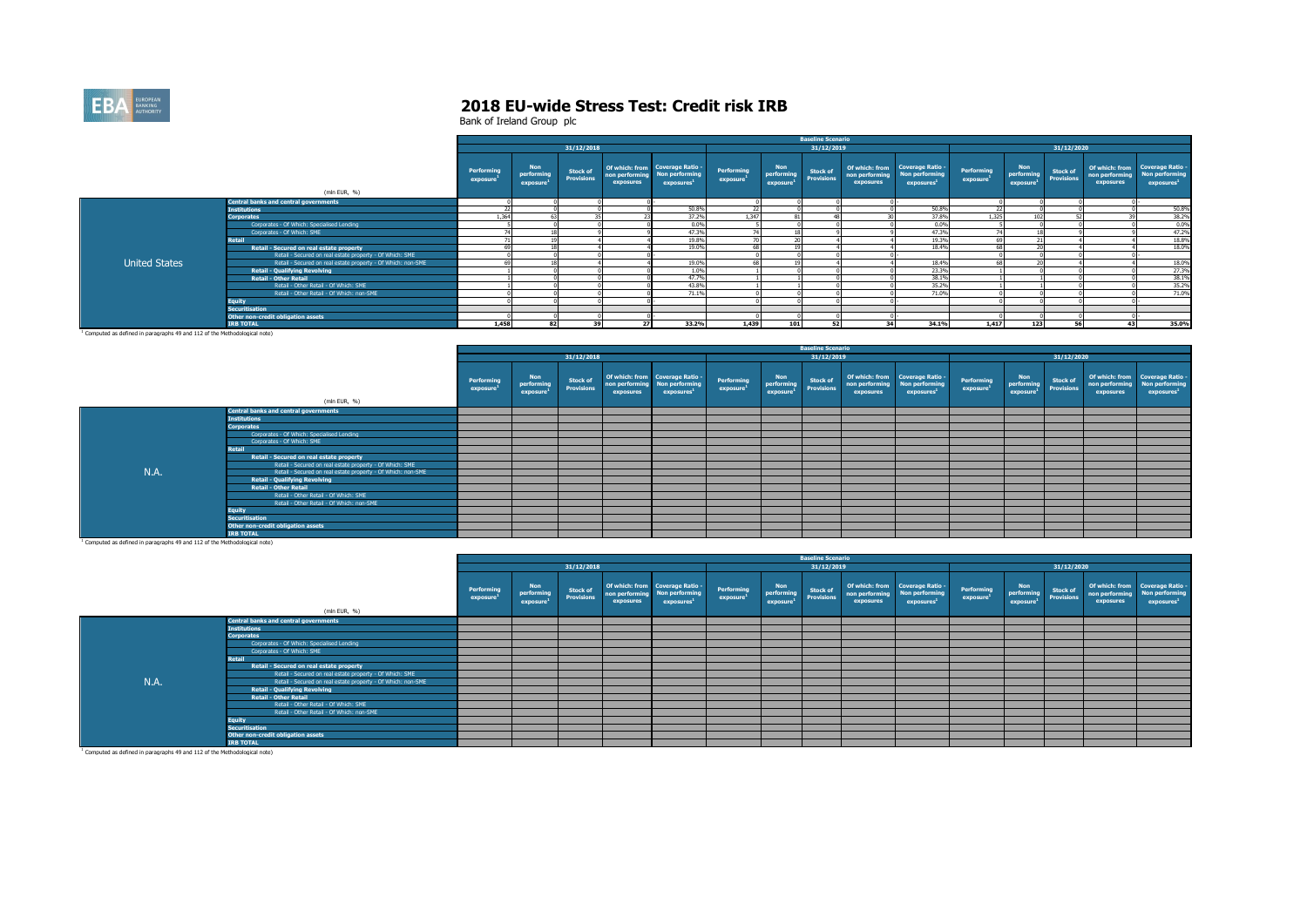# 2018 EU-wide Stress Test: Credit risk IRB

Bank of Ireland Group plc

| | (mln EUR, %) | Baseline Scenario | | | | | | | | | | | | | | |
|---|---|---|---|---|---|---|---|---|---|---|---|---|---|---|---|---|
| | | 31/12/2018 | | | | | 31/12/2019 | | | | | 31/12/2020 | | | | |
| | | Performing exposure[1] | Non performing exposure[1] | Stock of Provisions | Of which: from non performing exposures | Coverage Ratio - Non performing exposures[1] | Performing exposure[1] | Non performing exposure[1] | Stock of Provisions | Of which: from non performing exposures | Coverage Ratio - Non performing exposures[1] | Performing exposure[1] | Non performing exposure[1] | Stock of Provisions | Of which: from non performing exposures | Coverage Ratio - Non performing exposures[1] |
| United States | Central banks and central governments | 0 | 0 | 0 | 0 | - | 0 | 0 | 0 | 0 | - | 0 | 0 | 0 | 0 | - |
| | Institutions | 22 | 0 | 0 | 0 | 50.8% | 22 | 0 | 0 | 0 | 50.8% | 22 | 0 | 0 | 0 | 50.8% |
| | Corporates | 1,364 | 63 | 35 | 23 | 37.2% | 1,347 | 81 | 48 | 30 | 37.8% | 1,325 | 102 | 52 | 39 | 38.2% |
| | Corporates - Of Which: Specialised Lending | 5 | 0 | 0 | 0 | 0.0% | 5 | 0 | 0 | 0 | 0.0% | 5 | 0 | 0 | 0 | 0.0% |
| | Corporates - Of Which: SME | 74 | 18 | 9 | 9 | 47.3% | 74 | 18 | 9 | 9 | 47.3% | 74 | 18 | 9 | 9 | 47.2% |
| | Retail | 71 | 19 | 4 | 4 | 19.8% | 70 | 20 | 4 | 4 | 19.3% | 69 | 21 | 4 | 4 | 18.8% |
| | Retail - Secured on real estate property | 69 | 18 | 4 | 4 | 19.0% | 68 | 19 | 4 | 4 | 18.4% | 68 | 20 | 4 | 4 | 18.0% |
| | Retail - Secured on real estate property - Of Which: SME | 0 | 0 | 0 | 0 | - | 0 | 0 | 0 | 0 | - | 0 | 0 | 0 | 0 | - |
| | Retail - Secured on real estate property - Of Which: non-SME | 69 | 18 | 4 | 4 | 19.0% | 68 | 19 | 4 | 4 | 18.4% | 68 | 20 | 4 | 4 | 18.0% |
| | Retail - Qualifying Revolving | 1 | 0 | 0 | 0 | 1.0% | 1 | 0 | 0 | 0 | 23.3% | 1 | 0 | 0 | 0 | 27.3% |
| | Retail - Other Retail | 1 | 0 | 0 | 0 | 47.7% | 1 | 1 | 0 | 0 | 38.1% | 1 | 1 | 0 | 0 | 38.1% |
| | Retail - Other Retail - Of Which: SME | 1 | 0 | 0 | 0 | 43.8% | 1 | 0 | 0 | 0 | 35.2% | 1 | 1 | 0 | 0 | 35.2% |
| | Retail - Other Retail - Of Which: non-SME | 0 | 0 | 0 | 0 | 71.1% | 0 | 0 | 0 | 0 | 71.0% | 0 | 0 | 0 | 0 | 71.0% |
| | Equity | 0 | 0 | 0 | 0 | - | 0 | 0 | 0 | 0 | - | 0 | 0 | 0 | 0 | - |
| | Securitisation | | | | | | | | | | | | | | | |
| | Other non-credit obligation assets | 0 | 0 | 0 | 0 | - | 0 | 0 | 0 | 0 | - | 0 | 0 | 0 | 0 | - |
| | IRB TOTAL | 1,458 | 82 | 39 | 27 | 33.2% | 1,439 | 101 | 52 | 34 | 34.1% | 1,417 | 123 | 56 | 43 | 35.0% |

[1] Computed as defined in paragraphs 49 and 112 of the Methodological note)

| | (mln EUR, %) | Baseline Scenario | | | | | | | | | | | | | | |
|---|---|---|---|---|---|---|---|---|---|---|---|---|---|---|---|---|
| | | 31/12/2018 | | | | | 31/12/2019 | | | | | 31/12/2020 | | | | |
| | | Performing exposure[1] | Non performing exposure[1] | Stock of Provisions | Of which: from non performing exposures | Coverage Ratio - Non performing exposures[1] | Performing exposure[1] | Non performing exposure[1] | Stock of Provisions | Of which: from non performing exposures | Coverage Ratio - Non performing exposures[1] | Performing exposure[1] | Non performing exposure[1] | Stock of Provisions | Of which: from non performing exposures | Coverage Ratio - Non performing exposures[1] |
| N.A. | Central banks and central governments | | | | | | | | | | | | | | | |
| | Institutions | | | | | | | | | | | | | | | |
| | Corporates | | | | | | | | | | | | | | | |
| | Corporates - Of Which: Specialised Lending | | | | | | | | | | | | | | | |
| | Corporates - Of Which: SME | | | | | | | | | | | | | | | |
| | Retail | | | | | | | | | | | | | | | |
| | Retail - Secured on real estate property | | | | | | | | | | | | | | | |
| | Retail - Secured on real estate property - Of Which: SME | | | | | | | | | | | | | | | |
| | Retail - Secured on real estate property - Of Which: non-SME | | | | | | | | | | | | | | | |
| | Retail - Qualifying Revolving | | | | | | | | | | | | | | | |
| | Retail - Other Retail | | | | | | | | | | | | | | | |
| | Retail - Other Retail - Of Which: SME | | | | | | | | | | | | | | | |
| | Retail - Other Retail - Of Which: non-SME | | | | | | | | | | | | | | | |
| | Equity | | | | | | | | | | | | | | | |
| | Securitisation | | | | | | | | | | | | | | | |
| | Other non-credit obligation assets | | | | | | | | | | | | | | | |
| | IRB TOTAL | | | | | | | | | | | | | | | |

[1] Computed as defined in paragraphs 49 and 112 of the Methodological note)

| | (mln EUR, %) | Baseline Scenario | | | | | | | | | | | | | | |
|---|---|---|---|---|---|---|---|---|---|---|---|---|---|---|---|---|
| | | 31/12/2018 | | | | | 31/12/2019 | | | | | 31/12/2020 | | | | |
| | | Performing exposure[1] | Non performing exposure[1] | Stock of Provisions | Of which: from non performing exposures | Coverage Ratio - Non performing exposures[1] | Performing exposure[1] | Non performing exposure[1] | Stock of Provisions | Of which: from non performing exposures | Coverage Ratio - Non performing exposures[1] | Performing exposure[1] | Non performing exposure[1] | Stock of Provisions | Of which: from non performing exposures | Coverage Ratio - Non performing exposures[1] |
| N.A. | Central banks and central governments | | | | | | | | | | | | | | | |
| | Institutions | | | | | | | | | | | | | | | |
| | Corporates | | | | | | | | | | | | | | | |
| | Corporates - Of Which: Specialised Lending | | | | | | | | | | | | | | | |
| | Corporates - Of Which: SME | | | | | | | | | | | | | | | |
| | Retail | | | | | | | | | | | | | | | |
| | Retail - Secured on real estate property | | | | | | | | | | | | | | | |
| | Retail - Secured on real estate property - Of Which: SME | | | | | | | | | | | | | | | |
| | Retail - Secured on real estate property - Of Which: non-SME | | | | | | | | | | | | | | | |
| | Retail - Qualifying Revolving | | | | | | | | | | | | | | | |
| | Retail - Other Retail | | | | | | | | | | | | | | | |
| | Retail - Other Retail - Of Which: SME | | | | | | | | | | | | | | | |
| | Retail - Other Retail - Of Which: non-SME | | | | | | | | | | | | | | | |
| | Equity | | | | | | | | | | | | | | | |
| | Securitisation | | | | | | | | | | | | | | | |
| | Other non-credit obligation assets | | | | | | | | | | | | | | | |
| | IRB TOTAL | | | | | | | | | | | | | | | |

[1] Computed as defined in paragraphs 49 and 112 of the Methodological note)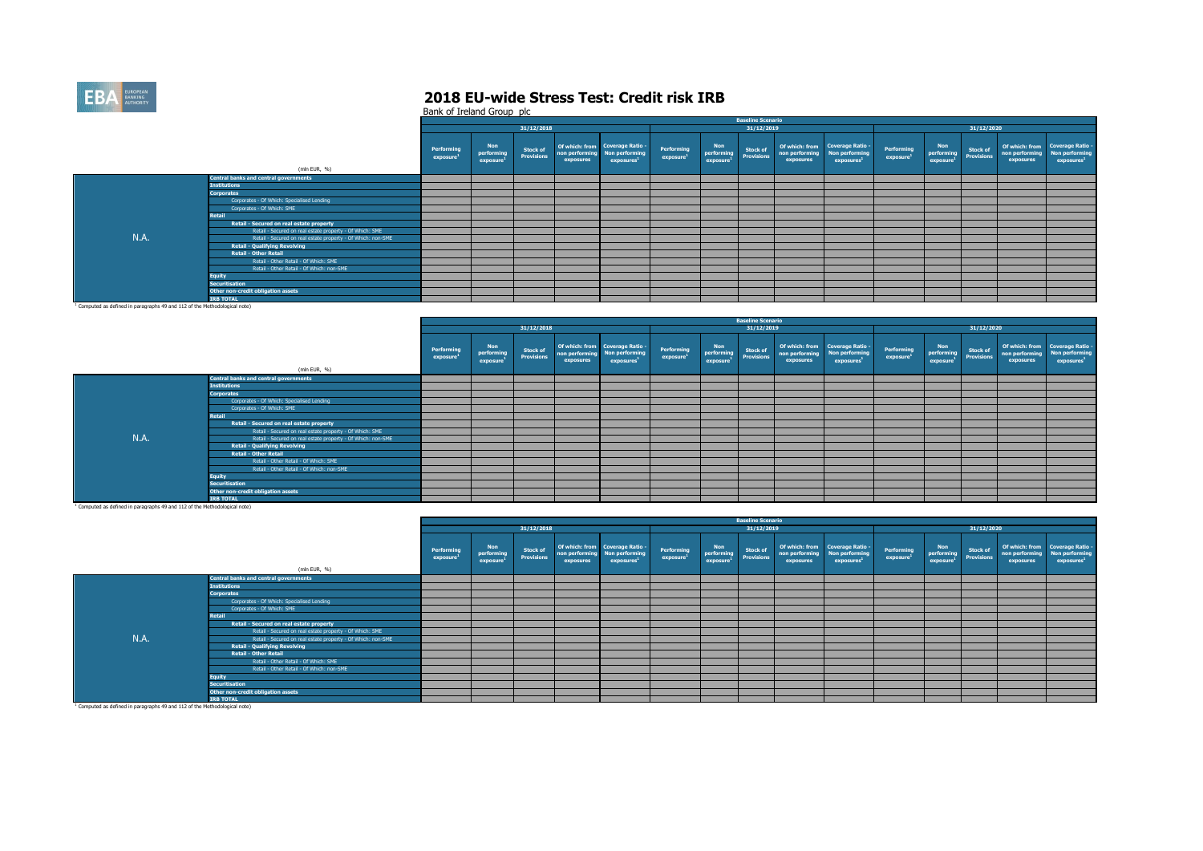# 2018 EU-wide Stress Test: Credit risk IRB

Bank of Ireland Group plc

| | (mln EUR, %) | Baseline Scenario | | | | | | | | | | | | | | |
|---|---|---|---|---|---|---|---|---|---|---|---|---|---|---|---|---|
| | | 31/12/2018 | | | | | 31/12/2019 | | | | | 31/12/2020 | | | | |
| | | Performing exposure[1] | Non performing exposure[1] | Stock of Provisions | Of which: from non performing exposures | Coverage Ratio - Non performing exposures[1] | Performing exposure[1] | Non performing exposure[1] | Stock of Provisions | Of which: from non performing exposures | Coverage Ratio - Non performing exposures[1] | Performing exposure[1] | Non performing exposure[1] | Stock of Provisions | Of which: from non performing exposures | Coverage Ratio - Non performing exposures[1] |
| N.A. | Central banks and central governments | | | | | | | | | | | | | | | |
| | Institutions | | | | | | | | | | | | | | | |
| | Corporates | | | | | | | | | | | | | | | |
| | Corporates - Of Which: Specialised Lending | | | | | | | | | | | | | | | |
| | Corporates - Of Which: SME | | | | | | | | | | | | | | | |
| | Retail | | | | | | | | | | | | | | | |
| | Retail - Secured on real estate property | | | | | | | | | | | | | | | |
| | Retail - Secured on real estate property - Of Which: SME | | | | | | | | | | | | | | | |
| | Retail - Secured on real estate property - Of Which: non-SME | | | | | | | | | | | | | | | |
| | Retail - Qualifying Revolving | | | | | | | | | | | | | | | |
| | Retail - Other Retail | | | | | | | | | | | | | | | |
| | Retail - Other Retail - Of Which: SME | | | | | | | | | | | | | | | |
| | Retail - Other Retail - Of Which: non-SME | | | | | | | | | | | | | | | |
| | Equity | | | | | | | | | | | | | | | |
| | Securitisation | | | | | | | | | | | | | | | |
| | Other non-credit obligation assets | | | | | | | | | | | | | | | |
| | IRB TOTAL | | | | | | | | | | | | | | | |

[1] Computed as defined in paragraphs 49 and 112 of the Methodological note)

| | (mln EUR, %) | Baseline Scenario | | | | | | | | | | | | | | |
|---|---|---|---|---|---|---|---|---|---|---|---|---|---|---|---|---|
| | | 31/12/2018 | | | | | 31/12/2019 | | | | | 31/12/2020 | | | | |
| | | Performing exposure[1] | Non performing exposure[1] | Stock of Provisions | Of which: from non performing exposures | Coverage Ratio - Non performing exposures[1] | Performing exposure[1] | Non performing exposure[1] | Stock of Provisions | Of which: from non performing exposures | Coverage Ratio - Non performing exposures[1] | Performing exposure[1] | Non performing exposure[1] | Stock of Provisions | Of which: from non performing exposures | Coverage Ratio - Non performing exposures[1] |
| N.A. | Central banks and central governments | | | | | | | | | | | | | | | |
| | Institutions | | | | | | | | | | | | | | | |
| | Corporates | | | | | | | | | | | | | | | |
| | Corporates - Of Which: Specialised Lending | | | | | | | | | | | | | | | |
| | Corporates - Of Which: SME | | | | | | | | | | | | | | | |
| | Retail | | | | | | | | | | | | | | | |
| | Retail - Secured on real estate property | | | | | | | | | | | | | | | |
| | Retail - Secured on real estate property - Of Which: SME | | | | | | | | | | | | | | | |
| | Retail - Secured on real estate property - Of Which: non-SME | | | | | | | | | | | | | | | |
| | Retail - Qualifying Revolving | | | | | | | | | | | | | | | |
| | Retail - Other Retail | | | | | | | | | | | | | | | |
| | Retail - Other Retail - Of Which: SME | | | | | | | | | | | | | | | |
| | Retail - Other Retail - Of Which: non-SME | | | | | | | | | | | | | | | |
| | Equity | | | | | | | | | | | | | | | |
| | Securitisation | | | | | | | | | | | | | | | |
| | Other non-credit obligation assets | | | | | | | | | | | | | | | |
| | IRB TOTAL | | | | | | | | | | | | | | | |

[1] Computed as defined in paragraphs 49 and 112 of the Methodological note)

| | (mln EUR, %) | Baseline Scenario | | | | | | | | | | | | | | |
|---|---|---|---|---|---|---|---|---|---|---|---|---|---|---|---|---|
| | | 31/12/2018 | | | | | 31/12/2019 | | | | | 31/12/2020 | | | | |
| | | Performing exposure[1] | Non performing exposure[1] | Stock of Provisions | Of which: from non performing exposures | Coverage Ratio - Non performing exposures[1] | Performing exposure[1] | Non performing exposure[1] | Stock of Provisions | Of which: from non performing exposures | Coverage Ratio - Non performing exposures[1] | Performing exposure[1] | Non performing exposure[1] | Stock of Provisions | Of which: from non performing exposures | Coverage Ratio - Non performing exposures[1] |
| N.A. | Central banks and central governments | | | | | | | | | | | | | | | |
| | Institutions | | | | | | | | | | | | | | | |
| | Corporates | | | | | | | | | | | | | | | |
| | Corporates - Of Which: Specialised Lending | | | | | | | | | | | | | | | |
| | Corporates - Of Which: SME | | | | | | | | | | | | | | | |
| | Retail | | | | | | | | | | | | | | | |
| | Retail - Secured on real estate property | | | | | | | | | | | | | | | |
| | Retail - Secured on real estate property - Of Which: SME | | | | | | | | | | | | | | | |
| | Retail - Secured on real estate property - Of Which: non-SME | | | | | | | | | | | | | | | |
| | Retail - Qualifying Revolving | | | | | | | | | | | | | | | |
| | Retail - Other Retail | | | | | | | | | | | | | | | |
| | Retail - Other Retail - Of Which: SME | | | | | | | | | | | | | | | |
| | Retail - Other Retail - Of Which: non-SME | | | | | | | | | | | | | | | |
| | Equity | | | | | | | | | | | | | | | |
| | Securitisation | | | | | | | | | | | | | | | |
| | Other non-credit obligation assets | | | | | | | | | | | | | | | |
| | IRB TOTAL | | | | | | | | | | | | | | | |

[1] Computed as defined in paragraphs 49 and 112 of the Methodological note)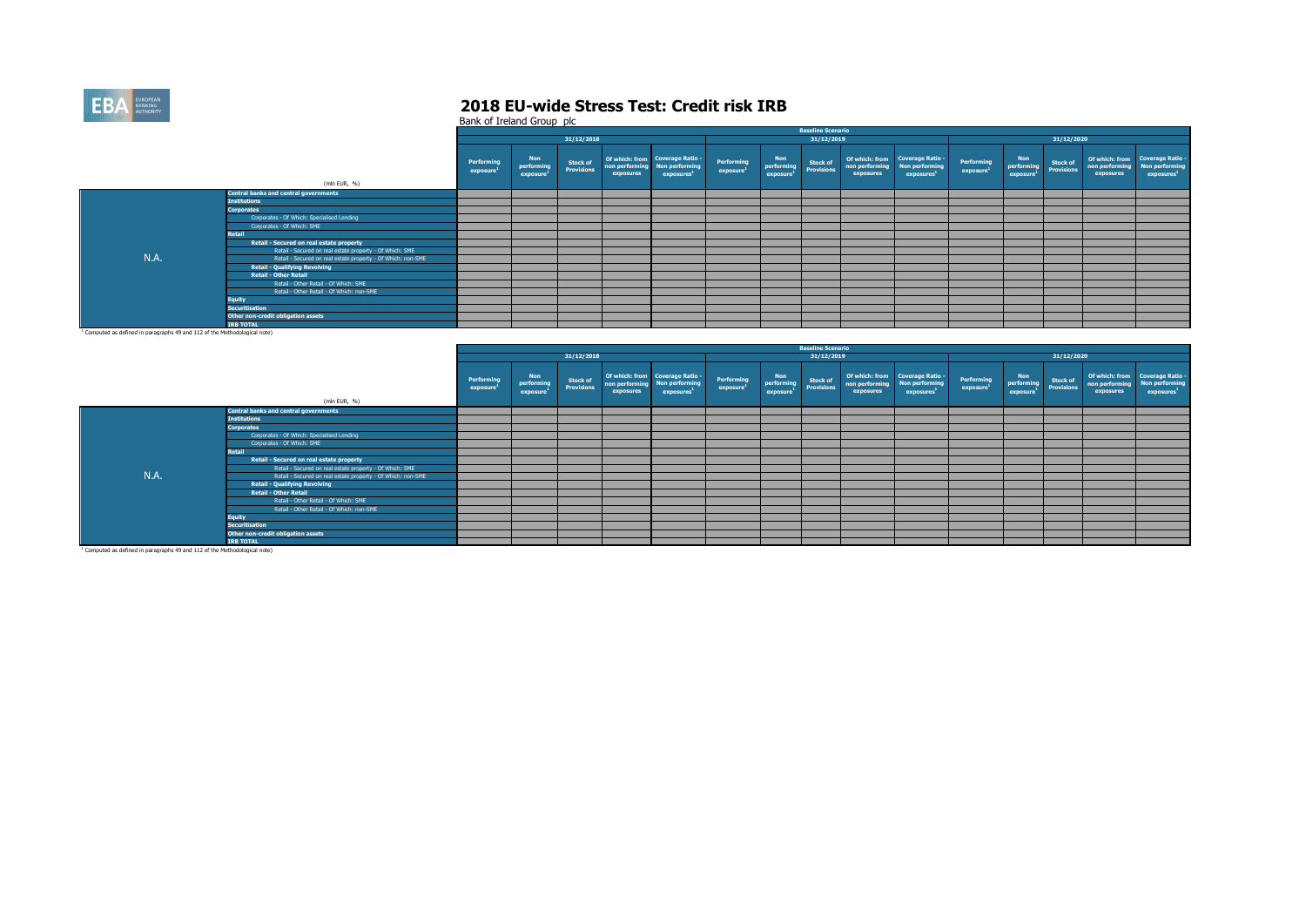# 2018 EU-wide Stress Test: Credit risk IRB

Bank of Ireland Group plc

| | (mln EUR, %) | Baseline Scenario | | | | | | | | | | | | | | |
|---|---|---|---|---|---|---|---|---|---|---|---|---|---|---|---|---|
| | | 31/12/2018 | | | | | 31/12/2019 | | | | | 31/12/2020 | | | | |
| | | Performing exposure[1] | Non performing exposure[1] | Stock of Provisions | Of which: from non performing exposures | Coverage Ratio - Non performing exposures[1] | Performing exposure[1] | Non performing exposure[1] | Stock of Provisions | Of which: from non performing exposures | Coverage Ratio - Non performing exposures[1] | Performing exposure[1] | Non performing exposure[1] | Stock of Provisions | Of which: from non performing exposures | Coverage Ratio - Non performing exposures[1] |
| N.A. | Central banks and central governments | | | | | | | | | | | | | | | |
| | Institutions | | | | | | | | | | | | | | | |
| | Corporates | | | | | | | | | | | | | | | |
| | Corporates - Of Which: Specialised Lending | | | | | | | | | | | | | | | |
| | Corporates - Of Which: SME | | | | | | | | | | | | | | | |
| | Retail | | | | | | | | | | | | | | | |
| | Retail - Secured on real estate property | | | | | | | | | | | | | | | |
| | Retail - Secured on real estate property - Of Which: SME | | | | | | | | | | | | | | | |
| | Retail - Secured on real estate property - Of Which: non-SME | | | | | | | | | | | | | | | |
| | Retail - Qualifying Revolving | | | | | | | | | | | | | | | |
| | Retail - Other Retail | | | | | | | | | | | | | | | |
| | Retail - Other Retail - Of Which: SME | | | | | | | | | | | | | | | |
| | Retail - Other Retail - Of Which: non-SME | | | | | | | | | | | | | | | |
| | Equity | | | | | | | | | | | | | | | |
| | Securitisation | | | | | | | | | | | | | | | |
| | Other non-credit obligation assets | | | | | | | | | | | | | | | |
| | IRB TOTAL | | | | | | | | | | | | | | | |

[1] Computed as defined in paragraphs 49 and 112 of the Methodological note)

| | (mln EUR, %) | Baseline Scenario | | | | | | | | | | | | | | |
|---|---|---|---|---|---|---|---|---|---|---|---|---|---|---|---|---|
| | | 31/12/2018 | | | | | 31/12/2019 | | | | | 31/12/2020 | | | | |
| | | Performing exposure[1] | Non performing exposure[1] | Stock of Provisions | Of which: from non performing exposures | Coverage Ratio - Non performing exposures[1] | Performing exposure[1] | Non performing exposure[1] | Stock of Provisions | Of which: from non performing exposures | Coverage Ratio - Non performing exposures[1] | Performing exposure[1] | Non performing exposure[1] | Stock of Provisions | Of which: from non performing exposures | Coverage Ratio - Non performing exposures[1] |
| N.A. | Central banks and central governments | | | | | | | | | | | | | | | |
| | Institutions | | | | | | | | | | | | | | | |
| | Corporates | | | | | | | | | | | | | | | |
| | Corporates - Of Which: Specialised Lending | | | | | | | | | | | | | | | |
| | Corporates - Of Which: SME | | | | | | | | | | | | | | | |
| | Retail | | | | | | | | | | | | | | | |
| | Retail - Secured on real estate property | | | | | | | | | | | | | | | |
| | Retail - Secured on real estate property - Of Which: SME | | | | | | | | | | | | | | | |
| | Retail - Secured on real estate property - Of Which: non-SME | | | | | | | | | | | | | | | |
| | Retail - Qualifying Revolving | | | | | | | | | | | | | | | |
| | Retail - Other Retail | | | | | | | | | | | | | | | |
| | Retail - Other Retail - Of Which: SME | | | | | | | | | | | | | | | |
| | Retail - Other Retail - Of Which: non-SME | | | | | | | | | | | | | | | |
| | Equity | | | | | | | | | | | | | | | |
| | Securitisation | | | | | | | | | | | | | | | |
| | Other non-credit obligation assets | | | | | | | | | | | | | | | |
| | IRB TOTAL | | | | | | | | | | | | | | | |

[1] Computed as defined in paragraphs 49 and 112 of the Methodological note)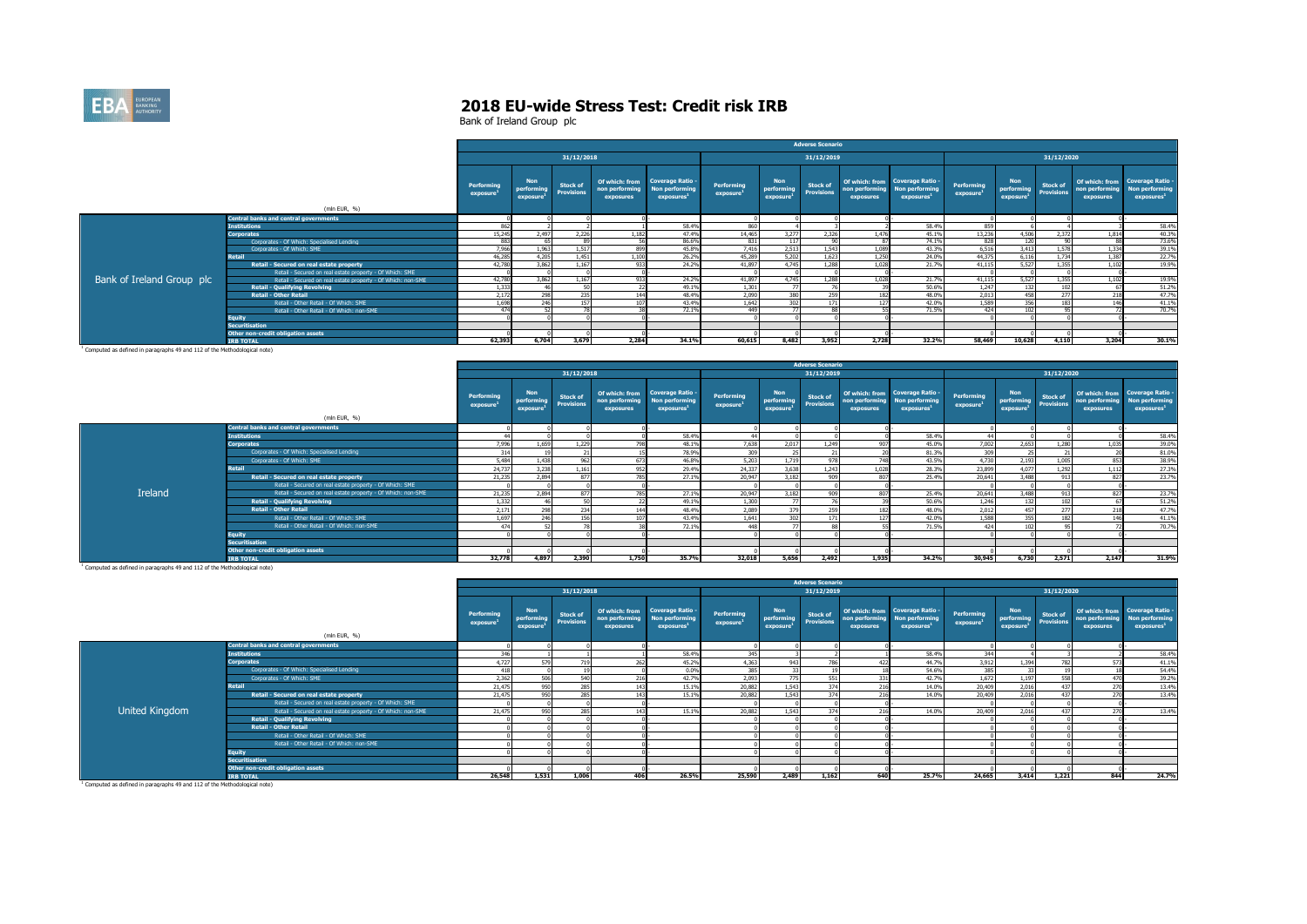# 2018 EU-wide Stress Test: Credit risk IRB

Bank of Ireland Group plc

| | | Adverse Scenario | | | | | | | | | | | | | | |
|---|---|---|---|---|---|---|---|---|---|---|---|---|---|---|---|---|
| | | 31/12/2018 | | | | | 31/12/2019 | | | | | 31/12/2020 | | | | |
| | (mln EUR, %) | Performing exposure[1] | Non performing exposure[1] | Stock of Provisions | Of which: from non performing exposures | Coverage Ratio - Non performing exposures[1] | Performing exposure[1] | Non performing exposure[1] | Stock of Provisions | Of which: from non performing exposures | Coverage Ratio - Non performing exposures[1] | Performing exposure[1] | Non performing exposure[1] | Stock of Provisions | Of which: from non performing exposures | Coverage Ratio - Non performing exposures[1] |
| Bank of Ireland Group plc | Central banks and central governments | 0 | 0 | 0 | 0 | - | 0 | 0 | 0 | 0 | - | 0 | 0 | 0 | 0 | - |
| | Institutions | 862 | 2 | 2 | 1 | 58.4% | 860 | 4 | 3 | 2 | 58.4% | 859 | 6 | 4 | 3 | 58.4% |
| | Corporates | 15,245 | 2,497 | 2,226 | 1,182 | 47.4% | 14,465 | 3,277 | 2,326 | 1,476 | 45.1% | 13,236 | 4,506 | 2,372 | 1,814 | 40.3% |
| | Corporates - Of Which: Specialised Lending | 883 | 65 | 89 | 56 | 86.6% | 831 | 117 | 90 | 87 | 74.1% | 828 | 120 | 90 | 88 | 73.6% |
| | Corporates - Of Which: SME | 7,966 | 1,963 | 1,517 | 899 | 45.8% | 7,416 | 2,513 | 1,543 | 1,089 | 43.3% | 6,516 | 3,413 | 1,578 | 1,334 | 39.1% |
| | Retail | 46,285 | 4,205 | 1,451 | 1,100 | 26.2% | 45,289 | 5,202 | 1,623 | 1,250 | 24.0% | 44,375 | 6,116 | 1,734 | 1,387 | 22.7% |
| | Retail - Secured on real estate property | 42,780 | 3,862 | 1,167 | 933 | 24.2% | 41,897 | 4,745 | 1,288 | 1,028 | 21.7% | 41,115 | 5,527 | 1,355 | 1,102 | 19.9% |
| | Retail - Secured on real estate property - Of Which: SME | 0 | 0 | 0 | 0 | - | 0 | 0 | 0 | 0 | - | 0 | 0 | 0 | 0 | - |
| | Retail - Secured on real estate property - Of Which: non-SME | 42,780 | 3,862 | 1,167 | 933 | 24.2% | 41,897 | 4,745 | 1,288 | 1,028 | 21.7% | 41,115 | 5,527 | 1,355 | 1,102 | 19.9% |
| | Retail - Qualifying Revolving | 1,333 | 46 | 50 | 22 | 49.1% | 1,301 | 77 | 76 | 39 | 50.6% | 1,247 | 132 | 102 | 67 | 51.2% |
| | Retail - Other Retail | 2,172 | 298 | 235 | 144 | 48.4% | 2,090 | 380 | 259 | 182 | 48.0% | 2,013 | 458 | 277 | 218 | 47.7% |
| | Retail - Other Retail - Of Which: SME | 1,698 | 246 | 157 | 107 | 43.4% | 1,642 | 302 | 171 | 127 | 42.0% | 1,589 | 356 | 183 | 146 | 41.1% |
| | Retail - Other Retail - Of Which: non-SME | 474 | 52 | 78 | 38 | 72.1% | 449 | 77 | 88 | 55 | 71.5% | 424 | 102 | 95 | 72 | 70.7% |
| | Equity | 0 | 0 | 0 | 0 | - | 0 | 0 | 0 | 0 | - | 0 | 0 | 0 | 0 | - |
| | Securitisation | | | | | | | | | | | | | | | |
| | Other non-credit obligation assets | 0 | 0 | 0 | 0 | - | 0 | 0 | 0 | 0 | - | 0 | 0 | 0 | 0 | - |
| | IRB TOTAL | 62,393 | 6,704 | 3,679 | 2,284 | 34.1% | 60,615 | 8,482 | 3,952 | 2,728 | 32.2% | 58,469 | 10,628 | 4,110 | 3,204 | 30.1% |

[1] Computed as defined in paragraphs 49 and 112 of the Methodological note)

| | | Adverse Scenario | | | | | | | | | | | | | | |
|---|---|---|---|---|---|---|---|---|---|---|---|---|---|---|---|---|
| | | 31/12/2018 | | | | | 31/12/2019 | | | | | 31/12/2020 | | | | |
| | (mln EUR, %) | Performing exposure[1] | Non performing exposure[1] | Stock of Provisions | Of which: from non performing exposures | Coverage Ratio - Non performing exposures[1] | Performing exposure[1] | Non performing exposure[1] | Stock of Provisions | Of which: from non performing exposures | Coverage Ratio - Non performing exposures[1] | Performing exposure[1] | Non performing exposure[1] | Stock of Provisions | Of which: from non performing exposures | Coverage Ratio - Non performing exposures[1] |
| Ireland | Central banks and central governments | 0 | 0 | 0 | 0 | - | 0 | 0 | 0 | 0 | - | 0 | 0 | 0 | 0 | - |
| | Institutions | 44 | 0 | 0 | 0 | 58.4% | 44 | 0 | 0 | 0 | 58.4% | 44 | 0 | 0 | 0 | 58.4% |
| | Corporates | 7,996 | 1,659 | 1,229 | 798 | 48.1% | 7,638 | 2,017 | 1,249 | 907 | 45.0% | 7,002 | 2,653 | 1,280 | 1,035 | 39.0% |
| | Corporates - Of Which: Specialised Lending | 314 | 19 | 21 | 15 | 78.9% | 309 | 25 | 21 | 20 | 81.3% | 309 | 25 | 21 | 20 | 81.0% |
| | Corporates - Of Which: SME | 5,484 | 1,438 | 962 | 673 | 46.8% | 5,203 | 1,719 | 978 | 748 | 43.5% | 4,730 | 2,193 | 1,005 | 853 | 38.9% |
| | Retail | 24,737 | 3,238 | 1,161 | 952 | 29.4% | 24,337 | 3,638 | 1,243 | 1,028 | 28.3% | 23,899 | 4,077 | 1,292 | 1,112 | 27.3% |
| | Retail - Secured on real estate property | 21,235 | 2,894 | 877 | 785 | 27.1% | 20,947 | 3,182 | 909 | 807 | 25.4% | 20,641 | 3,488 | 913 | 827 | 23.7% |
| | Retail - Secured on real estate property - Of Which: SME | 0 | 0 | 0 | 0 | - | 0 | 0 | 0 | 0 | - | 0 | 0 | 0 | 0 | - |
| | Retail - Secured on real estate property - Of Which: non-SME | 21,235 | 2,894 | 877 | 785 | 27.1% | 20,947 | 3,182 | 909 | 807 | 25.4% | 20,641 | 3,488 | 913 | 827 | 23.7% |
| | Retail - Qualifying Revolving | 1,332 | 46 | 50 | 22 | 49.1% | 1,300 | 77 | 76 | 39 | 50.6% | 1,246 | 132 | 102 | 67 | 51.2% |
| | Retail - Other Retail | 2,171 | 298 | 234 | 144 | 48.4% | 2,089 | 379 | 259 | 182 | 48.0% | 2,012 | 457 | 277 | 218 | 47.7% |
| | Retail - Other Retail - Of Which: SME | 1,697 | 246 | 156 | 107 | 43.4% | 1,641 | 302 | 171 | 127 | 42.0% | 1,588 | 355 | 182 | 146 | 41.1% |
| | Retail - Other Retail - Of Which: non-SME | 474 | 52 | 78 | 38 | 72.1% | 448 | 77 | 88 | 55 | 71.5% | 424 | 102 | 95 | 72 | 70.7% |
| | Equity | 0 | 0 | 0 | 0 | - | 0 | 0 | 0 | 0 | - | 0 | 0 | 0 | 0 | - |
| | Securitisation | | | | | | | | | | | | | | | |
| | Other non-credit obligation assets | 0 | 0 | 0 | 0 | - | 0 | 0 | 0 | 0 | - | 0 | 0 | 0 | 0 | - |
| | IRB TOTAL | 32,778 | 4,897 | 2,390 | 1,750 | 35.7% | 32,018 | 5,656 | 2,492 | 1,935 | 34.2% | 30,945 | 6,730 | 2,571 | 2,147 | 31.9% |

[1] Computed as defined in paragraphs 49 and 112 of the Methodological note)

| | | Adverse Scenario | | | | | | | | | | | | | | |
|---|---|---|---|---|---|---|---|---|---|---|---|---|---|---|---|---|
| | | 31/12/2018 | | | | | 31/12/2019 | | | | | 31/12/2020 | | | | |
| | (mln EUR, %) | Performing exposure[1] | Non performing exposure[1] | Stock of Provisions | Of which: from non performing exposures | Coverage Ratio - Non performing exposures[1] | Performing exposure[1] | Non performing exposure[1] | Stock of Provisions | Of which: from non performing exposures | Coverage Ratio - Non performing exposures[1] | Performing exposure[1] | Non performing exposure[1] | Stock of Provisions | Of which: from non performing exposures | Coverage Ratio - Non performing exposures[1] |
| United Kingdom | Central banks and central governments | 0 | 0 | 0 | 0 | - | 0 | 0 | 0 | 0 | - | 0 | 0 | 0 | 0 | - |
| | Institutions | 346 | 1 | 1 | 1 | 58.4% | 345 | 3 | 2 | 1 | 58.4% | 344 | 4 | 3 | 2 | 58.4% |
| | Corporates | 4,727 | 579 | 719 | 262 | 45.2% | 4,363 | 943 | 786 | 422 | 44.7% | 3,912 | 1,394 | 782 | 573 | 41.1% |
| | Corporates - Of Which: Specialised Lending | 418 | 0 | 19 | 0 | 0.0% | 385 | 33 | 19 | 18 | 54.6% | 385 | 33 | 19 | 18 | 54.4% |
| | Corporates - Of Which: SME | 2,362 | 506 | 540 | 216 | 42.7% | 2,093 | 775 | 551 | 331 | 42.7% | 1,672 | 1,197 | 558 | 470 | 39.2% |
| | Retail | 21,475 | 950 | 285 | 143 | 15.1% | 20,882 | 1,543 | 374 | 216 | 14.0% | 20,409 | 2,016 | 437 | 270 | 13.4% |
| | Retail - Secured on real estate property | 21,475 | 950 | 285 | 143 | 15.1% | 20,882 | 1,543 | 374 | 216 | 14.0% | 20,409 | 2,016 | 437 | 270 | 13.4% |
| | Retail - Secured on real estate property - Of Which: SME | 0 | 0 | 0 | 0 | - | 0 | 0 | 0 | 0 | - | 0 | 0 | 0 | 0 | - |
| | Retail - Secured on real estate property - Of Which: non-SME | 21,475 | 950 | 285 | 143 | 15.1% | 20,882 | 1,543 | 374 | 216 | 14.0% | 20,409 | 2,016 | 437 | 270 | 13.4% |
| | Retail - Qualifying Revolving | 0 | 0 | 0 | 0 | - | 0 | 0 | 0 | 0 | - | 0 | 0 | 0 | 0 | - |
| | Retail - Other Retail | 0 | 0 | 0 | 0 | - | 0 | 0 | 0 | 0 | - | 0 | 0 | 0 | 0 | - |
| | Retail - Other Retail - Of Which: SME | 0 | 0 | 0 | 0 | - | 0 | 0 | 0 | 0 | - | 0 | 0 | 0 | 0 | - |
| | Retail - Other Retail - Of Which: non-SME | 0 | 0 | 0 | 0 | - | 0 | 0 | 0 | 0 | - | 0 | 0 | 0 | 0 | - |
| | Equity | 0 | 0 | 0 | 0 | - | 0 | 0 | 0 | 0 | - | 0 | 0 | 0 | 0 | - |
| | Securitisation | | | | | | | | | | | | | | | |
| | Other non-credit obligation assets | 0 | 0 | 0 | 0 | - | 0 | 0 | 0 | 0 | - | 0 | 0 | 0 | 0 | - |
| | IRB TOTAL | 26,548 | 1,531 | 1,006 | 406 | 26.5% | 25,590 | 2,489 | 1,162 | 640 | 25.7% | 24,665 | 3,414 | 1,221 | 844 | 24.7% |

[1] Computed as defined in paragraphs 49 and 112 of the Methodological note)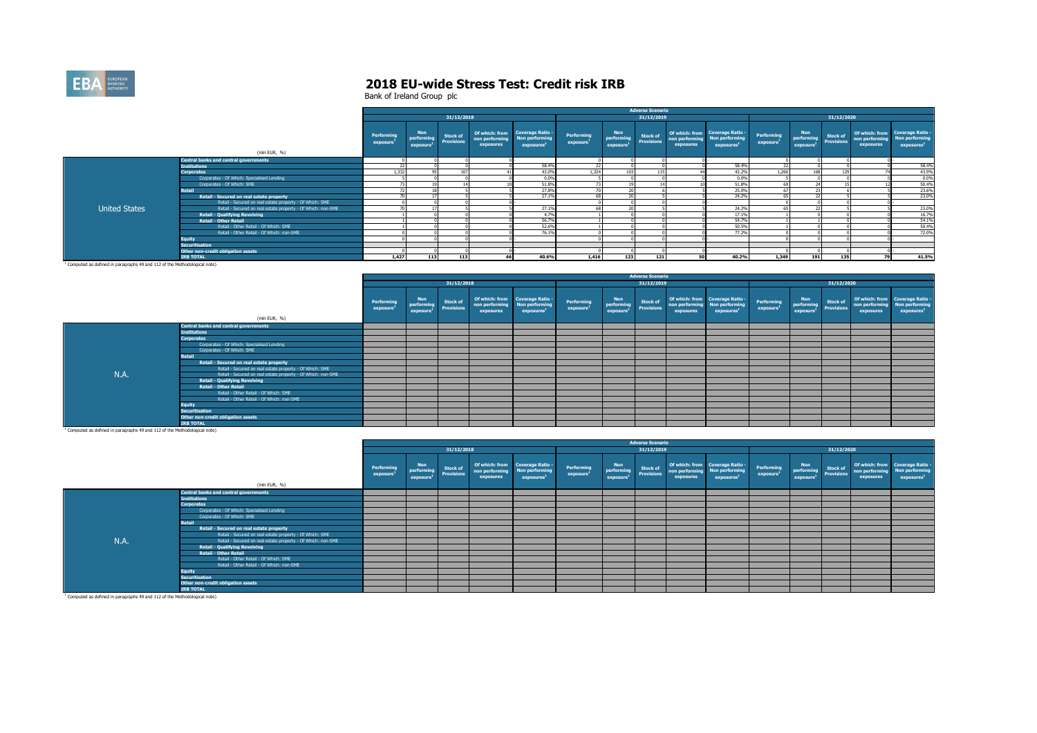# 2018 EU-wide Stress Test: Credit risk IRB

Bank of Ireland Group plc

| | (mln EUR, %) | Adverse Scenario | | | | | | | | | | | | | | |
|---|---|---|---|---|---|---|---|---|---|---|---|---|---|---|---|---|
| | | 31/12/2018 | | | | | 31/12/2019 | | | | | 31/12/2020 | | | | |
| | | Performing exposure[1] | Non performing exposure[1] | Stock of Provisions | Of which: from non performing exposures | Coverage Ratio - Non performing exposures[1] | Performing exposure[1] | Non performing exposure[1] | Stock of Provisions | Of which: from non performing exposures | Coverage Ratio - Non performing exposures[1] | Performing exposure[1] | Non performing exposure[1] | Stock of Provisions | Of which: from non performing exposures | Coverage Ratio - Non performing exposures[1] |
| United States | Central banks and central governments | 0 | 0 | 0 | 0 | - | 0 | 0 | 0 | 0 | - | 0 | 0 | 0 | 0 | - |
| | Institutions | 22 | 0 | 0 | 0 | 58.4% | 22 | 0 | 0 | 0 | 58.4% | 22 | 0 | 0 | 0 | 58.4% |
| | Corporates | 1,332 | 95 | 107 | 41 | 43.0% | 1,324 | 103 | 115 | 44 | 43.2% | 1,260 | 168 | 129 | 74 | 43.9% |
| | Corporates - Of Which: Specialised Lending | 5 | 0 | 0 | 0 | 0.0% | 5 | 0 | 0 | 0 | 0.0% | 5 | 0 | 0 | 0 | 0.0% |
| | Corporates - Of Which: SME | 73 | 19 | 14 | 10 | 51.8% | 73 | 19 | 14 | 10 | 51.8% | 69 | 24 | 15 | 12 | 50.4% |
| | Retail | 72 | 18 | 5 | 5 | 27.8% | 70 | 20 | 6 | 5 | 25.0% | 67 | 23 | 6 | 5 | 23.6% |
| | Retail - Secured on real estate property | 70 | 17 | 5 | 5 | 27.1% | 68 | 20 | 5 | 5 | 24.2% | 65 | 22 | 5 | 5 | 23.0% |
| | Retail - Secured on real estate property - Of Which: SME | 0 | 0 | 0 | 0 | - | 0 | 0 | 0 | 0 | - | 0 | 0 | 0 | 0 | - |
| | Retail - Secured on real estate property - Of Which: non-SME | 70 | 17 | 5 | 5 | 27.1% | 68 | 20 | 5 | 5 | 24.2% | 65 | 22 | 5 | 5 | 23.0% |
| | Retail - Qualifying Revolving | 1 | 0 | 0 | 0 | 4.7% | 1 | 0 | 0 | 0 | 17.1% | 1 | 0 | 0 | 0 | 16.7% |
| | Retail - Other Retail | 1 | 0 | 0 | 0 | 56.7% | 1 | 0 | 0 | 0 | 54.7% | 1 | 1 | 0 | 0 | 54.1% |
| | Retail - Other Retail - Of Which: SME | 1 | 0 | 0 | 0 | 52.6% | 1 | 0 | 0 | 0 | 50.5% | 1 | 0 | 0 | 0 | 50.4% |
| | Retail - Other Retail - Of Which: non-SME | 0 | 0 | 0 | 0 | 76.1% | 0 | 0 | 0 | 0 | 77.2% | 0 | 0 | 0 | 0 | 72.0% |
| | Equity | 0 | 0 | 0 | 0 | - | 0 | 0 | 0 | 0 | - | 0 | 0 | 0 | 0 | - |
| | Securitisation | | | | | | | | | | | | | | | |
| | Other non-credit obligation assets | 0 | 0 | 0 | 0 | - | 0 | 0 | 0 | 0 | - | 0 | 0 | 0 | 0 | - |
| | IRB TOTAL | 1,427 | 113 | 113 | 46 | 40.6% | 1,416 | 123 | 121 | 50 | 40.2% | 1,349 | 191 | 135 | 79 | 41.5% |

[1] Computed as defined in paragraphs 49 and 112 of the Methodological note)

| | (mln EUR, %) | Adverse Scenario | | | | | | | | | | | | | | |
|---|---|---|---|---|---|---|---|---|---|---|---|---|---|---|---|---|
| | | 31/12/2018 | | | | | 31/12/2019 | | | | | 31/12/2020 | | | | |
| | | Performing exposure[1] | Non performing exposure[1] | Stock of Provisions | Of which: from non performing exposures | Coverage Ratio - Non performing exposures[1] | Performing exposure[1] | Non performing exposure[1] | Stock of Provisions | Of which: from non performing exposures | Coverage Ratio - Non performing exposures[1] | Performing exposure[1] | Non performing exposure[1] | Stock of Provisions | Of which: from non performing exposures | Coverage Ratio - Non performing exposures[1] |
| N.A. | Central banks and central governments | | | | | | | | | | | | | | | |
| | Institutions | | | | | | | | | | | | | | | |
| | Corporates | | | | | | | | | | | | | | | |
| | Corporates - Of Which: Specialised Lending | | | | | | | | | | | | | | | |
| | Corporates - Of Which: SME | | | | | | | | | | | | | | | |
| | Retail | | | | | | | | | | | | | | | |
| | Retail - Secured on real estate property | | | | | | | | | | | | | | | |
| | Retail - Secured on real estate property - Of Which: SME | | | | | | | | | | | | | | | |
| | Retail - Secured on real estate property - Of Which: non-SME | | | | | | | | | | | | | | | |
| | Retail - Qualifying Revolving | | | | | | | | | | | | | | | |
| | Retail - Other Retail | | | | | | | | | | | | | | | |
| | Retail - Other Retail - Of Which: SME | | | | | | | | | | | | | | | |
| | Retail - Other Retail - Of Which: non-SME | | | | | | | | | | | | | | | |
| | Equity | | | | | | | | | | | | | | | |
| | Securitisation | | | | | | | | | | | | | | | |
| | Other non-credit obligation assets | | | | | | | | | | | | | | | |
| | IRB TOTAL | | | | | | | | | | | | | | | |

[1] Computed as defined in paragraphs 49 and 112 of the Methodological note)

| | (mln EUR, %) | Adverse Scenario | | | | | | | | | | | | | | |
|---|---|---|---|---|---|---|---|---|---|---|---|---|---|---|---|---|
| | | 31/12/2018 | | | | | 31/12/2019 | | | | | 31/12/2020 | | | | |
| | | Performing exposure[1] | Non performing exposure[1] | Stock of Provisions | Of which: from non performing exposures | Coverage Ratio - Non performing exposures[1] | Performing exposure[1] | Non performing exposure[1] | Stock of Provisions | Of which: from non performing exposures | Coverage Ratio - Non performing exposures[1] | Performing exposure[1] | Non performing exposure[1] | Stock of Provisions | Of which: from non performing exposures | Coverage Ratio - Non performing exposures[1] |
| N.A. | Central banks and central governments | | | | | | | | | | | | | | | |
| | Institutions | | | | | | | | | | | | | | | |
| | Corporates | | | | | | | | | | | | | | | |
| | Corporates - Of Which: Specialised Lending | | | | | | | | | | | | | | | |
| | Corporates - Of Which: SME | | | | | | | | | | | | | | | |
| | Retail | | | | | | | | | | | | | | | |
| | Retail - Secured on real estate property | | | | | | | | | | | | | | | |
| | Retail - Secured on real estate property - Of Which: SME | | | | | | | | | | | | | | | |
| | Retail - Secured on real estate property - Of Which: non-SME | | | | | | | | | | | | | | | |
| | Retail - Qualifying Revolving | | | | | | | | | | | | | | | |
| | Retail - Other Retail | | | | | | | | | | | | | | | |
| | Retail - Other Retail - Of Which: SME | | | | | | | | | | | | | | | |
| | Retail - Other Retail - Of Which: non-SME | | | | | | | | | | | | | | | |
| | Equity | | | | | | | | | | | | | | | |
| | Securitisation | | | | | | | | | | | | | | | |
| | Other non-credit obligation assets | | | | | | | | | | | | | | | |
| | IRB TOTAL | | | | | | | | | | | | | | | |

[1] Computed as defined in paragraphs 49 and 112 of the Methodological note)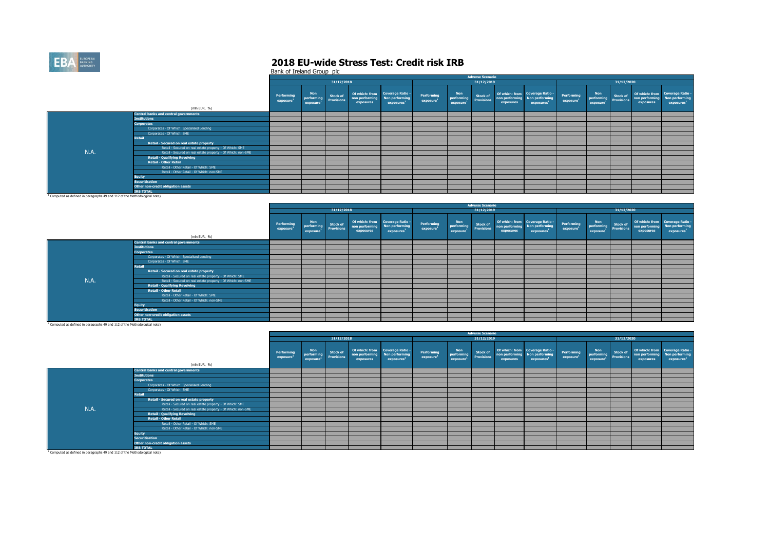# 2018 EU-wide Stress Test: Credit risk IRB

Bank of Ireland Group plc

| | (mln EUR, %) | Adverse Scenario | | | | | | | | | | | | | | |
|---|---|---|---|---|---|---|---|---|---|---|---|---|---|---|---|---|
| | | 31/12/2018 | | | | | 31/12/2019 | | | | | 31/12/2020 | | | | |
| | | Performing exposure[1] | Non performing exposure[1] | Stock of Provisions | Of which: from non performing exposures | Coverage Ratio - Non performing exposures[1] | Performing exposure[1] | Non performing exposure[1] | Stock of Provisions | Of which: from non performing exposures | Coverage Ratio - Non performing exposures[1] | Performing exposure[1] | Non performing exposure[1] | Stock of Provisions | Of which: from non performing exposures | Coverage Ratio - Non performing exposures[1] |
| N.A. | Central banks and central governments | | | | | | | | | | | | | | | |
| | Institutions | | | | | | | | | | | | | | | |
| | Corporates | | | | | | | | | | | | | | | |
| | Corporates - Of Which: Specialised Lending | | | | | | | | | | | | | | | |
| | Corporates - Of Which: SME | | | | | | | | | | | | | | | |
| | Retail | | | | | | | | | | | | | | | |
| | Retail - Secured on real estate property | | | | | | | | | | | | | | | |
| | Retail - Secured on real estate property - Of Which: SME | | | | | | | | | | | | | | | |
| | Retail - Secured on real estate property - Of Which: non-SME | | | | | | | | | | | | | | | |
| | Retail - Qualifying Revolving | | | | | | | | | | | | | | | |
| | Retail - Other Retail | | | | | | | | | | | | | | | |
| | Retail - Other Retail - Of Which: SME | | | | | | | | | | | | | | | |
| | Retail - Other Retail - Of Which: non-SME | | | | | | | | | | | | | | | |
| | Equity | | | | | | | | | | | | | | | |
| | Securitisation | | | | | | | | | | | | | | | |
| | Other non-credit obligation assets | | | | | | | | | | | | | | | |
| | IRB TOTAL | | | | | | | | | | | | | | | |

[1] Computed as defined in paragraphs 49 and 112 of the Methodological note)

| | (mln EUR, %) | Adverse Scenario | | | | | | | | | | | | | | |
|---|---|---|---|---|---|---|---|---|---|---|---|---|---|---|---|---|
| | | 31/12/2018 | | | | | 31/12/2019 | | | | | 31/12/2020 | | | | |
| | | Performing exposure[1] | Non performing exposure[1] | Stock of Provisions | Of which: from non performing exposures | Coverage Ratio - Non performing exposures[1] | Performing exposure[1] | Non performing exposure[1] | Stock of Provisions | Of which: from non performing exposures | Coverage Ratio - Non performing exposures[1] | Performing exposure[1] | Non performing exposure[1] | Stock of Provisions | Of which: from non performing exposures | Coverage Ratio - Non performing exposures[1] |
| N.A. | Central banks and central governments | | | | | | | | | | | | | | | |
| | Institutions | | | | | | | | | | | | | | | |
| | Corporates | | | | | | | | | | | | | | | |
| | Corporates - Of Which: Specialised Lending | | | | | | | | | | | | | | | |
| | Corporates - Of Which: SME | | | | | | | | | | | | | | | |
| | Retail | | | | | | | | | | | | | | | |
| | Retail - Secured on real estate property | | | | | | | | | | | | | | | |
| | Retail - Secured on real estate property - Of Which: SME | | | | | | | | | | | | | | | |
| | Retail - Secured on real estate property - Of Which: non-SME | | | | | | | | | | | | | | | |
| | Retail - Qualifying Revolving | | | | | | | | | | | | | | | |
| | Retail - Other Retail | | | | | | | | | | | | | | | |
| | Retail - Other Retail - Of Which: SME | | | | | | | | | | | | | | | |
| | Retail - Other Retail - Of Which: non-SME | | | | | | | | | | | | | | | |
| | Equity | | | | | | | | | | | | | | | |
| | Securitisation | | | | | | | | | | | | | | | |
| | Other non-credit obligation assets | | | | | | | | | | | | | | | |
| | IRB TOTAL | | | | | | | | | | | | | | | |

[1] Computed as defined in paragraphs 49 and 112 of the Methodological note)

| | (mln EUR, %) | Adverse Scenario | | | | | | | | | | | | | | |
|---|---|---|---|---|---|---|---|---|---|---|---|---|---|---|---|---|
| | | 31/12/2018 | | | | | 31/12/2019 | | | | | 31/12/2020 | | | | |
| | | Performing exposure[1] | Non performing exposure[1] | Stock of Provisions | Of which: from non performing exposures | Coverage Ratio - Non performing exposures[1] | Performing exposure[1] | Non performing exposure[1] | Stock of Provisions | Of which: from non performing exposures | Coverage Ratio - Non performing exposures[1] | Performing exposure[1] | Non performing exposure[1] | Stock of Provisions | Of which: from non performing exposures | Coverage Ratio - Non performing exposures[1] |
| N.A. | Central banks and central governments | | | | | | | | | | | | | | | |
| | Institutions | | | | | | | | | | | | | | | |
| | Corporates | | | | | | | | | | | | | | | |
| | Corporates - Of Which: Specialised Lending | | | | | | | | | | | | | | | |
| | Corporates - Of Which: SME | | | | | | | | | | | | | | | |
| | Retail | | | | | | | | | | | | | | | |
| | Retail - Secured on real estate property | | | | | | | | | | | | | | | |
| | Retail - Secured on real estate property - Of Which: SME | | | | | | | | | | | | | | | |
| | Retail - Secured on real estate property - Of Which: non-SME | | | | | | | | | | | | | | | |
| | Retail - Qualifying Revolving | | | | | | | | | | | | | | | |
| | Retail - Other Retail | | | | | | | | | | | | | | | |
| | Retail - Other Retail - Of Which: SME | | | | | | | | | | | | | | | |
| | Retail - Other Retail - Of Which: non-SME | | | | | | | | | | | | | | | |
| | Equity | | | | | | | | | | | | | | | |
| | Securitisation | | | | | | | | | | | | | | | |
| | Other non-credit obligation assets | | | | | | | | | | | | | | | |
| | IRB TOTAL | | | | | | | | | | | | | | | |

[1] Computed as defined in paragraphs 49 and 112 of the Methodological note)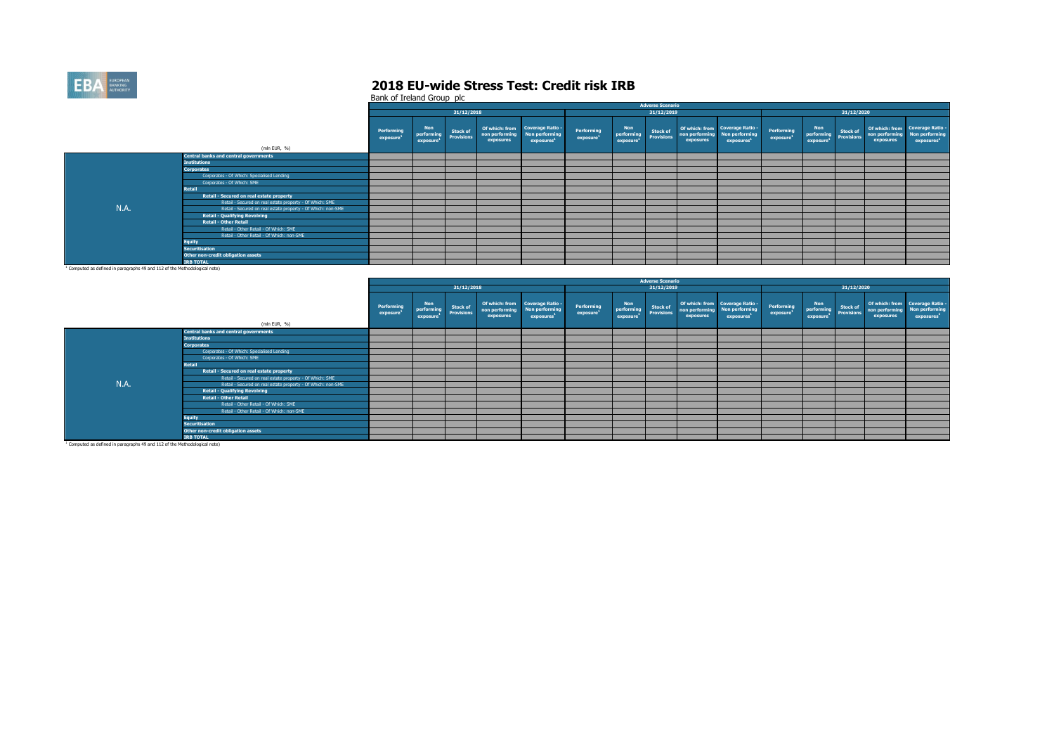# 2018 EU-wide Stress Test: Credit risk IRB

Bank of Ireland Group plc

| | | Adverse Scenario | | | | | | | | | | | | | | |
|---|---|---|---|---|---|---|---|---|---|---|---|---|---|---|---|---|
| | | 31/12/2018 | | | | | 31/12/2019 | | | | | 31/12/2020 | | | | |
| | (mln EUR, %) | Performing exposure[1] | Non performing exposure[1] | Stock of Provisions | Of which: from non performing exposures | Coverage Ratio - Non performing exposures[1] | Performing exposure[1] | Non performing exposure[1] | Stock of Provisions | Of which: from non performing exposures | Coverage Ratio - Non performing exposures[1] | Performing exposure[1] | Non performing exposure[1] | Stock of Provisions | Of which: from non performing exposures | Coverage Ratio - Non performing exposures[1] |
| N.A. | Central banks and central governments | | | | | | | | | | | | | | | |
| | Institutions | | | | | | | | | | | | | | | |
| | Corporates | | | | | | | | | | | | | | | |
| | Corporates - Of Which: Specialised Lending | | | | | | | | | | | | | | | |
| | Corporates - Of Which: SME | | | | | | | | | | | | | | | |
| | Retail | | | | | | | | | | | | | | | |
| | Retail - Secured on real estate property | | | | | | | | | | | | | | | |
| | Retail - Secured on real estate property - Of Which: SME | | | | | | | | | | | | | | | |
| | Retail - Secured on real estate property - Of Which: non-SME | | | | | | | | | | | | | | | |
| | Retail - Qualifying Revolving | | | | | | | | | | | | | | | |
| | Retail - Other Retail | | | | | | | | | | | | | | | |
| | Retail - Other Retail - Of Which: SME | | | | | | | | | | | | | | | |
| | Retail - Other Retail - Of Which: non-SME | | | | | | | | | | | | | | | |
| | Equity | | | | | | | | | | | | | | | |
| | Securitisation | | | | | | | | | | | | | | | |
| | Other non-credit obligation assets | | | | | | | | | | | | | | | |
| | IRB TOTAL | | | | | | | | | | | | | | | |

[1] Computed as defined in paragraphs 49 and 112 of the Methodological note)

| | | Adverse Scenario | | | | | | | | | | | | | | |
|---|---|---|---|---|---|---|---|---|---|---|---|---|---|---|---|---|
| | | 31/12/2018 | | | | | 31/12/2019 | | | | | 31/12/2020 | | | | |
| | (mln EUR, %) | Performing exposure[1] | Non performing exposure[1] | Stock of Provisions | Of which: from non performing exposures | Coverage Ratio - Non performing exposures[1] | Performing exposure[1] | Non performing exposure[1] | Stock of Provisions | Of which: from non performing exposures | Coverage Ratio - Non performing exposures[1] | Performing exposure[1] | Non performing exposure[1] | Stock of Provisions | Of which: from non performing exposures | Coverage Ratio - Non performing exposures[1] |
| N.A. | Central banks and central governments | | | | | | | | | | | | | | | |
| | Institutions | | | | | | | | | | | | | | | |
| | Corporates | | | | | | | | | | | | | | | |
| | Corporates - Of Which: Specialised Lending | | | | | | | | | | | | | | | |
| | Corporates - Of Which: SME | | | | | | | | | | | | | | | |
| | Retail | | | | | | | | | | | | | | | |
| | Retail - Secured on real estate property | | | | | | | | | | | | | | | |
| | Retail - Secured on real estate property - Of Which: SME | | | | | | | | | | | | | | | |
| | Retail - Secured on real estate property - Of Which: non-SME | | | | | | | | | | | | | | | |
| | Retail - Qualifying Revolving | | | | | | | | | | | | | | | |
| | Retail - Other Retail | | | | | | | | | | | | | | | |
| | Retail - Other Retail - Of Which: SME | | | | | | | | | | | | | | | |
| | Retail - Other Retail - Of Which: non-SME | | | | | | | | | | | | | | | |
| | Equity | | | | | | | | | | | | | | | |
| | Securitisation | | | | | | | | | | | | | | | |
| | Other non-credit obligation assets | | | | | | | | | | | | | | | |
| | IRB TOTAL | | | | | | | | | | | | | | | |

[1] Computed as defined in paragraphs 49 and 112 of the Methodological note)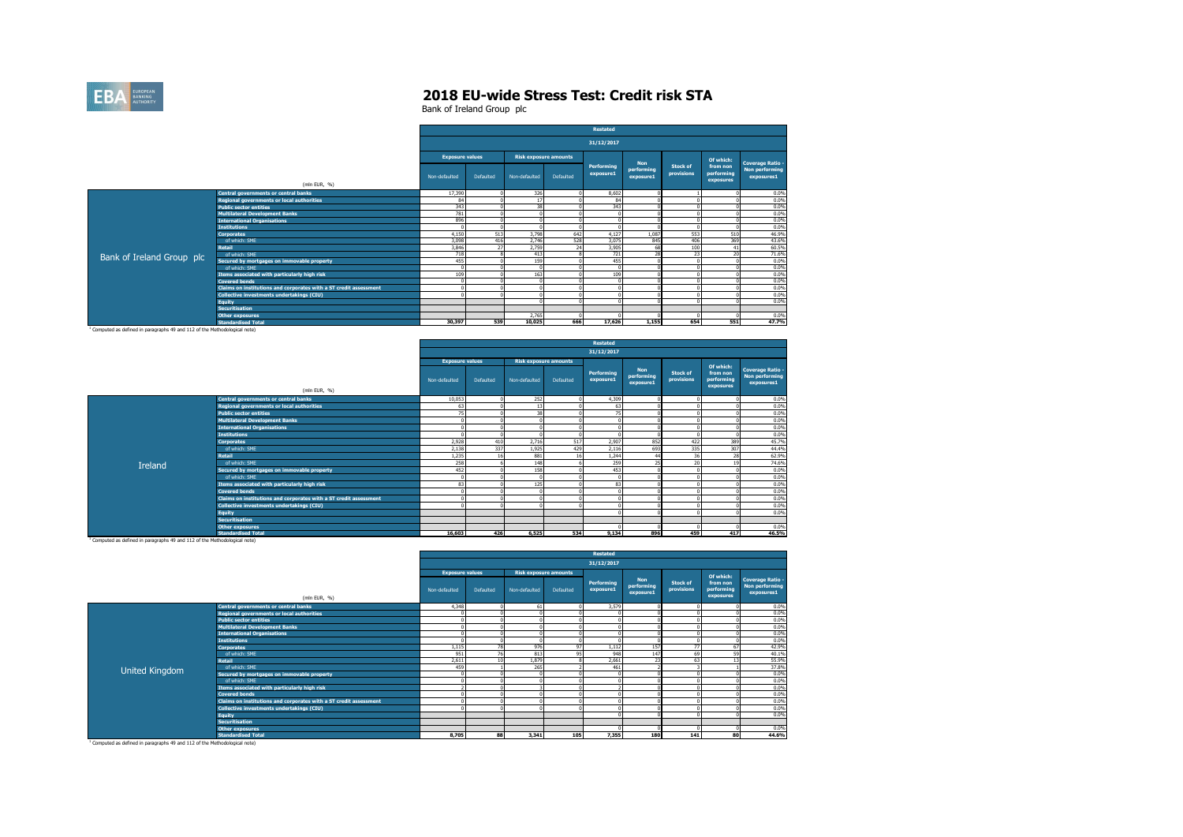# 2018 EU-wide Stress Test: Credit risk STA

Bank of Ireland Group plc

| | (mln EUR, %) | Restated | | | | | | | | |
|---|---|---|---|---|---|---|---|---|---|---|
| | | 31/12/2017 | | | | | | | | |
| | | Exposure values | | Risk exposure amounts | | Performing exposure1 | Non performing exposure1 | Stock of provisions | Of which: from non performing exposures | Coverage Ratio - Non performing exposures1 |
| | | Non-defaulted | Defaulted | Non-defaulted | Defaulted | | | | | |
| Bank of Ireland Group plc | Central governments or central banks | 17,390 | 0 | 326 | 0 | 8,602 | 0 | 1 | 0 | 0.0% |
| | Regional governments or local authorities | 84 | 0 | 17 | 0 | 84 | 0 | 0 | 0 | 0.0% |
| | Public sector entities | 343 | 0 | 38 | 0 | 343 | 0 | 0 | 0 | 0.0% |
| | Multilateral Development Banks | 781 | 0 | 0 | 0 | 0 | 0 | 0 | 0 | 0.0% |
| | International Organisations | 896 | 0 | 0 | 0 | 0 | 0 | 0 | 0 | 0.0% |
| | Institutions | 0 | 0 | 0 | 0 | 0 | 0 | 0 | 0 | 0.0% |
| | Corporates | 4,150 | 513 | 3,798 | 642 | 4,127 | 1,087 | 553 | 510 | 46.9% |
| | of which: SME | 3,098 | 416 | 2,746 | 528 | 3,075 | 845 | 406 | 369 | 43.6% |
| | Retail | 3,846 | 27 | 2,759 | 24 | 3,905 | 68 | 100 | 41 | 60.5% |
| | of which: SME | 718 | 8 | 413 | 8 | 721 | 28 | 23 | 20 | 71.8% |
| | Secured by mortgages on immovable property | 455 | 0 | 159 | 0 | 455 | 0 | 0 | 0 | 0.0% |
| | of which: SME | 0 | 0 | 0 | 0 | 0 | 0 | 0 | 0 | 0.0% |
| | Items associated with particularly high risk | 109 | 0 | 163 | 0 | 109 | 0 | 0 | 0 | 0.0% |
| | Covered bonds | 0 | 0 | 0 | 0 | 0 | 0 | 0 | 0 | 0.0% |
| | Claims on institutions and corporates with a ST credit assessment | 0 | 0 | 0 | 0 | 0 | 0 | 0 | 0 | 0.0% |
| | Collective investments undertakings (CIU) | 0 | 0 | 0 | 0 | 0 | 0 | 0 | 0 | 0.0% |
| | Equity | | | 0 | 0 | 0 | 0 | 0 | 0 | 0.0% |
| | Securitisation | | | | | | | | | |
| | Other exposures | | | 2,765 | 0 | 0 | 0 | 0 | 0 | 0.0% |
| | Standardised Total | 30,397 | 539 | 10,025 | 666 | 17,626 | 1,155 | 654 | 551 | 47.7% |

[1] Computed as defined in paragraphs 49 and 112 of the Methodological note)

| | (mln EUR, %) | Restated | | | | | | | | |
|---|---|---|---|---|---|---|---|---|---|---|
| | | 31/12/2017 | | | | | | | | |
| | | Exposure values | | Risk exposure amounts | | Performing exposure1 | Non performing exposure1 | Stock of provisions | Of which: from non performing exposures | Coverage Ratio - Non performing exposures1 |
| | | Non-defaulted | Defaulted | Non-defaulted | Defaulted | | | | | |
| Ireland | Central governments or central banks | 10,053 | 0 | 252 | 0 | 4,309 | 0 | 0 | 0 | 0.0% |
| | Regional governments or local authorities | 63 | 0 | 13 | 0 | 63 | 0 | 0 | 0 | 0.0% |
| | Public sector entities | 75 | 0 | 38 | 0 | 75 | 0 | 0 | 0 | 0.0% |
| | Multilateral Development Banks | 0 | 0 | 0 | 0 | 0 | 0 | 0 | 0 | 0.0% |
| | International Organisations | 0 | 0 | 0 | 0 | 0 | 0 | 0 | 0 | 0.0% |
| | Institutions | 0 | 0 | 0 | 0 | 0 | 0 | 0 | 0 | 0.0% |
| | Corporates | 2,928 | 410 | 2,716 | 517 | 2,907 | 852 | 422 | 389 | 45.7% |
| | of which: SME | 2,138 | 337 | 1,925 | 429 | 2,116 | 693 | 335 | 307 | 44.4% |
| | Retail | 1,235 | 16 | 881 | 16 | 1,244 | 44 | 36 | 28 | 62.9% |
| | of which: SME | 258 | 6 | 148 | 6 | 259 | 25 | 20 | 19 | 74.6% |
| | Secured by mortgages on immovable property | 452 | 0 | 158 | 0 | 453 | 0 | 0 | 0 | 0.0% |
| | of which: SME | 0 | 0 | 0 | 0 | 0 | 0 | 0 | 0 | 0.0% |
| | Items associated with particularly high risk | 83 | 0 | 125 | 0 | 83 | 0 | 0 | 0 | 0.0% |
| | Covered bonds | 0 | 0 | 0 | 0 | 0 | 0 | 0 | 0 | 0.0% |
| | Claims on institutions and corporates with a ST credit assessment | 0 | 0 | 0 | 0 | 0 | 0 | 0 | 0 | 0.0% |
| | Collective investments undertakings (CIU) | 0 | 0 | 0 | 0 | 0 | 0 | 0 | 0 | 0.0% |
| | Equity | | | | | 0 | 0 | 0 | 0 | 0.0% |
| | Securitisation | | | | | | | | | |
| | Other exposures | | | | | 0 | 0 | 0 | 0 | 0.0% |
| | Standardised Total | 16,603 | 426 | 6,525 | 534 | 9,134 | 896 | 459 | 417 | 46.5% |

[1] Computed as defined in paragraphs 49 and 112 of the Methodological note)

| | (mln EUR, %) | Restated | | | | | | | | |
|---|---|---|---|---|---|---|---|---|---|---|
| | | 31/12/2017 | | | | | | | | |
| | | Exposure values | | Risk exposure amounts | | Performing exposure1 | Non performing exposure1 | Stock of provisions | Of which: from non performing exposures | Coverage Ratio - Non performing exposures1 |
| | | Non-defaulted | Defaulted | Non-defaulted | Defaulted | | | | | |
| United Kingdom | Central governments or central banks | 4,348 | 0 | 61 | 0 | 3,579 | 0 | 0 | 0 | 0.0% |
| | Regional governments or local authorities | 0 | 0 | 0 | 0 | 0 | 0 | 0 | 0 | 0.0% |
| | Public sector entities | 0 | 0 | 0 | 0 | 0 | 0 | 0 | 0 | 0.0% |
| | Multilateral Development Banks | 0 | 0 | 0 | 0 | 0 | 0 | 0 | 0 | 0.0% |
| | International Organisations | 0 | 0 | 0 | 0 | 0 | 0 | 0 | 0 | 0.0% |
| | Institutions | 0 | 0 | 0 | 0 | 0 | 0 | 0 | 0 | 0.0% |
| | Corporates | 1,115 | 78 | 976 | 97 | 1,112 | 157 | 77 | 67 | 42.9% |
| | of which: SME | 951 | 76 | 813 | 95 | 948 | 147 | 69 | 59 | 40.1% |
| | Retail | 2,611 | 10 | 1,879 | 8 | 2,661 | 23 | 63 | 13 | 55.9% |
| | of which: SME | 459 | 1 | 265 | 2 | 461 | 2 | 3 | 1 | 37.8% |
| | Secured by mortgages on immovable property | 0 | 0 | 0 | 0 | 0 | 0 | 0 | 0 | 0.0% |
| | of which: SME | 0 | 0 | 0 | 0 | 0 | 0 | 0 | 0 | 0.0% |
| | Items associated with particularly high risk | 2 | 0 | 3 | 0 | 2 | 0 | 0 | 0 | 0.0% |
| | Covered bonds | 0 | 0 | 0 | 0 | 0 | 0 | 0 | 0 | 0.0% |
| | Claims on institutions and corporates with a ST credit assessment | 0 | 0 | 0 | 0 | 0 | 0 | 0 | 0 | 0.0% |
| | Collective investments undertakings (CIU) | 0 | 0 | 0 | 0 | 0 | 0 | 0 | 0 | 0.0% |
| | Equity | | | | | 0 | 0 | 0 | 0 | 0.0% |
| | Securitisation | | | | | | | | | |
| | Other exposures | | | | | 0 | 0 | 0 | 0 | 0.0% |
| | Standardised Total | 8,705 | 88 | 3,341 | 105 | 7,355 | 180 | 141 | 80 | 44.6% |

[1] Computed as defined in paragraphs 49 and 112 of the Methodological note)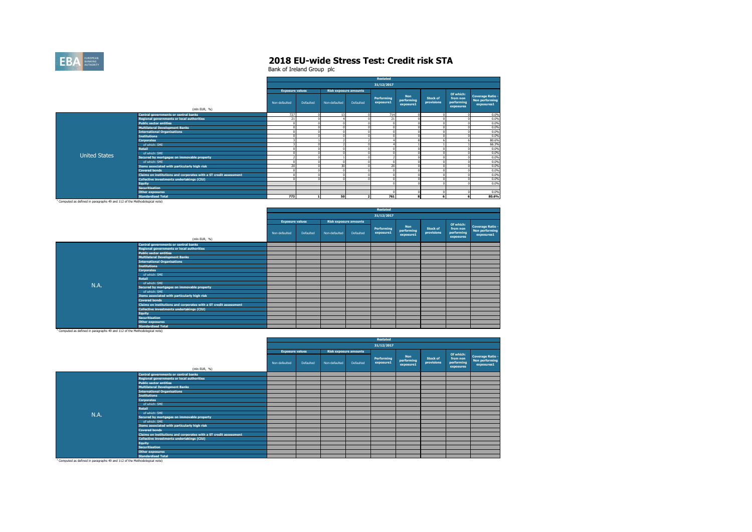# 2018 EU-wide Stress Test: Credit risk STA

Bank of Ireland Group plc

| | (mln EUR, %) | Restated | | | | | | | | |
|---|---|---|---|---|---|---|---|---|---|---|
| | | 31/12/2017 | | | | | | | | |
| | | Exposure values | | Risk exposure amounts | | Performing exposure1 | Non performing exposure1 | Stock of provisions | Of which: from non performing exposures | Coverage Ratio - Non performing exposures1 |
| | | Non-defaulted | Defaulted | Non-defaulted | Defaulted | | | | | |
| United States | Central governments or central banks | 727 | 0 | 13 | 0 | 714 | 0 | 0 | 0 | 0.0% |
| | Regional governments or local authorities | 21 | 0 | 4 | 0 | 21 | 0 | 0 | 0 | 0.0% |
| | Public sector entities | 0 | 0 | 0 | 0 | 0 | 0 | 0 | 0 | 0.0% |
| | Multilateral Development Banks | 0 | 0 | 0 | 0 | 0 | 0 | 0 | 0 | 0.0% |
| | International Organisations | 0 | 0 | 0 | 0 | 0 | 0 | 0 | 0 | 0.0% |
| | Institutions | 0 | 0 | 0 | 0 | 0 | 0 | 0 | 0 | 0.0% |
| | Corporates | 3 | 1 | 2 | 2 | 4 | 8 | 6 | 6 | 80.6% |
| | of which: SME | 3 | 0 | 2 | 0 | 4 | 1 | 1 | 1 | 66.3% |
| | Retail | 0 | 0 | 0 | 0 | 0 | 0 | 0 | 0 | 0.0% |
| | of which: SME | 0 | 0 | 0 | 0 | 0 | 0 | 0 | 0 | 0.0% |
| | Secured by mortgages on immovable property | 2 | 0 | 1 | 0 | 2 | 0 | 0 | 0 | 0.0% |
| | of which: SME | 0 | 0 | 0 | 0 | 0 | 0 | 0 | 0 | 0.0% |
| | Items associated with particularly high risk | 20 | 0 | 30 | 0 | 20 | 0 | 0 | 0 | 0.0% |
| | Covered bonds | 0 | 0 | 0 | 0 | 0 | 0 | 0 | 0 | 0.0% |
| | Claims on institutions and corporates with a ST credit assessment | 0 | 0 | 0 | 0 | 0 | 0 | 0 | 0 | 0.0% |
| | Collective investments undertakings (CIU) | 0 | 0 | 0 | 0 | 0 | 0 | 0 | 0 | 0.0% |
| | Equity | | | | | 0 | 0 | 0 | 0 | 0.0% |
| | Securitisation | | | | | | | | | |
| | Other exposures | | | | | 0 | 0 | 0 | 0 | 0.0% |
| | Standardised Total | 773 | 1 | 50 | 2 | 761 | 8 | 6 | 6 | 80.6% |

[1] Computed as defined in paragraphs 49 and 112 of the Methodological note)

| | (mln EUR, %) | Restated | | | | | | | | |
|---|---|---|---|---|---|---|---|---|---|---|
| | | 31/12/2017 | | | | | | | | |
| | | Exposure values | | Risk exposure amounts | | Performing exposure1 | Non performing exposure1 | Stock of provisions | Of which: from non performing exposures | Coverage Ratio - Non performing exposures1 |
| | | Non-defaulted | Defaulted | Non-defaulted | Defaulted | | | | | |
| N.A. | Central governments or central banks | | | | | | | | | |
| | Regional governments or local authorities | | | | | | | | | |
| | Public sector entities | | | | | | | | | |
| | Multilateral Development Banks | | | | | | | | | |
| | International Organisations | | | | | | | | | |
| | Institutions | | | | | | | | | |
| | Corporates | | | | | | | | | |
| | of which: SME | | | | | | | | | |
| | Retail | | | | | | | | | |
| | of which: SME | | | | | | | | | |
| | Secured by mortgages on immovable property | | | | | | | | | |
| | of which: SME | | | | | | | | | |
| | Items associated with particularly high risk | | | | | | | | | |
| | Covered bonds | | | | | | | | | |
| | Claims on institutions and corporates with a ST credit assessment | | | | | | | | | |
| | Collective investments undertakings (CIU) | | | | | | | | | |
| | Equity | | | | | | | | | |
| | Securitisation | | | | | | | | | |
| | Other exposures | | | | | | | | | |
| | Standardised Total | | | | | | | | | |

[1] Computed as defined in paragraphs 49 and 112 of the Methodological note)

| | (mln EUR, %) | Restated | | | | | | | | |
|---|---|---|---|---|---|---|---|---|---|---|
| | | 31/12/2017 | | | | | | | | |
| | | Exposure values | | Risk exposure amounts | | Performing exposure1 | Non performing exposure1 | Stock of provisions | Of which: from non performing exposures | Coverage Ratio - Non performing exposures1 |
| | | Non-defaulted | Defaulted | Non-defaulted | Defaulted | | | | | |
| N.A. | Central governments or central banks | | | | | | | | | |
| | Regional governments or local authorities | | | | | | | | | |
| | Public sector entities | | | | | | | | | |
| | Multilateral Development Banks | | | | | | | | | |
| | International Organisations | | | | | | | | | |
| | Institutions | | | | | | | | | |
| | Corporates | | | | | | | | | |
| | of which: SME | | | | | | | | | |
| | Retail | | | | | | | | | |
| | of which: SME | | | | | | | | | |
| | Secured by mortgages on immovable property | | | | | | | | | |
| | of which: SME | | | | | | | | | |
| | Items associated with particularly high risk | | | | | | | | | |
| | Covered bonds | | | | | | | | | |
| | Claims on institutions and corporates with a ST credit assessment | | | | | | | | | |
| | Collective investments undertakings (CIU) | | | | | | | | | |
| | Equity | | | | | | | | | |
| | Securitisation | | | | | | | | | |
| | Other exposures | | | | | | | | | |
| | Standardised Total | | | | | | | | | |

[1] Computed as defined in paragraphs 49 and 112 of the Methodological note)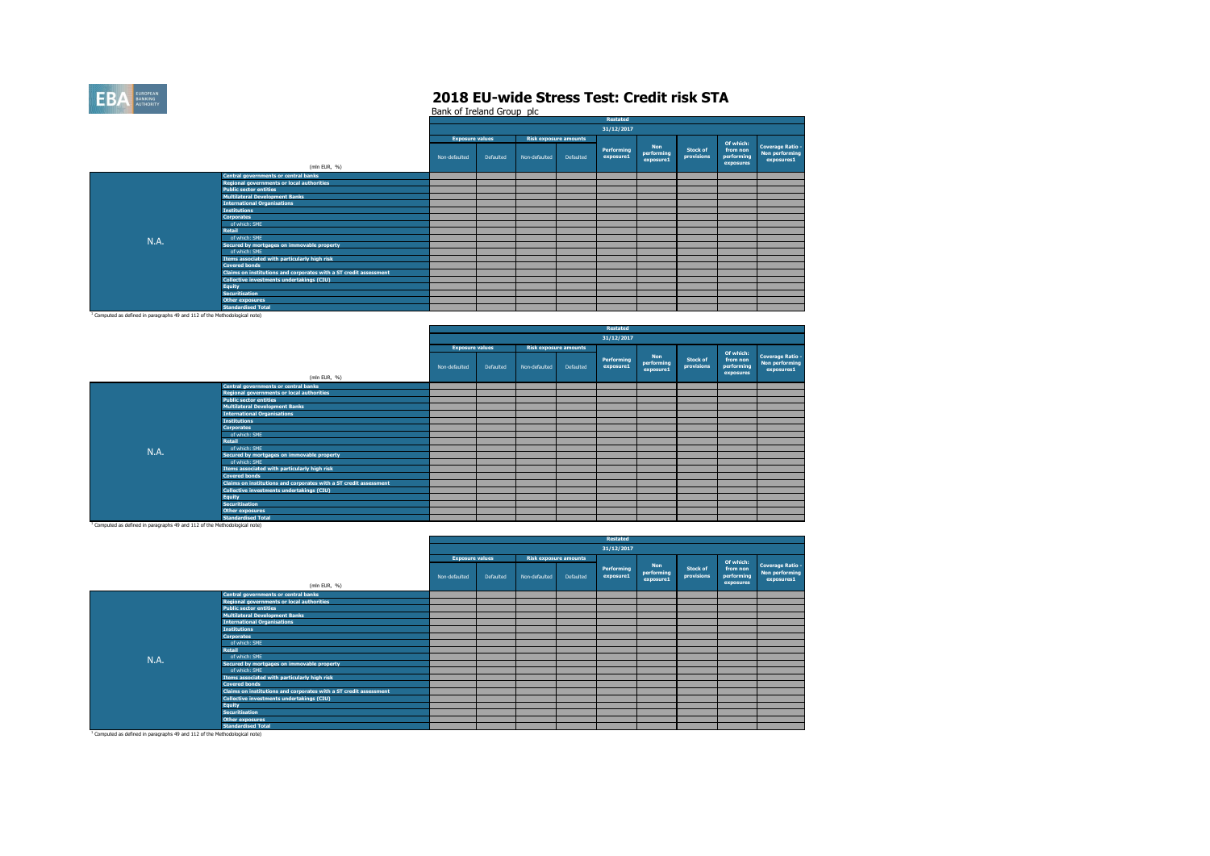# 2018 EU-wide Stress Test: Credit risk STA

Bank of Ireland Group plc

| | (mln EUR, %) | Restated | | | | | | | | |
|---|---|---|---|---|---|---|---|---|---|---|
| | | 31/12/2017 | | | | | | | | |
| | | Exposure values | | Risk exposure amounts | | Performing exposure1 | Non performing exposure1 | Stock of provisions | Of which: from non performing exposures | Coverage Ratio - Non performing exposures1 |
| | | Non-defaulted | Defaulted | Non-defaulted | Defaulted | | | | | |
| N.A. | Central governments or central banks | | | | | | | | | |
| | Regional governments or local authorities | | | | | | | | | |
| | Public sector entities | | | | | | | | | |
| | Multilateral Development Banks | | | | | | | | | |
| | International Organisations | | | | | | | | | |
| | Institutions | | | | | | | | | |
| | Corporates | | | | | | | | | |
| | of which: SME | | | | | | | | | |
| | Retail | | | | | | | | | |
| | of which: SME | | | | | | | | | |
| | Secured by mortgages on immovable property | | | | | | | | | |
| | of which: SME | | | | | | | | | |
| | Items associated with particularly high risk | | | | | | | | | |
| | Covered bonds | | | | | | | | | |
| | Claims on institutions and corporates with a ST credit assessment | | | | | | | | | |
| | Collective investments undertakings (CIU) | | | | | | | | | |
| | Equity | | | | | | | | | |
| | Securitisation | | | | | | | | | |
| | Other exposures | | | | | | | | | |
| | Standardised Total | | | | | | | | | |

[1] Computed as defined in paragraphs 49 and 112 of the Methodological note)

| | (mln EUR, %) | Restated | | | | | | | | |
|---|---|---|---|---|---|---|---|---|---|---|
| | | 31/12/2017 | | | | | | | | |
| | | Exposure values | | Risk exposure amounts | | Performing exposure1 | Non performing exposure1 | Stock of provisions | Of which: from non performing exposures | Coverage Ratio - Non performing exposures1 |
| | | Non-defaulted | Defaulted | Non-defaulted | Defaulted | | | | | |
| N.A. | Central governments or central banks | | | | | | | | | |
| | Regional governments or local authorities | | | | | | | | | |
| | Public sector entities | | | | | | | | | |
| | Multilateral Development Banks | | | | | | | | | |
| | International Organisations | | | | | | | | | |
| | Institutions | | | | | | | | | |
| | Corporates | | | | | | | | | |
| | of which: SME | | | | | | | | | |
| | Retail | | | | | | | | | |
| | of which: SME | | | | | | | | | |
| | Secured by mortgages on immovable property | | | | | | | | | |
| | of which: SME | | | | | | | | | |
| | Items associated with particularly high risk | | | | | | | | | |
| | Covered bonds | | | | | | | | | |
| | Claims on institutions and corporates with a ST credit assessment | | | | | | | | | |
| | Collective investments undertakings (CIU) | | | | | | | | | |
| | Equity | | | | | | | | | |
| | Securitisation | | | | | | | | | |
| | Other exposures | | | | | | | | | |
| | Standardised Total | | | | | | | | | |

[1] Computed as defined in paragraphs 49 and 112 of the Methodological note)

| | (mln EUR, %) | Restated | | | | | | | | |
|---|---|---|---|---|---|---|---|---|---|---|
| | | 31/12/2017 | | | | | | | | |
| | | Exposure values | | Risk exposure amounts | | Performing exposure1 | Non performing exposure1 | Stock of provisions | Of which: from non performing exposures | Coverage Ratio - Non performing exposures1 |
| | | Non-defaulted | Defaulted | Non-defaulted | Defaulted | | | | | |
| N.A. | Central governments or central banks | | | | | | | | | |
| | Regional governments or local authorities | | | | | | | | | |
| | Public sector entities | | | | | | | | | |
| | Multilateral Development Banks | | | | | | | | | |
| | International Organisations | | | | | | | | | |
| | Institutions | | | | | | | | | |
| | Corporates | | | | | | | | | |
| | of which: SME | | | | | | | | | |
| | Retail | | | | | | | | | |
| | of which: SME | | | | | | | | | |
| | Secured by mortgages on immovable property | | | | | | | | | |
| | of which: SME | | | | | | | | | |
| | Items associated with particularly high risk | | | | | | | | | |
| | Covered bonds | | | | | | | | | |
| | Claims on institutions and corporates with a ST credit assessment | | | | | | | | | |
| | Collective investments undertakings (CIU) | | | | | | | | | |
| | Equity | | | | | | | | | |
| | Securitisation | | | | | | | | | |
| | Other exposures | | | | | | | | | |
| | Standardised Total | | | | | | | | | |

[1] Computed as defined in paragraphs 49 and 112 of the Methodological note)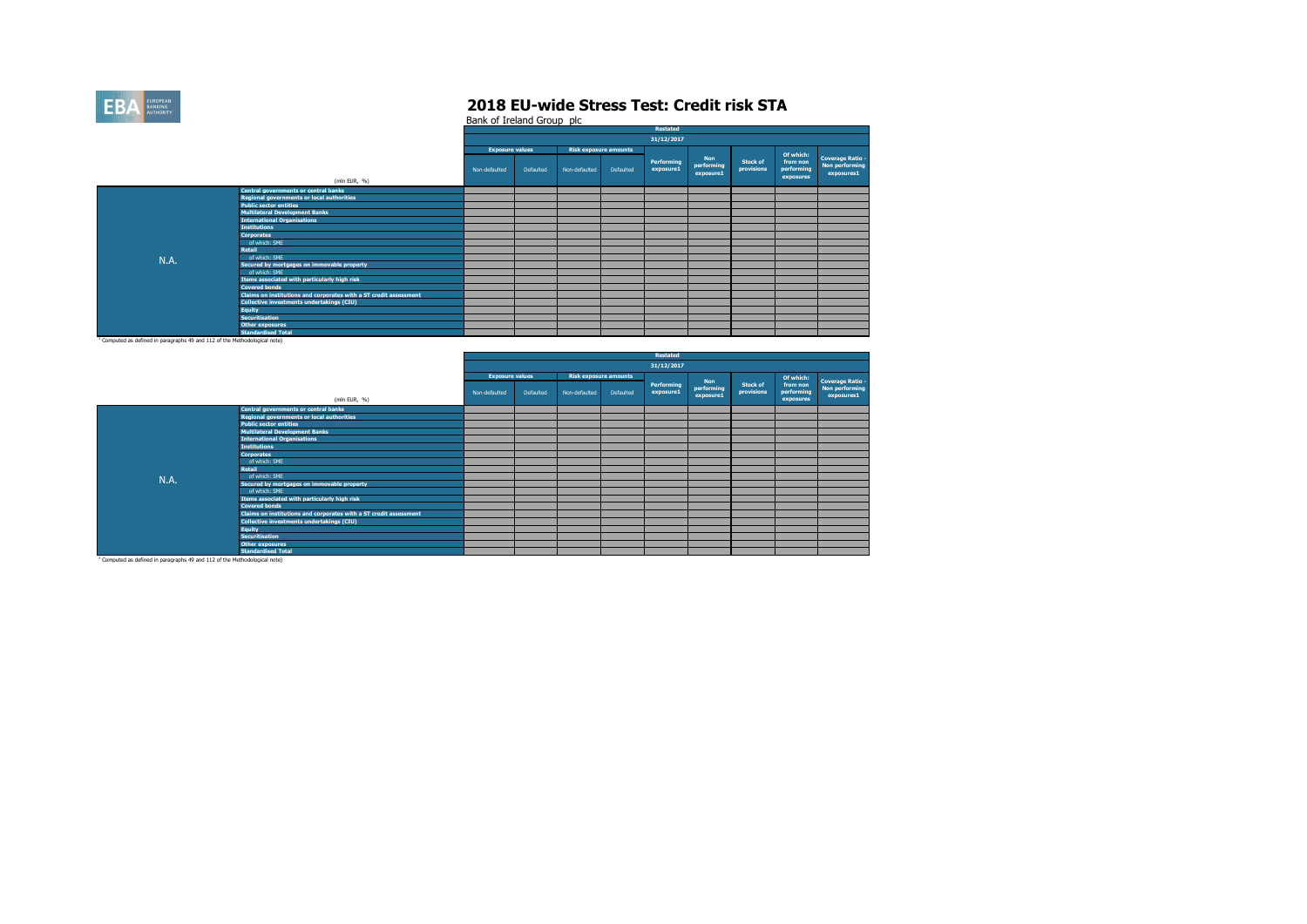# 2018 EU-wide Stress Test: Credit risk STA

Bank of Ireland Group plc

| | (mln EUR, %) | Restated | | | | | | | | |
|---|---|---|---|---|---|---|---|---|---|---|
| | | 31/12/2017 | | | | | | | | |
| | | Exposure values | | Risk exposure amounts | | Performing exposure1 | Non performing exposure1 | Stock of provisions | Of which: from non performing exposures | Coverage Ratio - Non performing exposures1 |
| | | Non-defaulted | Defaulted | Non-defaulted | Defaulted | | | | | |
| N.A. | Central governments or central banks | | | | | | | | | |
| | Regional governments or local authorities | | | | | | | | | |
| | Public sector entities | | | | | | | | | |
| | Multilateral Development Banks | | | | | | | | | |
| | International Organisations | | | | | | | | | |
| | Institutions | | | | | | | | | |
| | Corporates | | | | | | | | | |
| | of which: SME | | | | | | | | | |
| | Retail | | | | | | | | | |
| | of which: SME | | | | | | | | | |
| | Secured by mortgages on immovable property | | | | | | | | | |
| | of which: SME | | | | | | | | | |
| | Items associated with particularly high risk | | | | | | | | | |
| | Covered bonds | | | | | | | | | |
| | Claims on institutions and corporates with a ST credit assessment | | | | | | | | | |
| | Collective investments undertakings (CIU) | | | | | | | | | |
| | Equity | | | | | | | | | |
| | Securitisation | | | | | | | | | |
| | Other exposures | | | | | | | | | |
| | Standardised Total | | | | | | | | | |

[1] Computed as defined in paragraphs 49 and 112 of the Methodological note)

| | (mln EUR, %) | Restated | | | | | | | | |
|---|---|---|---|---|---|---|---|---|---|---|
| | | 31/12/2017 | | | | | | | | |
| | | Exposure values | | Risk exposure amounts | | Performing exposure1 | Non performing exposure1 | Stock of provisions | Of which: from non performing exposures | Coverage Ratio - Non performing exposures1 |
| | | Non-defaulted | Defaulted | Non-defaulted | Defaulted | | | | | |
| N.A. | Central governments or central banks | | | | | | | | | |
| | Regional governments or local authorities | | | | | | | | | |
| | Public sector entities | | | | | | | | | |
| | Multilateral Development Banks | | | | | | | | | |
| | International Organisations | | | | | | | | | |
| | Institutions | | | | | | | | | |
| | Corporates | | | | | | | | | |
| | of which: SME | | | | | | | | | |
| | Retail | | | | | | | | | |
| | of which: SME | | | | | | | | | |
| | Secured by mortgages on immovable property | | | | | | | | | |
| | of which: SME | | | | | | | | | |
| | Items associated with particularly high risk | | | | | | | | | |
| | Covered bonds | | | | | | | | | |
| | Claims on institutions and corporates with a ST credit assessment | | | | | | | | | |
| | Collective investments undertakings (CIU) | | | | | | | | | |
| | Equity | | | | | | | | | |
| | Securitisation | | | | | | | | | |
| | Other exposures | | | | | | | | | |
| | Standardised Total | | | | | | | | | |

[1] Computed as defined in paragraphs 49 and 112 of the Methodological note)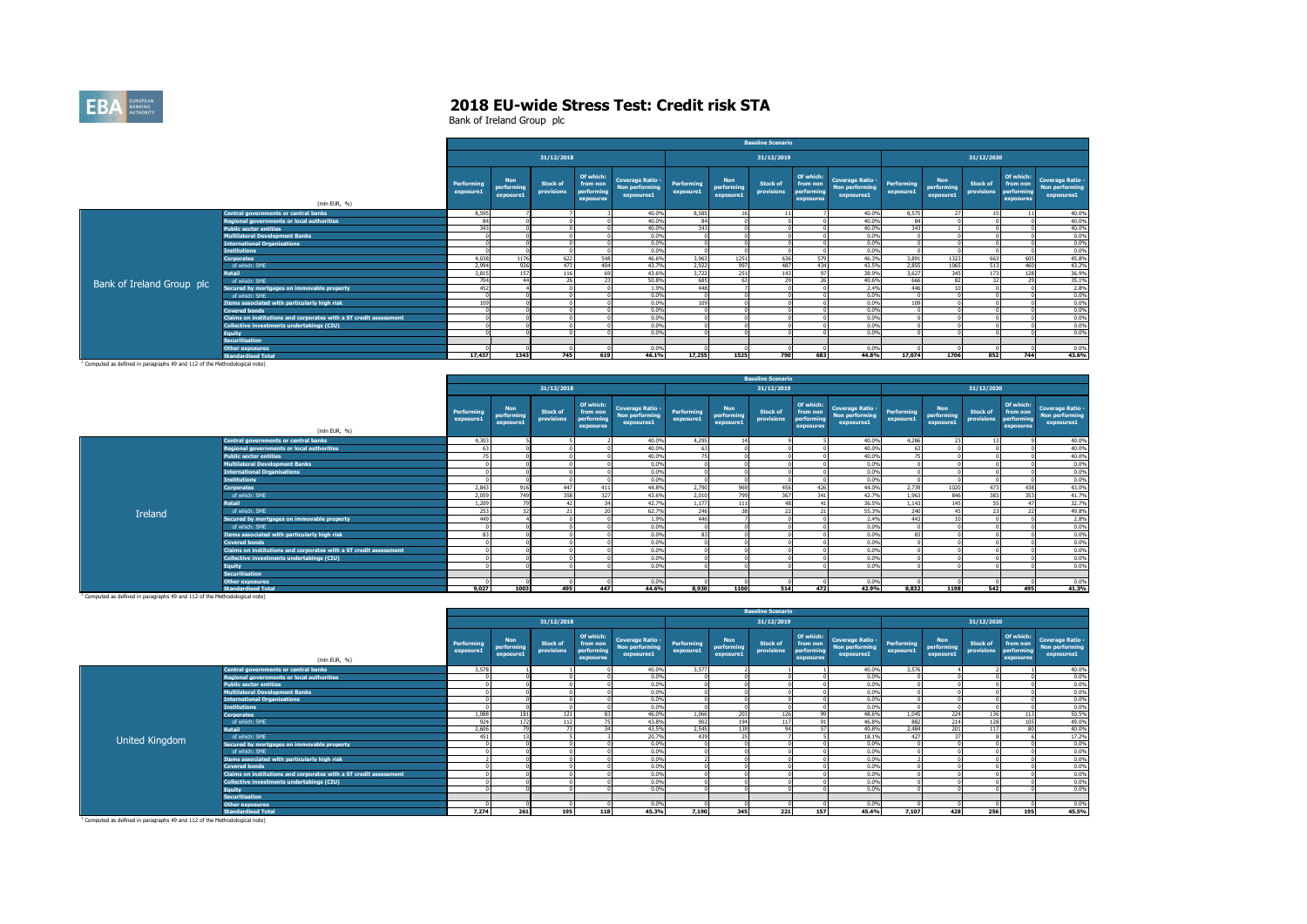# 2018 EU-wide Stress Test: Credit risk STA

Bank of Ireland Group plc

| | (mln EUR, %) | Baseline Scenario | | | | | | | | | | | | | | |
|---|---|---|---|---|---|---|---|---|---|---|---|---|---|---|---|---|
| | | 31/12/2018 | | | | | 31/12/2019 | | | | | 31/12/2020 | | | | |
| | | Performing exposure1 | Non performing exposure1 | Stock of provisions | Of which: from non performing exposures | Coverage Ratio - Non performing exposures1 | Performing exposure1 | Non performing exposure1 | Stock of provisions | Of which: from non performing exposures | Coverage Ratio - Non performing exposures1 | Performing exposure1 | Non performing exposure1 | Stock of provisions | Of which: from non performing exposures | Coverage Ratio - Non performing exposures1 |
| Bank of Ireland Group plc | Central governments or central banks | 8,595 | 7 | 7 | 3 | 40.0% | 8,585 | 16 | 11 | 7 | 40.0% | 8,575 | 27 | 15 | 11 | 40.0% |
| | Regional governments or local authorities | 84 | 0 | 0 | 0 | 40.0% | 84 | 0 | 0 | 0 | 40.0% | 84 | 0 | 0 | 0 | 40.0% |
| | Public sector entities | 343 | 0 | 0 | 0 | 40.0% | 343 | 0 | 0 | 0 | 40.0% | 343 | 1 | 0 | 0 | 40.0% |
| | Multilateral Development Banks | 0 | 0 | 0 | 0 | 0.0% | 0 | 0 | 0 | 0 | 0.0% | 0 | 0 | 0 | 0 | 0.0% |
| | International Organisations | 0 | 0 | 0 | 0 | 0.0% | 0 | 0 | 0 | 0 | 0.0% | 0 | 0 | 0 | 0 | 0.0% |
| | Institutions | 0 | 0 | 0 | 0 | 0.0% | 0 | 0 | 0 | 0 | 0.0% | 0 | 0 | 0 | 0 | 0.0% |
| | Corporates | 4,038 | 1176 | 622 | 548 | 46.6% | 3,963 | 1251 | 636 | 579 | 46.3% | 3,891 | 1323 | 663 | 605 | 45.8% |
| | of which: SME | 2,994 | 926 | 473 | 404 | 43.7% | 2,922 | 997 | 487 | 434 | 43.5% | 2,855 | 1065 | 513 | 460 | 43.2% |
| | Retail | 3,815 | 157 | 116 | 69 | 43.6% | 3,722 | 251 | 143 | 97 | 38.9% | 3,627 | 345 | 173 | 128 | 36.9% |
| | of which: SME | 704 | 44 | 26 | 23 | 50.8% | 685 | 63 | 29 | 26 | 40.6% | 666 | 82 | 32 | 29 | 35.1% |
| | Secured by mortgages on immovable property | 452 | 4 | 0 | 0 | 1.9% | 448 | 7 | 0 | 0 | 2.4% | 446 | 10 | 0 | 0 | 2.8% |
| | of which: SME | 0 | 0 | 0 | 0 | 0.0% | 0 | 0 | 0 | 0 | 0.0% | 0 | 0 | 0 | 0 | 0.0% |
| | Items associated with particularly high risk | 109 | 0 | 0 | 0 | 0.0% | 109 | 0 | 0 | 0 | 0.0% | 109 | 0 | 0 | 0 | 0.0% |
| | Covered bonds | 0 | 0 | 0 | 0 | 0.0% | 0 | 0 | 0 | 0 | 0.0% | 0 | 0 | 0 | 0 | 0.0% |
| | Claims on institutions and corporates with a ST credit assessment | 0 | 0 | 0 | 0 | 0.0% | 0 | 0 | 0 | 0 | 0.0% | 0 | 0 | 0 | 0 | 0.0% |
| | Collective investments undertakings (CIU) | 0 | 0 | 0 | 0 | 0.0% | 0 | 0 | 0 | 0 | 0.0% | 0 | 0 | 0 | 0 | 0.0% |
| | Equity | 0 | 0 | 0 | 0 | 0.0% | 0 | 0 | 0 | 0 | 0.0% | 0 | 0 | 0 | 0 | 0.0% |
| | Securitisation | | | | | | | | | | | | | | | |
| | Other exposures | 0 | 0 | 0 | 0 | 0.0% | 0 | 0 | 0 | 0 | 0.0% | 0 | 0 | 0 | 0 | 0.0% |
| | Standardised Total | 17,437 | 1343 | 745 | 619 | 46.1% | 17,255 | 1525 | 790 | 683 | 44.8% | 17,074 | 1706 | 852 | 744 | 43.6% |

[1] Computed as defined in paragraphs 49 and 112 of the Methodological note)

| | (mln EUR, %) | Baseline Scenario | | | | | | | | | | | | | | |
|---|---|---|---|---|---|---|---|---|---|---|---|---|---|---|---|---|
| | | 31/12/2018 | | | | | 31/12/2019 | | | | | 31/12/2020 | | | | |
| | | Performing exposure1 | Non performing exposure1 | Stock of provisions | Of which: from non performing exposures | Coverage Ratio - Non performing exposures1 | Performing exposure1 | Non performing exposure1 | Stock of provisions | Of which: from non performing exposures | Coverage Ratio - Non performing exposures1 | Performing exposure1 | Non performing exposure1 | Stock of provisions | Of which: from non performing exposures | Coverage Ratio - Non performing exposures1 |
| Ireland | Central governments or central banks | 4,303 | 5 | 5 | 2 | 40.0% | 4,295 | 14 | 9 | 5 | 40.0% | 4,286 | 23 | 13 | 9 | 40.0% |
| | Regional governments or local authorities | 63 | 0 | 0 | 0 | 40.0% | 63 | 0 | 0 | 0 | 40.0% | 63 | 0 | 0 | 0 | 40.0% |
| | Public sector entities | 75 | 0 | 0 | 0 | 40.0% | 75 | 0 | 0 | 0 | 40.0% | 75 | 0 | 0 | 0 | 40.0% |
| | Multilateral Development Banks | 0 | 0 | 0 | 0 | 0.0% | 0 | 0 | 0 | 0 | 0.0% | 0 | 0 | 0 | 0 | 0.0% |
| | International Organisations | 0 | 0 | 0 | 0 | 0.0% | 0 | 0 | 0 | 0 | 0.0% | 0 | 0 | 0 | 0 | 0.0% |
| | Institutions | 0 | 0 | 0 | 0 | 0.0% | 0 | 0 | 0 | 0 | 0.0% | 0 | 0 | 0 | 0 | 0.0% |
| | Corporates | 2,843 | 916 | 447 | 411 | 44.8% | 2,790 | 969 | 456 | 426 | 44.0% | 2,739 | 1020 | 473 | 438 | 43.0% |
| | of which: SME | 2,059 | 749 | 358 | 327 | 43.6% | 2,010 | 799 | 367 | 341 | 42.7% | 1,963 | 846 | 383 | 353 | 41.7% |
| | Retail | 1,209 | 79 | 42 | 34 | 43.7% | 1,177 | 111 | 48 | 41 | 36.5% | 1,143 | 145 | 55 | 47 | 32.7% |
| | of which: SME | 253 | 32 | 21 | 20 | 62.7% | 246 | 38 | 22 | 21 | 55.3% | 240 | 45 | 23 | 22 | 49.8% |
| | Secured by mortgages on immovable property | 449 | 4 | 0 | 0 | 1.9% | 446 | 7 | 0 | 0 | 2.4% | 443 | 10 | 0 | 0 | 2.8% |
| | of which: SME | 0 | 0 | 0 | 0 | 0.0% | 0 | 0 | 0 | 0 | 0.0% | 0 | 0 | 0 | 0 | 0.0% |
| | Items associated with particularly high risk | 83 | 0 | 0 | 0 | 0.0% | 83 | 0 | 0 | 0 | 0.0% | 83 | 0 | 0 | 0 | 0.0% |
| | Covered bonds | 0 | 0 | 0 | 0 | 0.0% | 0 | 0 | 0 | 0 | 0.0% | 0 | 0 | 0 | 0 | 0.0% |
| | Claims on institutions and corporates with a ST credit assessment | 0 | 0 | 0 | 0 | 0.0% | 0 | 0 | 0 | 0 | 0.0% | 0 | 0 | 0 | 0 | 0.0% |
| | Collective investments undertakings (CIU) | 0 | 0 | 0 | 0 | 0.0% | 0 | 0 | 0 | 0 | 0.0% | 0 | 0 | 0 | 0 | 0.0% |
| | Equity | 0 | 0 | 0 | 0 | 0.0% | 0 | 0 | 0 | 0 | 0.0% | 0 | 0 | 0 | 0 | 0.0% |
| | Securitisation | | | | | | | | | | | | | | | |
| | Other exposures | 0 | 0 | 0 | 0 | 0.0% | 0 | 0 | 0 | 0 | 0.0% | 0 | 0 | 0 | 0 | 0.0% |
| | Standardised Total | 9,027 | 1003 | 495 | 447 | 44.6% | 8,930 | 1100 | 514 | 472 | 42.9% | 8,832 | 1198 | 542 | 495 | 41.3% |

[1] Computed as defined in paragraphs 49 and 112 of the Methodological note)

| | (mln EUR, %) | Baseline Scenario | | | | | | | | | | | | | | |
|---|---|---|---|---|---|---|---|---|---|---|---|---|---|---|---|---|
| | | 31/12/2018 | | | | | 31/12/2019 | | | | | 31/12/2020 | | | | |
| | | Performing exposure1 | Non performing exposure1 | Stock of provisions | Of which: from non performing exposures | Coverage Ratio - Non performing exposures1 | Performing exposure1 | Non performing exposure1 | Stock of provisions | Of which: from non performing exposures | Coverage Ratio - Non performing exposures1 | Performing exposure1 | Non performing exposure1 | Stock of provisions | Of which: from non performing exposures | Coverage Ratio - Non performing exposures1 |
| United Kingdom | Central governments or central banks | 3,578 | 1 | 1 | 0 | 40.0% | 3,577 | 2 | 1 | 1 | 40.0% | 3,576 | 4 | 2 | 1 | 40.0% |
| | Regional governments or local authorities | 0 | 0 | 0 | 0 | 0.0% | 0 | 0 | 0 | 0 | 0.0% | 0 | 0 | 0 | 0 | 0.0% |
| | Public sector entities | 0 | 0 | 0 | 0 | 0.0% | 0 | 0 | 0 | 0 | 0.0% | 0 | 0 | 0 | 0 | 0.0% |
| | Multilateral Development Banks | 0 | 0 | 0 | 0 | 0.0% | 0 | 0 | 0 | 0 | 0.0% | 0 | 0 | 0 | 0 | 0.0% |
| | International Organisations | 0 | 0 | 0 | 0 | 0.0% | 0 | 0 | 0 | 0 | 0.0% | 0 | 0 | 0 | 0 | 0.0% |
| | Institutions | 0 | 0 | 0 | 0 | 0.0% | 0 | 0 | 0 | 0 | 0.0% | 0 | 0 | 0 | 0 | 0.0% |
| | Corporates | 1,088 | 181 | 121 | 83 | 46.0% | 1,066 | 203 | 126 | 99 | 48.6% | 1,045 | 224 | 136 | 113 | 50.5% |
| | of which: SME | 924 | 172 | 112 | 75 | 43.8% | 902 | 194 | 117 | 91 | 46.8% | 882 | 214 | 128 | 105 | 49.0% |
| | Retail | 2,606 | 79 | 73 | 34 | 43.5% | 2,545 | 139 | 94 | 57 | 40.8% | 2,484 | 201 | 117 | 80 | 40.0% |
| | of which: SME | 451 | 13 | 5 | 3 | 20.7% | 439 | 25 | 7 | 5 | 18.1% | 427 | 37 | 8 | 6 | 17.2% |
| | Secured by mortgages on immovable property | 0 | 0 | 0 | 0 | 0.0% | 0 | 0 | 0 | 0 | 0.0% | 0 | 0 | 0 | 0 | 0.0% |
| | of which: SME | 0 | 0 | 0 | 0 | 0.0% | 0 | 0 | 0 | 0 | 0.0% | 0 | 0 | 0 | 0 | 0.0% |
| | Items associated with particularly high risk | 2 | 0 | 0 | 0 | 0.0% | 2 | 0 | 0 | 0 | 0.0% | 2 | 0 | 0 | 0 | 0.0% |
| | Covered bonds | 0 | 0 | 0 | 0 | 0.0% | 0 | 0 | 0 | 0 | 0.0% | 0 | 0 | 0 | 0 | 0.0% |
| | Claims on institutions and corporates with a ST credit assessment | 0 | 0 | 0 | 0 | 0.0% | 0 | 0 | 0 | 0 | 0.0% | 0 | 0 | 0 | 0 | 0.0% |
| | Collective investments undertakings (CIU) | 0 | 0 | 0 | 0 | 0.0% | 0 | 0 | 0 | 0 | 0.0% | 0 | 0 | 0 | 0 | 0.0% |
| | Equity | 0 | 0 | 0 | 0 | 0.0% | 0 | 0 | 0 | 0 | 0.0% | 0 | 0 | 0 | 0 | 0.0% |
| | Securitisation | | | | | | | | | | | | | | | |
| | Other exposures | 0 | 0 | 0 | 0 | 0.0% | 0 | 0 | 0 | 0 | 0.0% | 0 | 0 | 0 | 0 | 0.0% |
| | Standardised Total | 7,274 | 261 | 195 | 118 | 45.3% | 7,190 | 345 | 221 | 157 | 45.4% | 7,107 | 428 | 256 | 195 | 45.5% |

[1] Computed as defined in paragraphs 49 and 112 of the Methodological note)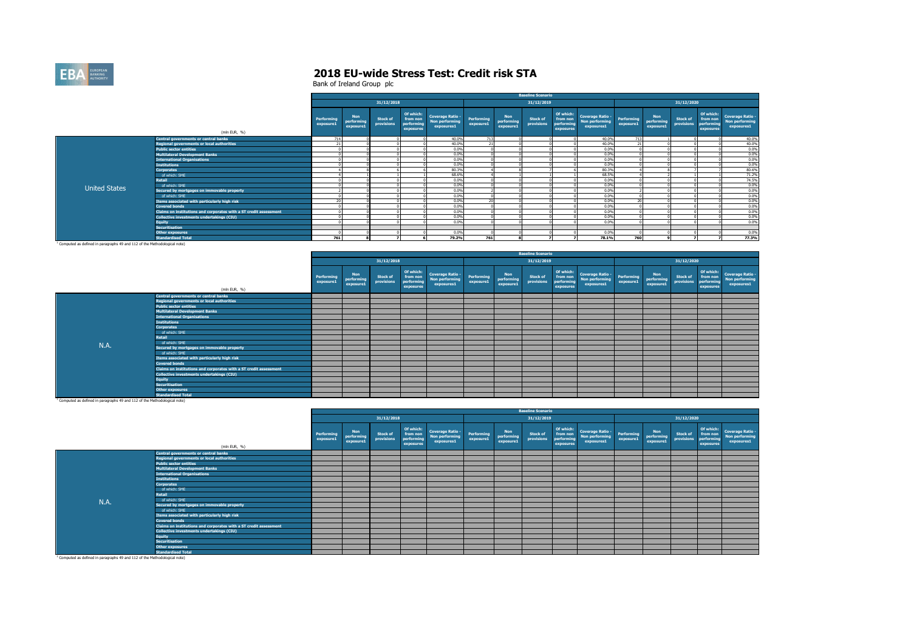# 2018 EU-wide Stress Test: Credit risk STA

Bank of Ireland Group plc

| | (mln EUR, %) | Baseline Scenario | | | | | | | | | | | | | | |
|---|---|---|---|---|---|---|---|---|---|---|---|---|---|---|---|---|
| | | 31/12/2018 | | | | | 31/12/2019 | | | | | 31/12/2020 | | | | |
| | | Performing exposure1 | Non performing exposure1 | Stock of provisions | Of which: from non performing exposures | Coverage Ratio - Non performing exposures1 | Performing exposure1 | Non performing exposure1 | Stock of provisions | Of which: from non performing exposures | Coverage Ratio - Non performing exposures1 | Performing exposure1 | Non performing exposure1 | Stock of provisions | Of which: from non performing exposures | Coverage Ratio - Non performing exposures1 |
| United States | Central governments or central banks | 714 | 0 | 0 | 0 | 40.0% | 713 | 0 | 0 | 0 | 40.0% | 713 | 1 | 0 | 0 | 40.0% |
| | Regional governments or local authorities | 21 | 0 | 0 | 0 | 40.0% | 21 | 0 | 0 | 0 | 40.0% | 21 | 0 | 0 | 0 | 40.0% |
| | Public sector entities | 0 | 0 | 0 | 0 | 0.0% | 0 | 0 | 0 | 0 | 0.0% | 0 | 0 | 0 | 0 | 0.0% |
| | Multilateral Development Banks | 0 | 0 | 0 | 0 | 0.0% | 0 | 0 | 0 | 0 | 0.0% | 0 | 0 | 0 | 0 | 0.0% |
| | International Organisations | 0 | 0 | 0 | 0 | 0.0% | 0 | 0 | 0 | 0 | 0.0% | 0 | 0 | 0 | 0 | 0.0% |
| | Institutions | 0 | 0 | 0 | 0 | 0.0% | 0 | 0 | 0 | 0 | 0.0% | 0 | 0 | 0 | 0 | 0.0% |
| | Corporates | 4 | 8 | 6 | 6 | 80.3% | 4 | 8 | 7 | 6 | 80.3% | 4 | 8 | 7 | 7 | 80.6% |
| | of which: SME | 4 | 1 | 1 | 1 | 68.6% | 4 | 1 | 1 | 1 | 68.5% | 4 | 2 | 1 | 1 | 71.2% |
| | Retail | 0 | 0 | 0 | 0 | 0.0% | 0 | 0 | 0 | 0 | 0.0% | 0 | 0 | 0 | 0 | 74.5% |
| | of which: SME | 0 | 0 | 0 | 0 | 0.0% | 0 | 0 | 0 | 0 | 0.0% | 0 | 0 | 0 | 0 | 0.0% |
| | Secured by mortgages on immovable property | 2 | 0 | 0 | 0 | 0.0% | 2 | 0 | 0 | 0 | 0.0% | 2 | 0 | 0 | 0 | 0.0% |
| | of which: SME | 0 | 0 | 0 | 0 | 0.0% | 0 | 0 | 0 | 0 | 0.0% | 0 | 0 | 0 | 0 | 0.0% |
| | Items associated with particularly high risk | 20 | 0 | 0 | 0 | 0.0% | 20 | 0 | 0 | 0 | 0.0% | 20 | 0 | 0 | 0 | 0.0% |
| | Covered bonds | 0 | 0 | 0 | 0 | 0.0% | 0 | 0 | 0 | 0 | 0.0% | 0 | 0 | 0 | 0 | 0.0% |
| | Claims on institutions and corporates with a ST credit assessment | 0 | 0 | 0 | 0 | 0.0% | 0 | 0 | 0 | 0 | 0.0% | 0 | 0 | 0 | 0 | 0.0% |
| | Collective investments undertakings (CIU) | 0 | 0 | 0 | 0 | 0.0% | 0 | 0 | 0 | 0 | 0.0% | 0 | 0 | 0 | 0 | 0.0% |
| | Equity | 0 | 0 | 0 | 0 | 0.0% | 0 | 0 | 0 | 0 | 0.0% | 0 | 0 | 0 | 0 | 0.0% |
| | Securitisation | | | | | | | | | | | | | | | |
| | Other exposures | 0 | 0 | 0 | 0 | 0.0% | 0 | 0 | 0 | 0 | 0.0% | 0 | 0 | 0 | 0 | 0.0% |
| | Standardised Total | 761 | 8 | 7 | 6 | 79.2% | 761 | 8 | 7 | 7 | 78.1% | 760 | 9 | 7 | 7 | 77.3% |

[1] Computed as defined in paragraphs 49 and 112 of the Methodological note)

| | (mln EUR, %) | Baseline Scenario | | | | | | | | | | | | | | |
|---|---|---|---|---|---|---|---|---|---|---|---|---|---|---|---|---|
| | | 31/12/2018 | | | | | 31/12/2019 | | | | | 31/12/2020 | | | | |
| | | Performing exposure1 | Non performing exposure1 | Stock of provisions | Of which: from non performing exposures | Coverage Ratio - Non performing exposures1 | Performing exposure1 | Non performing exposure1 | Stock of provisions | Of which: from non performing exposures | Coverage Ratio - Non performing exposures1 | Performing exposure1 | Non performing exposure1 | Stock of provisions | Of which: from non performing exposures | Coverage Ratio - Non performing exposures1 |
| N.A. | Central governments or central banks | | | | | | | | | | | | | | | |
| | Regional governments or local authorities | | | | | | | | | | | | | | | |
| | Public sector entities | | | | | | | | | | | | | | | |
| | Multilateral Development Banks | | | | | | | | | | | | | | | |
| | International Organisations | | | | | | | | | | | | | | | |
| | Institutions | | | | | | | | | | | | | | | |
| | Corporates | | | | | | | | | | | | | | | |
| | of which: SME | | | | | | | | | | | | | | | |
| | Retail | | | | | | | | | | | | | | | |
| | of which: SME | | | | | | | | | | | | | | | |
| | Secured by mortgages on immovable property | | | | | | | | | | | | | | | |
| | of which: SME | | | | | | | | | | | | | | | |
| | Items associated with particularly high risk | | | | | | | | | | | | | | | |
| | Covered bonds | | | | | | | | | | | | | | | |
| | Claims on institutions and corporates with a ST credit assessment | | | | | | | | | | | | | | | |
| | Collective investments undertakings (CIU) | | | | | | | | | | | | | | | |
| | Equity | | | | | | | | | | | | | | | |
| | Securitisation | | | | | | | | | | | | | | | |
| | Other exposures | | | | | | | | | | | | | | | |
| | Standardised Total | | | | | | | | | | | | | | | |

[1] Computed as defined in paragraphs 49 and 112 of the Methodological note)

| | (mln EUR, %) | Baseline Scenario | | | | | | | | | | | | | | |
|---|---|---|---|---|---|---|---|---|---|---|---|---|---|---|---|---|
| | | 31/12/2018 | | | | | 31/12/2019 | | | | | 31/12/2020 | | | | |
| | | Performing exposure1 | Non performing exposure1 | Stock of provisions | Of which: from non performing exposures | Coverage Ratio - Non performing exposures1 | Performing exposure1 | Non performing exposure1 | Stock of provisions | Of which: from non performing exposures | Coverage Ratio - Non performing exposures1 | Performing exposure1 | Non performing exposure1 | Stock of provisions | Of which: from non performing exposures | Coverage Ratio - Non performing exposures1 |
| N.A. | Central governments or central banks | | | | | | | | | | | | | | | |
| | Regional governments or local authorities | | | | | | | | | | | | | | | |
| | Public sector entities | | | | | | | | | | | | | | | |
| | Multilateral Development Banks | | | | | | | | | | | | | | | |
| | International Organisations | | | | | | | | | | | | | | | |
| | Institutions | | | | | | | | | | | | | | | |
| | Corporates | | | | | | | | | | | | | | | |
| | of which: SME | | | | | | | | | | | | | | | |
| | Retail | | | | | | | | | | | | | | | |
| | of which: SME | | | | | | | | | | | | | | | |
| | Secured by mortgages on immovable property | | | | | | | | | | | | | | | |
| | of which: SME | | | | | | | | | | | | | | | |
| | Items associated with particularly high risk | | | | | | | | | | | | | | | |
| | Covered bonds | | | | | | | | | | | | | | | |
| | Claims on institutions and corporates with a ST credit assessment | | | | | | | | | | | | | | | |
| | Collective investments undertakings (CIU) | | | | | | | | | | | | | | | |
| | Equity | | | | | | | | | | | | | | | |
| | Securitisation | | | | | | | | | | | | | | | |
| | Other exposures | | | | | | | | | | | | | | | |
| | Standardised Total | | | | | | | | | | | | | | | |

[1] Computed as defined in paragraphs 49 and 112 of the Methodological note)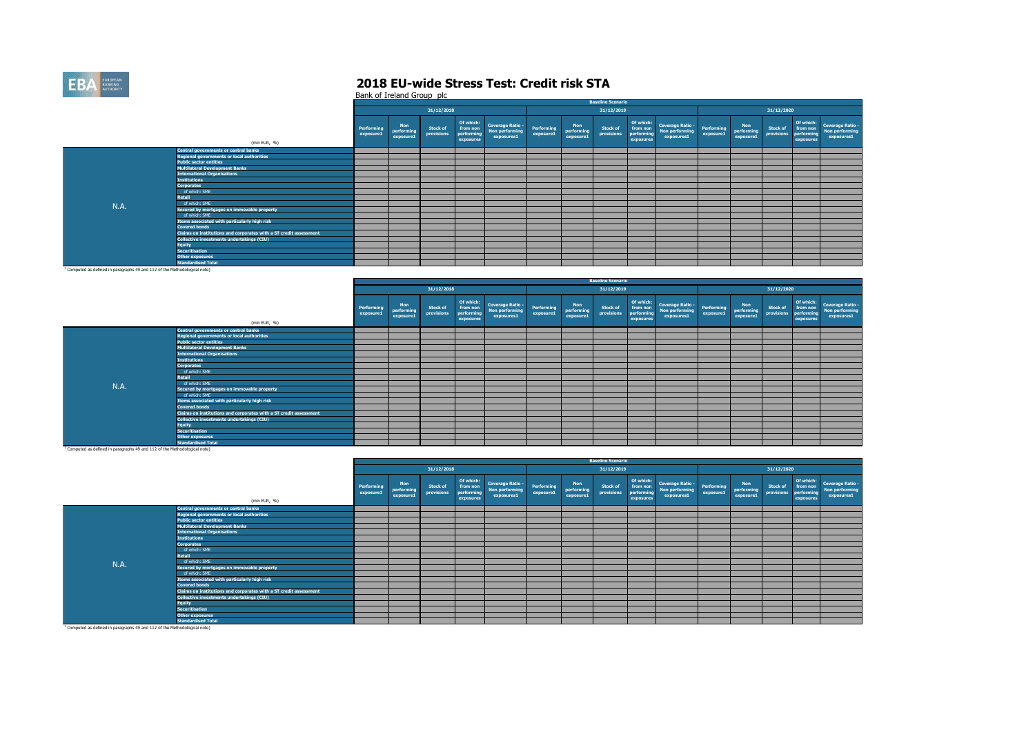# 2018 EU-wide Stress Test: Credit risk STA

Bank of Ireland Group plc

| | (mln EUR, %) | Baseline Scenario | | | | | | | | | | | | | | |
|---|---|---|---|---|---|---|---|---|---|---|---|---|---|---|---|---|
| | | 31/12/2018 | | | | | 31/12/2019 | | | | | 31/12/2020 | | | | |
| | | Performing exposure1 | Non performing exposure1 | Stock of provisions | Of which: from non performing exposures | Coverage Ratio - Non performing exposures1 | Performing exposure1 | Non performing exposure1 | Stock of provisions | Of which: from non performing exposures | Coverage Ratio - Non performing exposures1 | Performing exposure1 | Non performing exposure1 | Stock of provisions | Of which: from non performing exposures | Coverage Ratio - Non performing exposures1 |
| N.A. | Central governments or central banks | | | | | | | | | | | | | | | |
| | Regional governments or local authorities | | | | | | | | | | | | | | | |
| | Public sector entities | | | | | | | | | | | | | | | |
| | Multilateral Development Banks | | | | | | | | | | | | | | | |
| | International Organisations | | | | | | | | | | | | | | | |
| | Institutions | | | | | | | | | | | | | | | |
| | Corporates | | | | | | | | | | | | | | | |
| | of which: SME | | | | | | | | | | | | | | | |
| | Retail | | | | | | | | | | | | | | | |
| | of which: SME | | | | | | | | | | | | | | | |
| | Secured by mortgages on immovable property | | | | | | | | | | | | | | | |
| | of which: SME | | | | | | | | | | | | | | | |
| | Items associated with particularly high risk | | | | | | | | | | | | | | | |
| | Covered bonds | | | | | | | | | | | | | | | |
| | Claims on institutions and corporates with a ST credit assessment | | | | | | | | | | | | | | | |
| | Collective investments undertakings (CIU) | | | | | | | | | | | | | | | |
| | Equity | | | | | | | | | | | | | | | |
| | Securitisation | | | | | | | | | | | | | | | |
| | Other exposures | | | | | | | | | | | | | | | |
| | Standardised Total | | | | | | | | | | | | | | | |

[1] Computed as defined in paragraphs 49 and 112 of the Methodological note)

| | (mln EUR, %) | Baseline Scenario | | | | | | | | | | | | | | |
|---|---|---|---|---|---|---|---|---|---|---|---|---|---|---|---|---|
| | | 31/12/2018 | | | | | 31/12/2019 | | | | | 31/12/2020 | | | | |
| | | Performing exposure1 | Non performing exposure1 | Stock of provisions | Of which: from non performing exposures | Coverage Ratio - Non performing exposures1 | Performing exposure1 | Non performing exposure1 | Stock of provisions | Of which: from non performing exposures | Coverage Ratio - Non performing exposures1 | Performing exposure1 | Non performing exposure1 | Stock of provisions | Of which: from non performing exposures | Coverage Ratio - Non performing exposures1 |
| N.A. | Central governments or central banks | | | | | | | | | | | | | | | |
| | Regional governments or local authorities | | | | | | | | | | | | | | | |
| | Public sector entities | | | | | | | | | | | | | | | |
| | Multilateral Development Banks | | | | | | | | | | | | | | | |
| | International Organisations | | | | | | | | | | | | | | | |
| | Institutions | | | | | | | | | | | | | | | |
| | Corporates | | | | | | | | | | | | | | | |
| | of which: SME | | | | | | | | | | | | | | | |
| | Retail | | | | | | | | | | | | | | | |
| | of which: SME | | | | | | | | | | | | | | | |
| | Secured by mortgages on immovable property | | | | | | | | | | | | | | | |
| | of which: SME | | | | | | | | | | | | | | | |
| | Items associated with particularly high risk | | | | | | | | | | | | | | | |
| | Covered bonds | | | | | | | | | | | | | | | |
| | Claims on institutions and corporates with a ST credit assessment | | | | | | | | | | | | | | | |
| | Collective investments undertakings (CIU) | | | | | | | | | | | | | | | |
| | Equity | | | | | | | | | | | | | | | |
| | Securitisation | | | | | | | | | | | | | | | |
| | Other exposures | | | | | | | | | | | | | | | |
| | Standardised Total | | | | | | | | | | | | | | | |

[1] Computed as defined in paragraphs 49 and 112 of the Methodological note)

| | (mln EUR, %) | Baseline Scenario | | | | | | | | | | | | | | |
|---|---|---|---|---|---|---|---|---|---|---|---|---|---|---|---|---|
| | | 31/12/2018 | | | | | 31/12/2019 | | | | | 31/12/2020 | | | | |
| | | Performing exposure1 | Non performing exposure1 | Stock of provisions | Of which: from non performing exposures | Coverage Ratio - Non performing exposures1 | Performing exposure1 | Non performing exposure1 | Stock of provisions | Of which: from non performing exposures | Coverage Ratio - Non performing exposures1 | Performing exposure1 | Non performing exposure1 | Stock of provisions | Of which: from non performing exposures | Coverage Ratio - Non performing exposures1 |
| N.A. | Central governments or central banks | | | | | | | | | | | | | | | |
| | Regional governments or local authorities | | | | | | | | | | | | | | | |
| | Public sector entities | | | | | | | | | | | | | | | |
| | Multilateral Development Banks | | | | | | | | | | | | | | | |
| | International Organisations | | | | | | | | | | | | | | | |
| | Institutions | | | | | | | | | | | | | | | |
| | Corporates | | | | | | | | | | | | | | | |
| | of which: SME | | | | | | | | | | | | | | | |
| | Retail | | | | | | | | | | | | | | | |
| | of which: SME | | | | | | | | | | | | | | | |
| | Secured by mortgages on immovable property | | | | | | | | | | | | | | | |
| | of which: SME | | | | | | | | | | | | | | | |
| | Items associated with particularly high risk | | | | | | | | | | | | | | | |
| | Covered bonds | | | | | | | | | | | | | | | |
| | Claims on institutions and corporates with a ST credit assessment | | | | | | | | | | | | | | | |
| | Collective investments undertakings (CIU) | | | | | | | | | | | | | | | |
| | Equity | | | | | | | | | | | | | | | |
| | Securitisation | | | | | | | | | | | | | | | |
| | Other exposures | | | | | | | | | | | | | | | |
| | Standardised Total | | | | | | | | | | | | | | | |

[1] Computed as defined in paragraphs 49 and 112 of the Methodological note)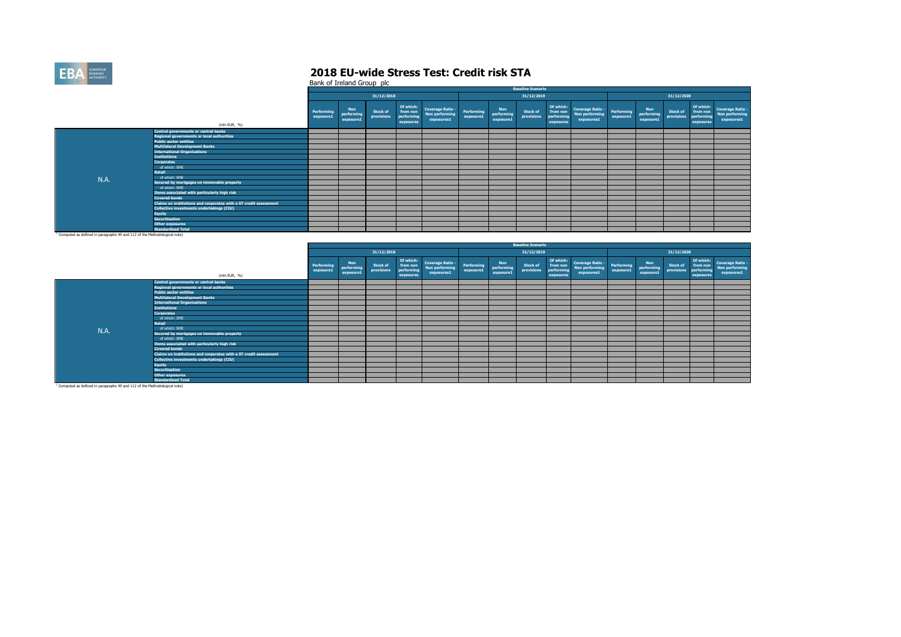# 2018 EU-wide Stress Test: Credit risk STA

Bank of Ireland Group plc

| | (mln EUR, %) | Baseline Scenario | | | | | | | | | | | | | | |
|---|---|---|---|---|---|---|---|---|---|---|---|---|---|---|---|---|
| | | 31/12/2018 | | | | | 31/12/2019 | | | | | 31/12/2020 | | | | |
| | | Performing exposure1 | Non performing exposure1 | Stock of provisions | Of which: from non performing exposures | Coverage Ratio - Non performing exposures1 | Performing exposure1 | Non performing exposure1 | Stock of provisions | Of which: from non performing exposures | Coverage Ratio - Non performing exposures1 | Performing exposure1 | Non performing exposure1 | Stock of provisions | Of which: from non performing exposures | Coverage Ratio - Non performing exposures1 |
| N.A. | Central governments or central banks | | | | | | | | | | | | | | | |
| | Regional governments or local authorities | | | | | | | | | | | | | | | |
| | Public sector entities | | | | | | | | | | | | | | | |
| | Multilateral Development Banks | | | | | | | | | | | | | | | |
| | International Organisations | | | | | | | | | | | | | | | |
| | Institutions | | | | | | | | | | | | | | | |
| | Corporates | | | | | | | | | | | | | | | |
| | of which: SME | | | | | | | | | | | | | | | |
| | Retail | | | | | | | | | | | | | | | |
| | of which: SME | | | | | | | | | | | | | | | |
| | Secured by mortgages on immovable property | | | | | | | | | | | | | | | |
| | of which: SME | | | | | | | | | | | | | | | |
| | Items associated with particularly high risk | | | | | | | | | | | | | | | |
| | Covered bonds | | | | | | | | | | | | | | | |
| | Claims on institutions and corporates with a ST credit assessment | | | | | | | | | | | | | | | |
| | Collective investments undertakings (CIU) | | | | | | | | | | | | | | | |
| | Equity | | | | | | | | | | | | | | | |
| | Securitisation | | | | | | | | | | | | | | | |
| | Other exposures | | | | | | | | | | | | | | | |
| | Standardised Total | | | | | | | | | | | | | | | |

[1] Computed as defined in paragraphs 49 and 112 of the Methodological note)

| | (mln EUR, %) | Baseline Scenario | | | | | | | | | | | | | | |
|---|---|---|---|---|---|---|---|---|---|---|---|---|---|---|---|---|
| | | 31/12/2018 | | | | | 31/12/2019 | | | | | 31/12/2020 | | | | |
| | | Performing exposure1 | Non performing exposure1 | Stock of provisions | Of which: from non performing exposures | Coverage Ratio - Non performing exposures1 | Performing exposure1 | Non performing exposure1 | Stock of provisions | Of which: from non performing exposures | Coverage Ratio - Non performing exposures1 | Performing exposure1 | Non performing exposure1 | Stock of provisions | Of which: from non performing exposures | Coverage Ratio - Non performing exposures1 |
| N.A. | Central governments or central banks | | | | | | | | | | | | | | | |
| | Regional governments or local authorities | | | | | | | | | | | | | | | |
| | Public sector entities | | | | | | | | | | | | | | | |
| | Multilateral Development Banks | | | | | | | | | | | | | | | |
| | International Organisations | | | | | | | | | | | | | | | |
| | Institutions | | | | | | | | | | | | | | | |
| | Corporates | | | | | | | | | | | | | | | |
| | of which: SME | | | | | | | | | | | | | | | |
| | Retail | | | | | | | | | | | | | | | |
| | of which: SME | | | | | | | | | | | | | | | |
| | Secured by mortgages on immovable property | | | | | | | | | | | | | | | |
| | of which: SME | | | | | | | | | | | | | | | |
| | Items associated with particularly high risk | | | | | | | | | | | | | | | |
| | Covered bonds | | | | | | | | | | | | | | | |
| | Claims on institutions and corporates with a ST credit assessment | | | | | | | | | | | | | | | |
| | Collective investments undertakings (CIU) | | | | | | | | | | | | | | | |
| | Equity | | | | | | | | | | | | | | | |
| | Securitisation | | | | | | | | | | | | | | | |
| | Other exposures | | | | | | | | | | | | | | | |
| | Standardised Total | | | | | | | | | | | | | | | |

[1] Computed as defined in paragraphs 49 and 112 of the Methodological note)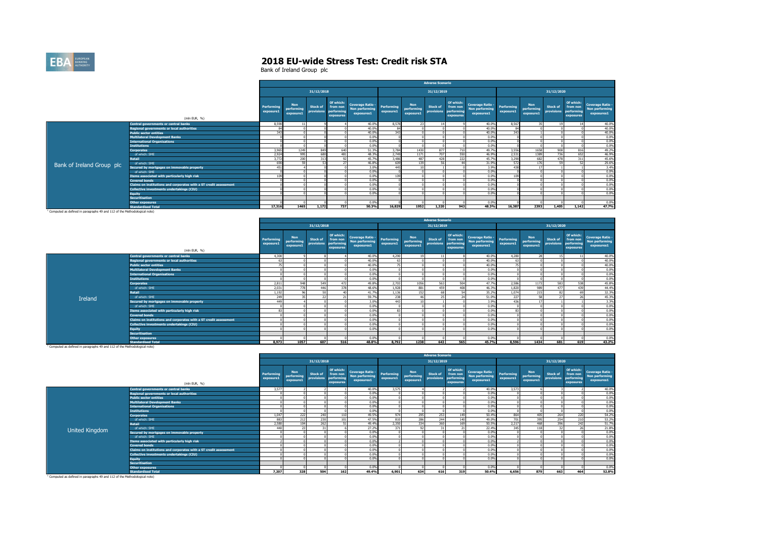# 2018 EU-wide Stress Test: Credit risk STA

Bank of Ireland Group plc

| | | Adverse Scenario | | | | | | | | | | | | | | |
|---|---|---|---|---|---|---|---|---|---|---|---|---|---|---|---|---|
| | | 31/12/2018 | | | | | 31/12/2019 | | | | | 31/12/2020 | | | | |
| | (mln EUR, %) | Performing exposure1 | Non performing exposure1 | Stock of provisions | Of which: from non performing exposures | Coverage Ratio - Non performing exposures1 | Performing exposure1 | Non performing exposure1 | Stock of provisions | Of which: from non performing exposures | Coverage Ratio - Non performing exposures1 | Performing exposure1 | Non performing exposure1 | Stock of provisions | Of which: from non performing exposures | Coverage Ratio - Non performing exposures1 |
| Bank of Ireland Group plc | Central governments or central banks | 8,590 | 11 | 9 | 4 | 40.0% | 8,578 | 23 | 14 | 9 | 40.0% | 8,567 | 35 | 19 | 14 | 40.0% |
| | Regional governments or local authorities | 84 | 0 | 0 | 0 | 40.0% | 84 | 0 | 0 | 0 | 40.0% | 84 | 0 | 0 | 0 | 40.0% |
| | Public sector entities | 343 | 0 | 0 | 0 | 40.0% | 343 | 0 | 0 | 0 | 40.0% | 343 | 1 | 0 | 0 | 40.0% |
| | Multilateral Development Banks | 0 | 0 | 0 | 0 | 0.0% | 0 | 0 | 0 | 0 | 0.0% | 0 | 0 | 0 | 0 | 0.0% |
| | International Organisations | 0 | 0 | 0 | 0 | 0.0% | 0 | 0 | 0 | 0 | 0.0% | 0 | 0 | 0 | 0 | 0.0% |
| | Institutions | 0 | 0 | 0 | 0 | 0.0% | 0 | 0 | 0 | 0 | 0.0% | 0 | 0 | 0 | 0 | 0.0% |
| | Corporates | 3,965 | 1249 | 849 | 640 | 51.3% | 3,784 | 1430 | 877 | 710 | 49.7% | 3,556 | 1658 | 908 | 816 | 49.2% |
| | of which: SME | 2,924 | 995 | 680 | 481 | 48.3% | 2,749 | 1171 | 707 | 550 | 46.9% | 2,531 | 1389 | 736 | 652 | 46.9% |
| | Retail | 3,772 | 200 | 313 | 92 | 45.7% | 3,486 | 487 | 428 | 222 | 45.7% | 3,290 | 682 | 478 | 311 | 45.6% |
| | of which: SME | 690 | 59 | 53 | 27 | 46.8% | 609 | 139 | 56 | 44 | 31.9% | 572 | 176 | 59 | 52 | 29.6% |
| | Secured by mortgages on immovable property | 451 | 4 | 0 | 0 | 3.0% | 445 | 10 | 1 | 0 | 3.9% | 438 | 17 | 1 | 1 | 3.4% |
| | of which: SME | 0 | 0 | 0 | 0 | 0.0% | 0 | 0 | 0 | 0 | 0.0% | 0 | 0 | 0 | 0 | 0.0% |
| | Items associated with particularly high risk | 109 | 0 | 0 | 0 | 0.0% | 109 | 0 | 0 | 0 | 0.0% | 109 | 0 | 0 | 0 | 0.0% |
| | Covered bonds | 0 | 0 | 0 | 0 | 0.0% | 0 | 0 | 0 | 0 | 0.0% | 0 | 0 | 0 | 0 | 0.0% |
| | Claims on institutions and corporates with a ST credit assessment | 0 | 0 | 0 | 0 | 0.0% | 0 | 0 | 0 | 0 | 0.0% | 0 | 0 | 0 | 0 | 0.0% |
| | Collective investments undertakings (CIU) | 0 | 0 | 0 | 0 | 0.0% | 0 | 0 | 0 | 0 | 0.0% | 0 | 0 | 0 | 0 | 0.0% |
| | Equity | 0 | 0 | 0 | 0 | 0.0% | 0 | 0 | 0 | 0 | 0.0% | 0 | 0 | 0 | 0 | 0.0% |
| | Securitisation | | | | | | | | | | | | | | | |
| | Other exposures | 0 | 0 | 0 | 0 | 0.0% | 0 | 0 | 0 | 0 | 0.0% | 0 | 0 | 0 | 0 | 0.0% |
| | Standardised Total | 17,316 | 1465 | 1,172 | 737 | 50.3% | 16,829 | 1952 | 1,320 | 943 | 48.3% | 16,387 | 2393 | 1,405 | 1,142 | 47.7% |

[1] Computed as defined in paragraphs 49 and 112 of the Methodological note)

| | | Adverse Scenario | | | | | | | | | | | | | | |
|---|---|---|---|---|---|---|---|---|---|---|---|---|---|---|---|---|
| | | 31/12/2018 | | | | | 31/12/2019 | | | | | 31/12/2020 | | | | |
| | (mln EUR, %) | Performing exposure1 | Non performing exposure1 | Stock of provisions | Of which: from non performing exposures | Coverage Ratio - Non performing exposures1 | Performing exposure1 | Non performing exposure1 | Stock of provisions | Of which: from non performing exposures | Coverage Ratio - Non performing exposures1 | Performing exposure1 | Non performing exposure1 | Stock of provisions | Of which: from non performing exposures | Coverage Ratio - Non performing exposures1 |
| Ireland | Central governments or central banks | 4,300 | 9 | 8 | 4 | 40.0% | 4,290 | 19 | 11 | 8 | 40.0% | 4,280 | 28 | 15 | 11 | 40.0% |
| | Regional governments or local authorities | 63 | 0 | 0 | 0 | 40.0% | 63 | 0 | 0 | 0 | 40.0% | 63 | 0 | 0 | 0 | 40.0% |
| | Public sector entities | 75 | 0 | 0 | 0 | 40.0% | 75 | 0 | 0 | 0 | 40.0% | 75 | 0 | 0 | 0 | 40.0% |
| | Multilateral Development Banks | 0 | 0 | 0 | 0 | 0.0% | 0 | 0 | 0 | 0 | 0.0% | 0 | 0 | 0 | 0 | 0.0% |
| | International Organisations | 0 | 0 | 0 | 0 | 0.0% | 0 | 0 | 0 | 0 | 0.0% | 0 | 0 | 0 | 0 | 0.0% |
| | Institutions | 0 | 0 | 0 | 0 | 0.0% | 0 | 0 | 0 | 0 | 0.0% | 0 | 0 | 0 | 0 | 0.0% |
| | Corporates | 2,811 | 948 | 549 | 472 | 49.8% | 2,703 | 1056 | 563 | 504 | 47.7% | 2,586 | 1173 | 583 | 538 | 45.8% |
| | of which: SME | 2,031 | 778 | 446 | 378 | 48.6% | 1,928 | 881 | 459 | 408 | 46.3% | 1,820 | 989 | 477 | 439 | 44.4% |
| | Retail | 1,192 | 96 | 50 | 40 | 41.7% | 1,136 | 152 | 68 | 54 | 35.2% | 1,074 | 215 | 82 | 69 | 32.3% |
| | of which: SME | 249 | 35 | 22 | 21 | 59.7% | 238 | 46 | 25 | 24 | 51.0% | 227 | 58 | 27 | 26 | 45.3% |
| | Secured by mortgages on immovable property | 449 | 4 | 0 | 0 | 3.0% | 443 | 10 | 1 | 0 | 3.9% | 436 | 17 | 1 | 1 | 3.3% |
| | of which: SME | 0 | 0 | 0 | 0 | 0.0% | 0 | 0 | 0 | 0 | 0.0% | 0 | 0 | 0 | 0 | 0.0% |
| | Items associated with particularly high risk | 83 | 0 | 0 | 0 | 0.0% | 83 | 0 | 0 | 0 | 0.0% | 83 | 0 | 0 | 0 | 0.0% |
| | Covered bonds | 0 | 0 | 0 | 0 | 0.0% | 0 | 0 | 0 | 0 | 0.0% | 0 | 0 | 0 | 0 | 0.0% |
| | Claims on institutions and corporates with a ST credit assessment | 0 | 0 | 0 | 0 | 0.0% | 0 | 0 | 0 | 0 | 0.0% | 0 | 0 | 0 | 0 | 0.0% |
| | Collective investments undertakings (CIU) | 0 | 0 | 0 | 0 | 0.0% | 0 | 0 | 0 | 0 | 0.0% | 0 | 0 | 0 | 0 | 0.0% |
| | Equity | 0 | 0 | 0 | 0 | 0.0% | 0 | 0 | 0 | 0 | 0.0% | 0 | 0 | 0 | 0 | 0.0% |
| | Securitisation | | | | | | | | | | | | | | | |
| | Other exposures | 0 | 0 | 0 | 0 | 0.0% | 0 | 0 | 0 | 0 | 0.0% | 0 | 0 | 0 | 0 | 0.0% |
| | Standardised Total | 8,973 | 1057 | 607 | 516 | 48.8% | 8,792 | 1238 | 643 | 565 | 45.7% | 8,596 | 1434 | 681 | 619 | 43.2% |

[1] Computed as defined in paragraphs 49 and 112 of the Methodological note)

| | | Adverse Scenario | | | | | | | | | | | | | | |
|---|---|---|---|---|---|---|---|---|---|---|---|---|---|---|---|---|
| | | 31/12/2018 | | | | | 31/12/2019 | | | | | 31/12/2020 | | | | |
| | (mln EUR, %) | Performing exposure1 | Non performing exposure1 | Stock of provisions | Of which: from non performing exposures | Coverage Ratio - Non performing exposures1 | Performing exposure1 | Non performing exposure1 | Stock of provisions | Of which: from non performing exposures | Coverage Ratio - Non performing exposures1 | Performing exposure1 | Non performing exposure1 | Stock of provisions | Of which: from non performing exposures | Coverage Ratio - Non performing exposures1 |
| United Kingdom | Central governments or central banks | 3,577 | 2 | 2 | 1 | 40.0% | 3,575 | 4 | 2 | 2 | 40.0% | 3,573 | 6 | 3 | 2 | 40.0% |
| | Regional governments or local authorities | 0 | 0 | 0 | 0 | 0.0% | 0 | 0 | 0 | 0 | 0.0% | 0 | 0 | 0 | 0 | 0.0% |
| | Public sector entities | 0 | 0 | 0 | 0 | 0.0% | 0 | 0 | 0 | 0 | 0.0% | 0 | 0 | 0 | 0 | 0.0% |
| | Multilateral Development Banks | 0 | 0 | 0 | 0 | 0.0% | 0 | 0 | 0 | 0 | 0.0% | 0 | 0 | 0 | 0 | 0.0% |
| | International Organisations | 0 | 0 | 0 | 0 | 0.0% | 0 | 0 | 0 | 0 | 0.0% | 0 | 0 | 0 | 0 | 0.0% |
| | Institutions | 0 | 0 | 0 | 0 | 0.0% | 0 | 0 | 0 | 0 | 0.0% | 0 | 0 | 0 | 0 | 0.0% |
| | Corporates | 1,047 | 222 | 240 | 110 | 49.5% | 974 | 295 | 253 | 149 | 50.4% | 864 | 405 | 264 | 220 | 54.2% |
| | of which: SME | 883 | 212 | 230 | 101 | 47.5% | 810 | 286 | 244 | 140 | 49.0% | 701 | 395 | 254 | 210 | 53.2% |
| | Retail | 2,580 | 104 | 262 | 51 | 49.4% | 2,350 | 334 | 360 | 169 | 50.5% | 2,217 | 468 | 396 | 242 | 51.7% |
| | of which: SME | 440 | 23 | 31 | 6 | 27.2% | 371 | 92 | 31 | 21 | 22.4% | 345 | 118 | 32 | 26 | 21.8% |
| | Secured by mortgages on immovable property | 0 | 0 | 0 | 0 | 0.0% | 0 | 0 | 0 | 0 | 0.0% | 0 | 0 | 0 | 0 | 0.0% |
| | of which: SME | 0 | 0 | 0 | 0 | 0.0% | 0 | 0 | 0 | 0 | 0.0% | 0 | 0 | 0 | 0 | 0.0% |
| | Items associated with particularly high risk | 2 | 0 | 0 | 0 | 0.0% | 2 | 0 | 0 | 0 | 0.0% | 2 | 0 | 0 | 0 | 0.0% |
| | Covered bonds | 0 | 0 | 0 | 0 | 0.0% | 0 | 0 | 0 | 0 | 0.0% | 0 | 0 | 0 | 0 | 0.0% |
| | Claims on institutions and corporates with a ST credit assessment | 0 | 0 | 0 | 0 | 0.0% | 0 | 0 | 0 | 0 | 0.0% | 0 | 0 | 0 | 0 | 0.0% |
| | Collective investments undertakings (CIU) | 0 | 0 | 0 | 0 | 0.0% | 0 | 0 | 0 | 0 | 0.0% | 0 | 0 | 0 | 0 | 0.0% |
| | Equity | 0 | 0 | 0 | 0 | 0.0% | 0 | 0 | 0 | 0 | 0.0% | 0 | 0 | 0 | 0 | 0.0% |
| | Securitisation | | | | | | | | | | | | | | | |
| | Other exposures | 0 | 0 | 0 | 0 | 0.0% | 0 | 0 | 0 | 0 | 0.0% | 0 | 0 | 0 | 0 | 0.0% |
| | Standardised Total | 7,207 | 328 | 504 | 162 | 49.4% | 6,901 | 634 | 616 | 319 | 50.4% | 6,656 | 879 | 663 | 464 | 52.8% |

[1] Computed as defined in paragraphs 49 and 112 of the Methodological note)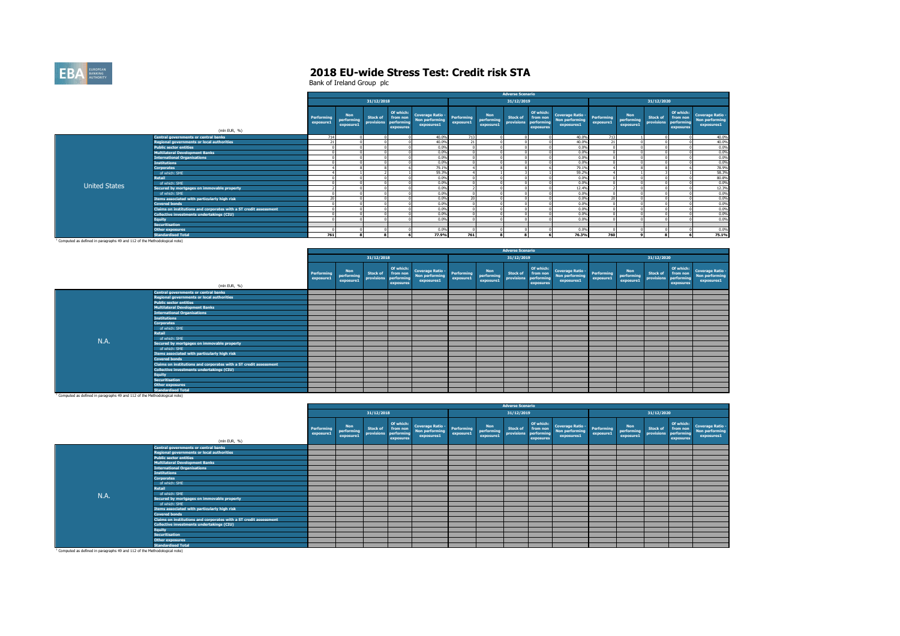# 2018 EU-wide Stress Test: Credit risk STA

Bank of Ireland Group plc

| | (mln EUR, %) | Adverse Scenario | | | | | | | | | | | | | | |
|---|---|---|---|---|---|---|---|---|---|---|---|---|---|---|---|---|
| | | 31/12/2018 | | | | | 31/12/2019 | | | | | 31/12/2020 | | | | |
| | | Performing exposure1 | Non performing exposure1 | Stock of provisions | Of which: from non performing exposures | Coverage Ratio - Non performing exposures1 | Performing exposure1 | Non performing exposure1 | Stock of provisions | Of which: from non performing exposures | Coverage Ratio - Non performing exposures1 | Performing exposure1 | Non performing exposure1 | Stock of provisions | Of which: from non performing exposures | Coverage Ratio - Non performing exposures1 |
| United States | Central governments or central banks | 714 | 0 | 0 | 0 | 40.0% | 713 | 0 | 0 | 0 | 40.0% | 713 | 1 | 0 | 0 | 40.0% |
| | Regional governments or local authorities | 21 | 0 | 0 | 0 | 40.0% | 21 | 0 | 0 | 0 | 40.0% | 21 | 0 | 0 | 0 | 40.0% |
| | Public sector entities | 0 | 0 | 0 | 0 | 0.0% | 0 | 0 | 0 | 0 | 0.0% | 0 | 0 | 0 | 0 | 0.0% |
| | Multilateral Development Banks | 0 | 0 | 0 | 0 | 0.0% | 0 | 0 | 0 | 0 | 0.0% | 0 | 0 | 0 | 0 | 0.0% |
| | International Organisations | 0 | 0 | 0 | 0 | 0.0% | 0 | 0 | 0 | 0 | 0.0% | 0 | 0 | 0 | 0 | 0.0% |
| | Institutions | 0 | 0 | 0 | 0 | 0.0% | 0 | 0 | 0 | 0 | 0.0% | 0 | 0 | 0 | 0 | 0.0% |
| | Corporates | 4 | 8 | 8 | 6 | 79.1% | 4 | 8 | 8 | 6 | 79.1% | 4 | 8 | 8 | 6 | 78.9% |
| | of which: SME | 4 | 1 | 2 | 1 | 59.3% | 4 | 1 | 3 | 1 | 59.2% | 4 | 1 | 3 | 1 | 58.3% |
| | Retail | 0 | 0 | 0 | 0 | 0.0% | 0 | 0 | 0 | 0 | 0.0% | 0 | 0 | 0 | 0 | 80.8% |
| | of which: SME | 0 | 0 | 0 | 0 | 0.0% | 0 | 0 | 0 | 0 | 0.0% | 0 | 0 | 0 | 0 | 0.0% |
| | Secured by mortgages on immovable property | 2 | 0 | 0 | 0 | 0.0% | 2 | 0 | 0 | 0 | 12.4% | 2 | 0 | 0 | 0 | 12.3% |
| | of which: SME | 0 | 0 | 0 | 0 | 0.0% | 0 | 0 | 0 | 0 | 0.0% | 0 | 0 | 0 | 0 | 0.0% |
| | Items associated with particularly high risk | 20 | 0 | 0 | 0 | 0.0% | 20 | 0 | 0 | 0 | 0.0% | 20 | 0 | 0 | 0 | 0.0% |
| | Covered bonds | 0 | 0 | 0 | 0 | 0.0% | 0 | 0 | 0 | 0 | 0.0% | 0 | 0 | 0 | 0 | 0.0% |
| | Claims on institutions and corporates with a ST credit assessment | 0 | 0 | 0 | 0 | 0.0% | 0 | 0 | 0 | 0 | 0.0% | 0 | 0 | 0 | 0 | 0.0% |
| | Collective investments undertakings (CIU) | 0 | 0 | 0 | 0 | 0.0% | 0 | 0 | 0 | 0 | 0.0% | 0 | 0 | 0 | 0 | 0.0% |
| | Equity | 0 | 0 | 0 | 0 | 0.0% | 0 | 0 | 0 | 0 | 0.0% | 0 | 0 | 0 | 0 | 0.0% |
| | Securitisation | | | | | | | | | | | | | | | |
| | Other exposures | 0 | 0 | 0 | 0 | 0.0% | 0 | 0 | 0 | 0 | 0.0% | 0 | 0 | 0 | 0 | 0.0% |
| | Standardised Total | 761 | 8 | 8 | 6 | 77.9% | 761 | 8 | 8 | 6 | 76.3% | 760 | 9 | 8 | 6 | 75.1% |

[1] Computed as defined in paragraphs 49 and 112 of the Methodological note)

| | (mln EUR, %) | Adverse Scenario | | | | | | | | | | | | | | |
|---|---|---|---|---|---|---|---|---|---|---|---|---|---|---|---|---|
| | | 31/12/2018 | | | | | 31/12/2019 | | | | | 31/12/2020 | | | | |
| | | Performing exposure1 | Non performing exposure1 | Stock of provisions | Of which: from non performing exposures | Coverage Ratio - Non performing exposures1 | Performing exposure1 | Non performing exposure1 | Stock of provisions | Of which: from non performing exposures | Coverage Ratio - Non performing exposures1 | Performing exposure1 | Non performing exposure1 | Stock of provisions | Of which: from non performing exposures | Coverage Ratio - Non performing exposures1 |
| N.A. | Central governments or central banks | | | | | | | | | | | | | | | |
| | Regional governments or local authorities | | | | | | | | | | | | | | | |
| | Public sector entities | | | | | | | | | | | | | | | |
| | Multilateral Development Banks | | | | | | | | | | | | | | | |
| | International Organisations | | | | | | | | | | | | | | | |
| | Institutions | | | | | | | | | | | | | | | |
| | Corporates | | | | | | | | | | | | | | | |
| | of which: SME | | | | | | | | | | | | | | | |
| | Retail | | | | | | | | | | | | | | | |
| | of which: SME | | | | | | | | | | | | | | | |
| | Secured by mortgages on immovable property | | | | | | | | | | | | | | | |
| | of which: SME | | | | | | | | | | | | | | | |
| | Items associated with particularly high risk | | | | | | | | | | | | | | | |
| | Covered bonds | | | | | | | | | | | | | | | |
| | Claims on institutions and corporates with a ST credit assessment | | | | | | | | | | | | | | | |
| | Collective investments undertakings (CIU) | | | | | | | | | | | | | | | |
| | Equity | | | | | | | | | | | | | | | |
| | Securitisation | | | | | | | | | | | | | | | |
| | Other exposures | | | | | | | | | | | | | | | |
| | Standardised Total | | | | | | | | | | | | | | | |

[1] Computed as defined in paragraphs 49 and 112 of the Methodological note)

| | (mln EUR, %) | Adverse Scenario | | | | | | | | | | | | | | |
|---|---|---|---|---|---|---|---|---|---|---|---|---|---|---|---|---|
| | | 31/12/2018 | | | | | 31/12/2019 | | | | | 31/12/2020 | | | | |
| | | Performing exposure1 | Non performing exposure1 | Stock of provisions | Of which: from non performing exposures | Coverage Ratio - Non performing exposures1 | Performing exposure1 | Non performing exposure1 | Stock of provisions | Of which: from non performing exposures | Coverage Ratio - Non performing exposures1 | Performing exposure1 | Non performing exposure1 | Stock of provisions | Of which: from non performing exposures | Coverage Ratio - Non performing exposures1 |
| N.A. | Central governments or central banks | | | | | | | | | | | | | | | |
| | Regional governments or local authorities | | | | | | | | | | | | | | | |
| | Public sector entities | | | | | | | | | | | | | | | |
| | Multilateral Development Banks | | | | | | | | | | | | | | | |
| | International Organisations | | | | | | | | | | | | | | | |
| | Institutions | | | | | | | | | | | | | | | |
| | Corporates | | | | | | | | | | | | | | | |
| | of which: SME | | | | | | | | | | | | | | | |
| | Retail | | | | | | | | | | | | | | | |
| | of which: SME | | | | | | | | | | | | | | | |
| | Secured by mortgages on immovable property | | | | | | | | | | | | | | | |
| | of which: SME | | | | | | | | | | | | | | | |
| | Items associated with particularly high risk | | | | | | | | | | | | | | | |
| | Covered bonds | | | | | | | | | | | | | | | |
| | Claims on institutions and corporates with a ST credit assessment | | | | | | | | | | | | | | | |
| | Collective investments undertakings (CIU) | | | | | | | | | | | | | | | |
| | Equity | | | | | | | | | | | | | | | |
| | Securitisation | | | | | | | | | | | | | | | |
| | Other exposures | | | | | | | | | | | | | | | |
| | Standardised Total | | | | | | | | | | | | | | | |

[1] Computed as defined in paragraphs 49 and 112 of the Methodological note)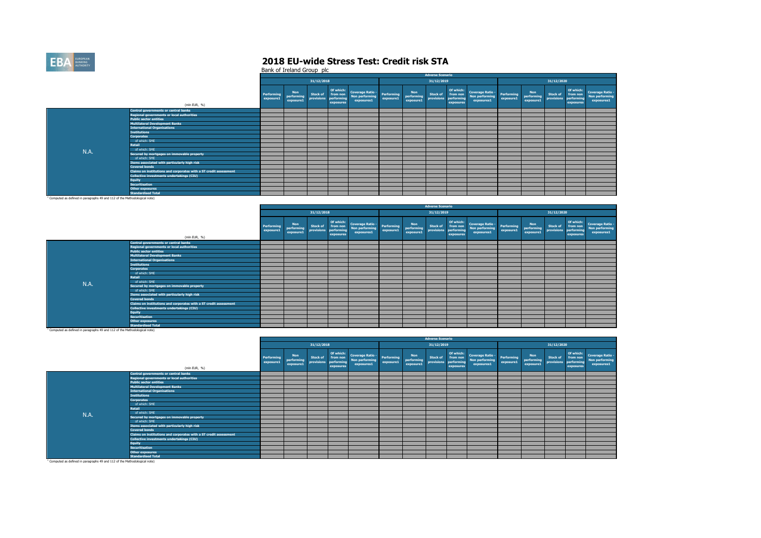# 2018 EU-wide Stress Test: Credit risk STA

Bank of Ireland Group plc

| | (mln EUR, %) | Adverse Scenario | | | | | | | | | | | | | | |
|---|---|---|---|---|---|---|---|---|---|---|---|---|---|---|---|---|
| | | 31/12/2018 | | | | | 31/12/2019 | | | | | 31/12/2020 | | | | |
| | | Performing exposure1 | Non performing exposure1 | Stock of provisions | Of which: from non performing exposures | Coverage Ratio - Non performing exposures1 | Performing exposure1 | Non performing exposure1 | Stock of provisions | Of which: from non performing exposures | Coverage Ratio - Non performing exposures1 | Performing exposure1 | Non performing exposure1 | Stock of provisions | Of which: from non performing exposures | Coverage Ratio - Non performing exposures1 |
| N.A. | Central governments or central banks | | | | | | | | | | | | | | | |
| | Regional governments or local authorities | | | | | | | | | | | | | | | |
| | Public sector entities | | | | | | | | | | | | | | | |
| | Multilateral Development Banks | | | | | | | | | | | | | | | |
| | International Organisations | | | | | | | | | | | | | | | |
| | Institutions | | | | | | | | | | | | | | | |
| | Corporates | | | | | | | | | | | | | | | |
| | of which: SME | | | | | | | | | | | | | | | |
| | Retail | | | | | | | | | | | | | | | |
| | of which: SME | | | | | | | | | | | | | | | |
| | Secured by mortgages on immovable property | | | | | | | | | | | | | | | |
| | of which: SME | | | | | | | | | | | | | | | |
| | Items associated with particularly high risk | | | | | | | | | | | | | | | |
| | Covered bonds | | | | | | | | | | | | | | | |
| | Claims on institutions and corporates with a ST credit assessment | | | | | | | | | | | | | | | |
| | Collective investments undertakings (CIU) | | | | | | | | | | | | | | | |
| | Equity | | | | | | | | | | | | | | | |
| | Securitisation | | | | | | | | | | | | | | | |
| | Other exposures | | | | | | | | | | | | | | | |
| | Standardised Total | | | | | | | | | | | | | | | |

[1] Computed as defined in paragraphs 49 and 112 of the Methodological note)

| | (mln EUR, %) | Adverse Scenario | | | | | | | | | | | | | | |
|---|---|---|---|---|---|---|---|---|---|---|---|---|---|---|---|---|
| | | 31/12/2018 | | | | | 31/12/2019 | | | | | 31/12/2020 | | | | |
| | | Performing exposure1 | Non performing exposure1 | Stock of provisions | Of which: from non performing exposures | Coverage Ratio - Non performing exposures1 | Performing exposure1 | Non performing exposure1 | Stock of provisions | Of which: from non performing exposures | Coverage Ratio - Non performing exposures1 | Performing exposure1 | Non performing exposure1 | Stock of provisions | Of which: from non performing exposures | Coverage Ratio - Non performing exposures1 |
| N.A. | Central governments or central banks | | | | | | | | | | | | | | | |
| | Regional governments or local authorities | | | | | | | | | | | | | | | |
| | Public sector entities | | | | | | | | | | | | | | | |
| | Multilateral Development Banks | | | | | | | | | | | | | | | |
| | International Organisations | | | | | | | | | | | | | | | |
| | Institutions | | | | | | | | | | | | | | | |
| | Corporates | | | | | | | | | | | | | | | |
| | of which: SME | | | | | | | | | | | | | | | |
| | Retail | | | | | | | | | | | | | | | |
| | of which: SME | | | | | | | | | | | | | | | |
| | Secured by mortgages on immovable property | | | | | | | | | | | | | | | |
| | of which: SME | | | | | | | | | | | | | | | |
| | Items associated with particularly high risk | | | | | | | | | | | | | | | |
| | Covered bonds | | | | | | | | | | | | | | | |
| | Claims on institutions and corporates with a ST credit assessment | | | | | | | | | | | | | | | |
| | Collective investments undertakings (CIU) | | | | | | | | | | | | | | | |
| | Equity | | | | | | | | | | | | | | | |
| | Securitisation | | | | | | | | | | | | | | | |
| | Other exposures | | | | | | | | | | | | | | | |
| | Standardised Total | | | | | | | | | | | | | | | |

[1] Computed as defined in paragraphs 49 and 112 of the Methodological note)

| | (mln EUR, %) | Adverse Scenario | | | | | | | | | | | | | | |
|---|---|---|---|---|---|---|---|---|---|---|---|---|---|---|---|---|
| | | 31/12/2018 | | | | | 31/12/2019 | | | | | 31/12/2020 | | | | |
| | | Performing exposure1 | Non performing exposure1 | Stock of provisions | Of which: from non performing exposures | Coverage Ratio - Non performing exposures1 | Performing exposure1 | Non performing exposure1 | Stock of provisions | Of which: from non performing exposures | Coverage Ratio - Non performing exposures1 | Performing exposure1 | Non performing exposure1 | Stock of provisions | Of which: from non performing exposures | Coverage Ratio - Non performing exposures1 |
| N.A. | Central governments or central banks | | | | | | | | | | | | | | | |
| | Regional governments or local authorities | | | | | | | | | | | | | | | |
| | Public sector entities | | | | | | | | | | | | | | | |
| | Multilateral Development Banks | | | | | | | | | | | | | | | |
| | International Organisations | | | | | | | | | | | | | | | |
| | Institutions | | | | | | | | | | | | | | | |
| | Corporates | | | | | | | | | | | | | | | |
| | of which: SME | | | | | | | | | | | | | | | |
| | Retail | | | | | | | | | | | | | | | |
| | of which: SME | | | | | | | | | | | | | | | |
| | Secured by mortgages on immovable property | | | | | | | | | | | | | | | |
| | of which: SME | | | | | | | | | | | | | | | |
| | Items associated with particularly high risk | | | | | | | | | | | | | | | |
| | Covered bonds | | | | | | | | | | | | | | | |
| | Claims on institutions and corporates with a ST credit assessment | | | | | | | | | | | | | | | |
| | Collective investments undertakings (CIU) | | | | | | | | | | | | | | | |
| | Equity | | | | | | | | | | | | | | | |
| | Securitisation | | | | | | | | | | | | | | | |
| | Other exposures | | | | | | | | | | | | | | | |
| | Standardised Total | | | | | | | | | | | | | | | |

[1] Computed as defined in paragraphs 49 and 112 of the Methodological note)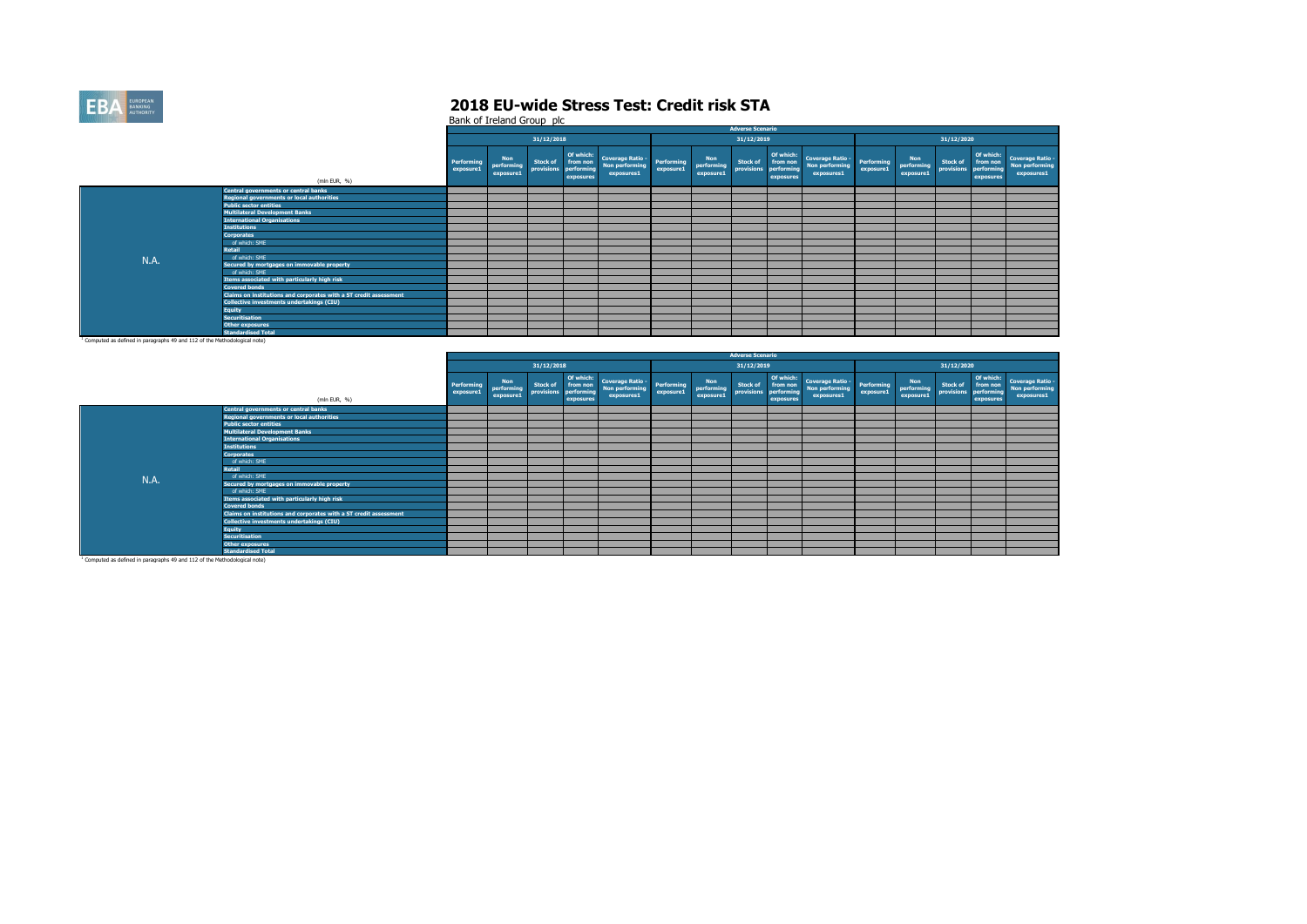# 2018 EU-wide Stress Test: Credit risk STA

Bank of Ireland Group plc

| | | Adverse Scenario | | | | | | | | | | | | | | |
|---|---|---|---|---|---|---|---|---|---|---|---|---|---|---|---|---|
| | | 31/12/2018 | | | | | 31/12/2019 | | | | | 31/12/2020 | | | | |
| | (mln EUR, %) | Performing exposure1 | Non performing exposure1 | Stock of provisions | Of which: from non performing exposures | Coverage Ratio - Non performing exposures1 | Performing exposure1 | Non performing exposure1 | Stock of provisions | Of which: from non performing exposures | Coverage Ratio - Non performing exposures1 | Performing exposure1 | Non performing exposure1 | Stock of provisions | Of which: from non performing exposures | Coverage Ratio - Non performing exposures1 |
| N.A. | Central governments or central banks | | | | | | | | | | | | | | | |
| | Regional governments or local authorities | | | | | | | | | | | | | | | |
| | Public sector entities | | | | | | | | | | | | | | | |
| | Multilateral Development Banks | | | | | | | | | | | | | | | |
| | International Organisations | | | | | | | | | | | | | | | |
| | Institutions | | | | | | | | | | | | | | | |
| | Corporates | | | | | | | | | | | | | | | |
| | of which: SME | | | | | | | | | | | | | | | |
| | Retail | | | | | | | | | | | | | | | |
| | of which: SME | | | | | | | | | | | | | | | |
| | Secured by mortgages on immovable property | | | | | | | | | | | | | | | |
| | of which: SME | | | | | | | | | | | | | | | |
| | Items associated with particularly high risk | | | | | | | | | | | | | | | |
| | Covered bonds | | | | | | | | | | | | | | | |
| | Claims on institutions and corporates with a ST credit assessment | | | | | | | | | | | | | | | |
| | Collective investments undertakings (CIU) | | | | | | | | | | | | | | | |
| | Equity | | | | | | | | | | | | | | | |
| | Securitisation | | | | | | | | | | | | | | | |
| | Other exposures | | | | | | | | | | | | | | | |
| | Standardised Total | | | | | | | | | | | | | | | |

[1] Computed as defined in paragraphs 49 and 112 of the Methodological note)

| | | Adverse Scenario | | | | | | | | | | | | | | |
|---|---|---|---|---|---|---|---|---|---|---|---|---|---|---|---|---|
| | | 31/12/2018 | | | | | 31/12/2019 | | | | | 31/12/2020 | | | | |
| | (mln EUR, %) | Performing exposure1 | Non performing exposure1 | Stock of provisions | Of which: from non performing exposures | Coverage Ratio - Non performing exposures1 | Performing exposure1 | Non performing exposure1 | Stock of provisions | Of which: from non performing exposures | Coverage Ratio - Non performing exposures1 | Performing exposure1 | Non performing exposure1 | Stock of provisions | Of which: from non performing exposures | Coverage Ratio - Non performing exposures1 |
| N.A. | Central governments or central banks | | | | | | | | | | | | | | | |
| | Regional governments or local authorities | | | | | | | | | | | | | | | |
| | Public sector entities | | | | | | | | | | | | | | | |
| | Multilateral Development Banks | | | | | | | | | | | | | | | |
| | International Organisations | | | | | | | | | | | | | | | |
| | Institutions | | | | | | | | | | | | | | | |
| | Corporates | | | | | | | | | | | | | | | |
| | of which: SME | | | | | | | | | | | | | | | |
| | Retail | | | | | | | | | | | | | | | |
| | of which: SME | | | | | | | | | | | | | | | |
| | Secured by mortgages on immovable property | | | | | | | | | | | | | | | |
| | of which: SME | | | | | | | | | | | | | | | |
| | Items associated with particularly high risk | | | | | | | | | | | | | | | |
| | Covered bonds | | | | | | | | | | | | | | | |
| | Claims on institutions and corporates with a ST credit assessment | | | | | | | | | | | | | | | |
| | Collective investments undertakings (CIU) | | | | | | | | | | | | | | | |
| | Equity | | | | | | | | | | | | | | | |
| | Securitisation | | | | | | | | | | | | | | | |
| | Other exposures | | | | | | | | | | | | | | | |
| | Standardised Total | | | | | | | | | | | | | | | |

[1] Computed as defined in paragraphs 49 and 112 of the Methodological note)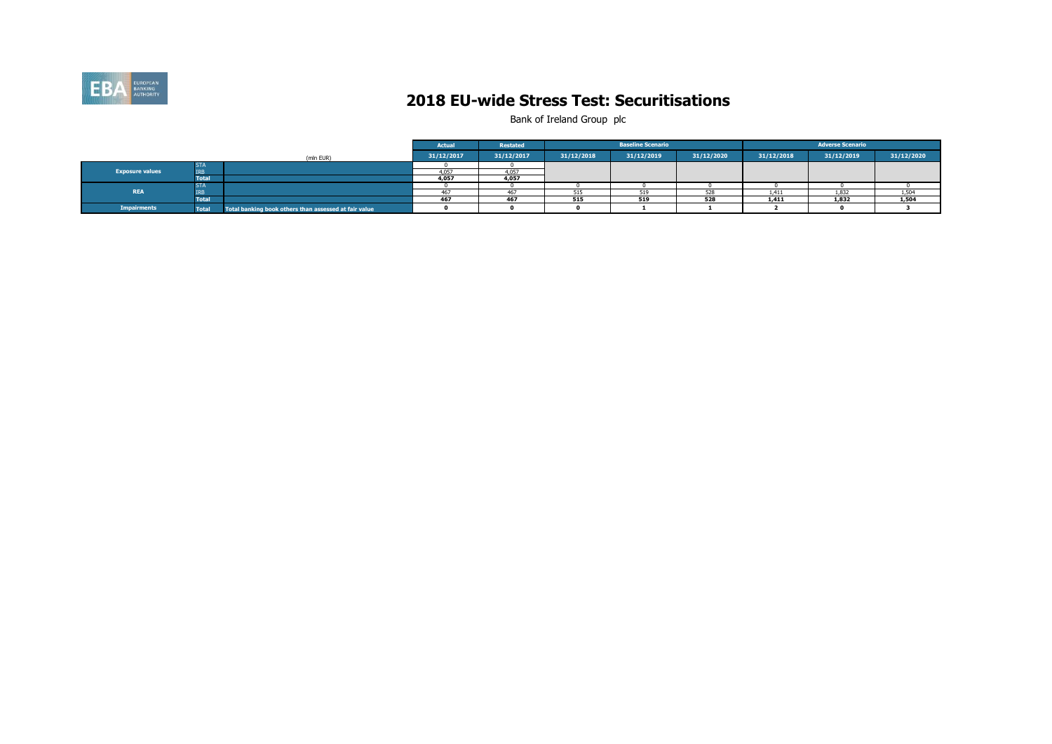# 2018 EU-wide Stress Test: Securitisations

Bank of Ireland Group plc

| | | | Actual | Restated | Baseline Scenario | | | Adverse Scenario | | |
|---|---|---|---|---|---|---|---|---|---|---|
| | | (mln EUR) | 31/12/2017 | 31/12/2017 | 31/12/2018 | 31/12/2019 | 31/12/2020 | 31/12/2018 | 31/12/2019 | 31/12/2020 |
| Exposure values | STA | | 0 | 0 | | | | | | |
| | IRB | | 4,057 | 4,057 | | | | | | |
| | Total | | **4,057** | **4,057** | | | | | | |
| REA | STA | | 0 | 0 | 0 | 0 | 0 | 0 | 0 | 0 |
| | IRB | | 467 | 467 | 515 | 519 | 528 | 1,411 | 1,832 | 1,504 |
| | Total | | **467** | **467** | **515** | **519** | **528** | **1,411** | **1,832** | **1,504** |
| Impairments | Total | Total banking book others than assessed at fair value | **0** | **0** | **0** | **1** | **1** | **2** | **0** | **3** |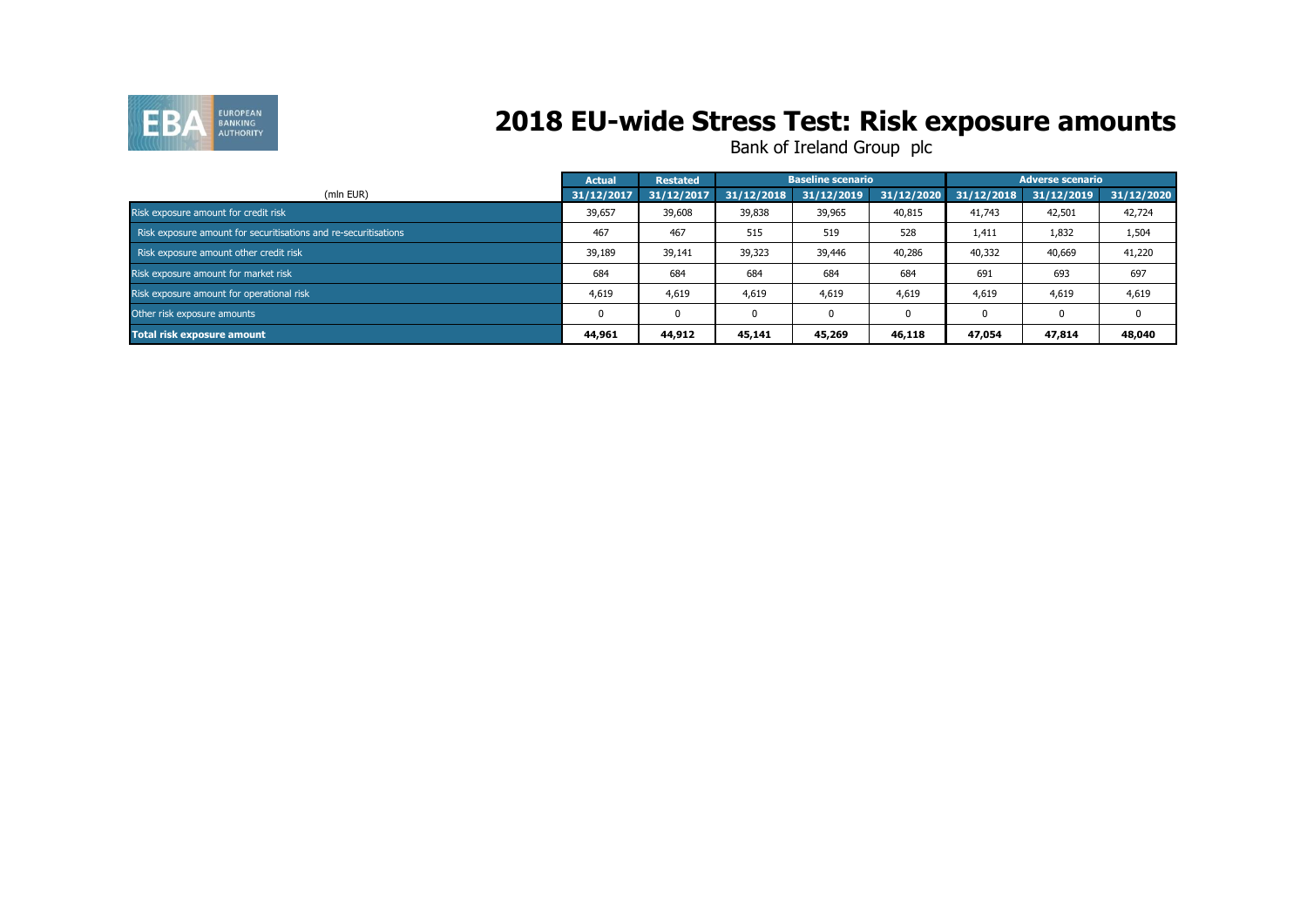# 2018 EU-wide Stress Test: Risk exposure amounts

Bank of Ireland Group plc

| (mln EUR) | Actual | Restated | Baseline scenario | | | Adverse scenario | | |
|---|---|---|---|---|---|---|---|---|
| | 31/12/2017 | 31/12/2017 | 31/12/2018 | 31/12/2019 | 31/12/2020 | 31/12/2018 | 31/12/2019 | 31/12/2020 |
| Risk exposure amount for credit risk | 39,657 | 39,608 | 39,838 | 39,965 | 40,815 | 41,743 | 42,501 | 42,724 |
| Risk exposure amount for securitisations and re-securitisations | 467 | 467 | 515 | 519 | 528 | 1,411 | 1,832 | 1,504 |
| Risk exposure amount other credit risk | 39,189 | 39,141 | 39,323 | 39,446 | 40,286 | 40,332 | 40,669 | 41,220 |
| Risk exposure amount for market risk | 684 | 684 | 684 | 684 | 684 | 691 | 693 | 697 |
| Risk exposure amount for operational risk | 4,619 | 4,619 | 4,619 | 4,619 | 4,619 | 4,619 | 4,619 | 4,619 |
| Other risk exposure amounts | 0 | 0 | 0 | 0 | 0 | 0 | 0 | 0 |
| **Total risk exposure amount** | **44,961** | **44,912** | **45,141** | **45,269** | **46,118** | **47,054** | **47,814** | **48,040** |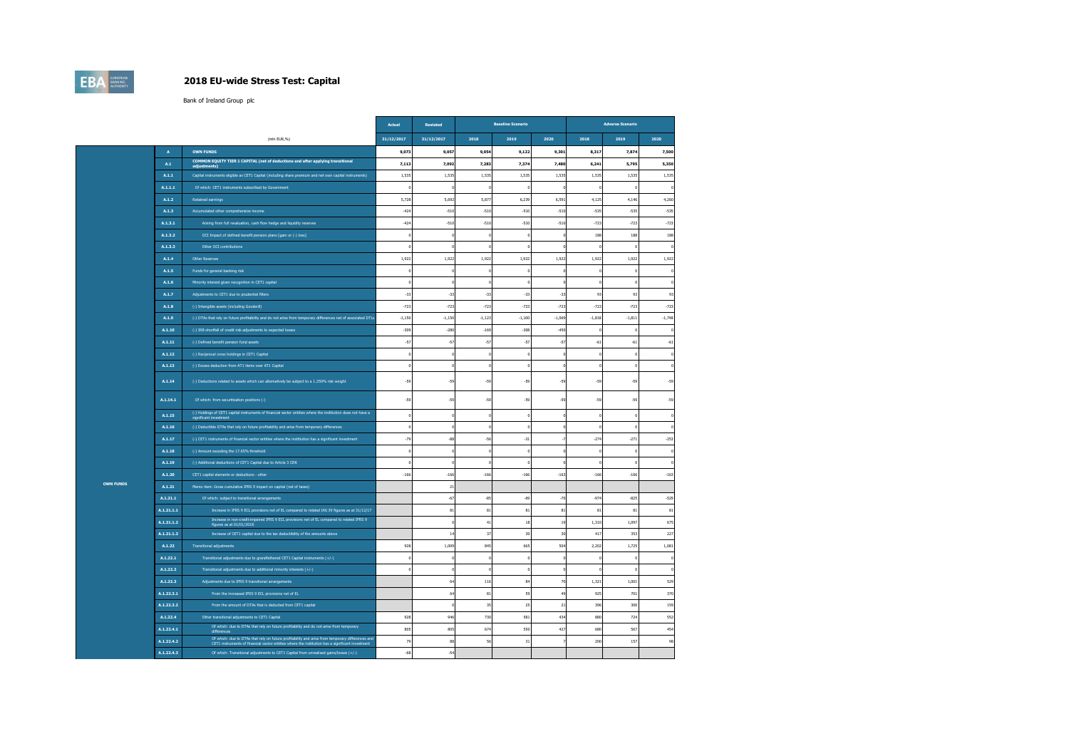# 2018 EU-wide Stress Test: Capital

Bank of Ireland Group plc

| | | (mln EUR,%) | Actual | Restated | Baseline Scenario | | | Adverse Scenario | | |
|---|---|---|---|---|---|---|---|---|---|---|
| | | | 31/12/2017 | 31/12/2017 | 2018 | 2019 | 2020 | 2018 | 2019 | 2020 |
| OWN FUNDS | A | OWN FUNDS | 9,073 | 9,057 | 9,054 | 9,122 | 9,301 | 8,317 | 7,874 | 7,500 |
| | A.1 | COMMON EQUITY TIER 1 CAPITAL (net of deductions and after applying transitional adjustments) | 7,113 | 7,092 | 7,283 | 7,374 | 7,480 | 6,241 | 5,795 | 5,350 |
| | A.1.1 | Capital instruments eligible as CET1 Capital (including share premium and net own capital instruments) | 1,535 | 1,535 | 1,535 | 1,535 | 1,535 | 1,535 | 1,535 | 1,535 |
| | A.1.1.1 | Of which: CET1 instruments subscribed by Government | 0 | 0 | 0 | 0 | 0 | 0 | 0 | 0 |
| | A.1.2 | Retained earnings | 5,728 | 5,692 | 5,877 | 6,239 | 6,591 | 4,125 | 4,146 | 4,260 |
| | A.1.3 | Accumulated other comprehensive income | -424 | -510 | -510 | -510 | -510 | -535 | -535 | -535 |
| | A.1.3.1 | Arising from full revaluation, cash flow hedge and liquidity reserves | -424 | -510 | -510 | -510 | -510 | -723 | -723 | -723 |
| | A.1.3.2 | OCI Impact of defined benefit pension plans [gain or (-) loss] | 0 | 0 | 0 | 0 | 0 | 188 | 188 | 188 |
| | A.1.3.3 | Other OCI contributions | 0 | 0 | 0 | 0 | 0 | 0 | 0 | 0 |
| | A.1.4 | Other Reserves | 1,922 | 1,922 | 1,922 | 1,922 | 1,922 | 1,922 | 1,922 | 1,922 |
| | A.1.5 | Funds for general banking risk | 0 | 0 | 0 | 0 | 0 | 0 | 0 | 0 |
| | A.1.6 | Minority interest given recognition in CET1 capital | 0 | 0 | 0 | 0 | 0 | 0 | 0 | 0 |
| | A.1.7 | Adjustments to CET1 due to prudential filters | -33 | -33 | -33 | -33 | -33 | 93 | 93 | 93 |
| | A.1.8 | (-) Intangible assets (including Goodwill) | -723 | -723 | -723 | -723 | -723 | -723 | -723 | -723 |
| | A.1.9 | (-) DTAs that rely on future profitability and do not arise from temporary differences net of associated DTLs | -1,150 | -1,150 | -1,123 | -1,100 | -1,069 | -1,818 | -1,811 | -1,748 |
| | A.1.10 | (-) IRB shortfall of credit risk adjustments to expected losses | -309 | -280 | -169 | -308 | -450 | 0 | 0 | 0 |
| | A.1.11 | (-) Defined benefit pension fund assets | -57 | -57 | -57 | -57 | -57 | -61 | -61 | -61 |
| | A.1.12 | (-) Reciprocal cross holdings in CET1 Capital | 0 | 0 | 0 | 0 | 0 | 0 | 0 | 0 |
| | A.1.13 | (-) Excess deduction from AT1 items over AT1 Capital | 0 | 0 | 0 | 0 | 0 | 0 | 0 | 0 |
| | A.1.14 | (-) Deductions related to assets which can alternatively be subject to a 1.250% risk weight | -59 | -59 | -59 | -59 | -59 | -59 | -59 | -59 |
| | A.1.14.1 | Of which: from securitisation positions (-) | -59 | -59 | -59 | -59 | -59 | -59 | -59 | -59 |
| | A.1.15 | (-) Holdings of CET1 capital instruments of financial sector entities where the institiution does not have a significant investment | 0 | 0 | 0 | 0 | 0 | 0 | 0 | 0 |
| | A.1.16 | (-) Deductible DTAs that rely on future profitability and arise from temporary differences | 0 | 0 | 0 | 0 | 0 | 0 | 0 | 0 |
| | A.1.17 | (-) CET1 instruments of financial sector entities where the institiution has a significant investment | -79 | -88 | -56 | -31 | -7 | -274 | -271 | -253 |
| | A.1.18 | (-) Amount exceding the 17.65% threshold | 0 | 0 | 0 | 0 | 0 | 0 | 0 | 0 |
| | A.1.19 | (-) Additional deductions of CET1 Capital due to Article 3 CRR | 0 | 0 | 0 | 0 | 0 | 0 | 0 | 0 |
| | A.1.20 | CET1 capital elements or deductions - other | -166 | -166 | -166 | -166 | -163 | -166 | -166 | -163 |
| | A.1.21 | Memo item: Gross cumulative IFRS 9 impact on capital (net of taxes) | | 21 | | | | | | |
| | A.1.21.1 | Of which: subject to transitional arrangements | | -67 | -85 | -69 | -70 | -974 | -825 | -529 |
| | A.1.21.1.1 | Increase in IFRS 9 ECL provisions net of EL compared to related IAS 39 figures as at 31/12/17 | | 81 | 81 | 81 | 81 | 81 | 81 | 81 |
| | A.1.21.1.2 | Increase in non-credit-impaired IFRS 9 ECL provisions net of EL compared to related IFRS 9 figures as at 01/01/2018 | | 0 | 41 | 18 | 19 | 1,310 | 1,097 | 675 |
| | A.1.21.1.3 | Increase of CET1 capital due to the tax deductibility of the amounts above | | 14 | 37 | 30 | 30 | 417 | 353 | 227 |
| | A.1.22 | Transitional adjustments | 928 | 1,009 | 845 | 665 | 504 | 2,202 | 1,725 | 1,081 |
| | A.1.22.1 | Transitional adjustments due to grandfathered CET1 Capital instruments (+/-) | 0 | 0 | 0 | 0 | 0 | 0 | 0 | 0 |
| | A.1.22.2 | Transitional adjustments due to additional minority interests (+/-) | 0 | 0 | 0 | 0 | 0 | 0 | 0 | 0 |
| | A.1.22.3 | Adjustments due to IFRS 9 transitional arrangements | | 64 | 116 | 84 | 70 | 1,321 | 1,001 | 529 |
| | A.1.22.3.1 | From the increased IFRS 9 ECL provisions net of EL | | 64 | 81 | 59 | 49 | 925 | 701 | 370 |
| | A.1.22.3.2 | From the amount of DTAs that is deducted from CET1 capital | | 0 | 35 | 25 | 21 | 396 | 300 | 159 |
| | A.1.22.4 | Other transitional adjustments to CET1 Capital | 928 | 946 | 730 | 581 | 434 | 880 | 724 | 552 |
| | A.1.22.4.1 | Of which: due to DTAs that rely on future profitability and do not arise from temporary differences | 805 | 805 | 674 | 550 | 427 | 680 | 567 | 454 |
| | A.1.22.4.2 | Of which: due to DTAs that rely on future profitability and arise from temporary differences and CET1 instruments of financial sector entities where the institution has a significant investment | 79 | 88 | 56 | 31 | 7 | 200 | 157 | 98 |
| | A.1.22.4.3 | Of which: Transitional adjustments to CET1 Capital from unrealised gains/losses (+/-) | -68 | -54 | | | | | | |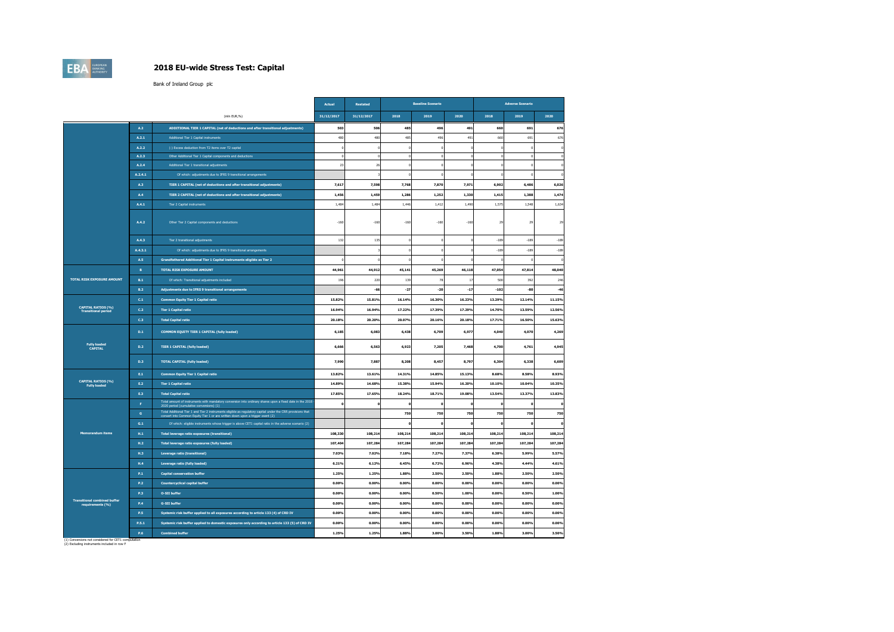# 2018 EU-wide Stress Test: Capital

Bank of Ireland Group plc

| | | (mln EUR,%) | Actual | Restated | Baseline Scenario | | | Adverse Scenario | | |
|---|---|---|---|---|---|---|---|---|---|---|
| | | | 31/12/2017 | 31/12/2017 | 2018 | 2019 | 2020 | 2018 | 2019 | 2020 |
| | A.2 | **ADDITIONAL TIER 1 CAPITAL (net of deductions and after transitional adjustments)** | 503 | 506 | 485 | 496 | 491 | 660 | 691 | 676 |
| | A.2.1 | Additional Tier 1 Capital instruments | 480 | 480 | 485 | 496 | 491 | 660 | 691 | 676 |
| | A.2.2 | (-) Excess deduction from T2 items over T2 capital | 0 | 0 | 0 | 0 | 0 | 0 | 0 | 0 |
| | A.2.3 | Other Additional Tier 1 Capital components and deductions | 0 | 0 | 0 | 0 | 0 | 0 | 0 | 0 |
| | A.2.4 | Additional Tier 1 transitional adjustments | 23 | 26 | 0 | 0 | 0 | 0 | 0 | 0 |
| | A.2.4.1 | Of which: adjustments due to IFRS 9 transitional arrangements | | 3 | 0 | 0 | 0 | 0 | 0 | 0 |
| | A.3 | **TIER 1 CAPITAL (net of deductions and after transitional adjustments)** | 7,617 | 7,598 | 7,768 | 7,870 | 7,971 | 6,902 | 6,486 | 6,026 |
| | A.4 | **TIER 2 CAPITAL (net of deductions and after transitional adjustments)** | 1,456 | 1,459 | 1,286 | 1,252 | 1,330 | 1,415 | 1,388 | 1,474 |
| | A.4.1 | Tier 2 Capital instruments | 1,484 | 1,484 | 1,446 | 1,412 | 1,490 | 1,575 | 1,548 | 1,634 |
| | A.4.2 | Other Tier 2 Capital components and deductions | -160 | -160 | -160 | -160 | -160 | 29 | 29 | 29 |
| | A.4.3 | Tier 2 transitional adjustments | 132 | 135 | 0 | 0 | 0 | -189 | -189 | -189 |
| | A.4.3.1 | Of which: adjustments due to IFRS 9 transitional arrangements | | 3 | 0 | 0 | 0 | -189 | -189 | -189 |
| | A.5 | **Grandfathered Additional Tier 1 Capital instruments eligible as Tier 2** | 0 | 0 | 0 | 0 | 0 | 0 | 0 | 0 |
| TOTAL RISK EXPOSURE AMOUNT | B | **TOTAL RISK EXPOSURE AMOUNT** | 44,961 | 44,912 | 45,141 | 45,269 | 46,118 | 47,054 | 47,814 | 48,040 |
| | B.1 | Of which: Transitional adjustments included | 196 | 220 | 139 | 78 | 17 | 500 | 392 | 246 |
| | B.2 | **Adjustments due to IFRS 9 transitional arrangements** | | -66 | -27 | -20 | -17 | -102 | -80 | -46 |
| CAPITAL RATIOS (%) Transitional period | C.1 | **Common Equity Tier 1 Capital ratio** | 15.82% | 15.81% | 16.14% | 16.30% | 16.23% | 13.29% | 12.14% | 11.15% |
| | C.2 | **Tier 1 Capital ratio** | 16.94% | 16.94% | 17.22% | 17.39% | 17.29% | 14.70% | 13.59% | 12.56% |
| | C.3 | **Total Capital ratio** | 20.18% | 20.20% | 20.07% | 20.16% | 20.18% | 17.71% | 16.50% | 15.63% |
| Fully loaded CAPITAL | D.1 | **COMMON EQUITY TIER 1 CAPITAL (fully loaded)** | 6,185 | 6,083 | 6,438 | 6,709 | 6,977 | 4,040 | 4,070 | 4,269 |
| | D.2 | **TIER 1 CAPITAL (fully loaded)** | 6,666 | 6,563 | 6,923 | 7,205 | 7,468 | 4,700 | 4,761 | 4,945 |
| | D.3 | **TOTAL CAPITAL (fully loaded)** | 7,990 | 7,887 | 8,208 | 8,457 | 8,797 | 6,304 | 6,338 | 6,609 |
| CAPITAL RATIOS (%) Fully loaded | E.1 | **Common Equity Tier 1 Capital ratio** | 13.82% | 13.61% | 14.31% | 14.85% | 15.13% | 8.68% | 8.58% | 8.93% |
| | E.2 | **Tier 1 Capital ratio** | 14.89% | 14.68% | 15.38% | 15.94% | 16.20% | 10.10% | 10.04% | 10.35% |
| | E.3 | **Total Capital ratio** | 17.85% | 17.65% | 18.24% | 18.71% | 19.08% | 13.54% | 13.37% | 13.83% |
| Memorandum items | F | Total amount of instruments with mandatory conversion into ordinary shares upon a fixed date in the 2018 - 2020 period (cumulative conversions) (1) | 0 | 0 | 0 | 0 | 0 | 0 | 0 | 0 |
| | G | Total Additional Tier 1 and Tier 2 instruments eligible as regulatory capital under the CRR provisions that convert into Common Equity Tier 1 or are written down upon a trigger event (2) | | | 750 | 750 | 750 | 750 | 750 | 750 |
| | G.1 | Of which: eligible instruments whose trigger is above CET1 capital ratio in the adverse scenario (2) | | | 0 | 0 | 0 | 0 | 0 | 0 |
| | H.1 | **Total leverage ratio exposures (transitional)** | 108,330 | 108,214 | 108,214 | 108,214 | 108,214 | 108,214 | 108,214 | 108,214 |
| | H.2 | **Total leverage ratio exposures (fully loaded)** | 107,404 | 107,284 | 107,284 | 107,284 | 107,284 | 107,284 | 107,284 | 107,284 |
| | H.3 | **Leverage ratio (transitional)** | 7.03% | 7.02% | 7.18% | 7.27% | 7.37% | 6.38% | 5.99% | 5.57% |
| | H.4 | **Leverage ratio (fully loaded)** | 6.21% | 6.12% | 6.45% | 6.72% | 6.96% | 4.38% | 4.44% | 4.61% |
| Transitional combined buffer requirements (%) | P.1 | **Capital conservation buffer** | 1.25% | 1.25% | 1.88% | 2.50% | 2.50% | 1.88% | 2.50% | 2.50% |
| | P.2 | **Countercyclical capital buffer** | 0.00% | 0.00% | 0.00% | 0.00% | 0.00% | 0.00% | 0.00% | 0.00% |
| | P.3 | **O-SII buffer** | 0.00% | 0.00% | 0.00% | 0.50% | 1.00% | 0.00% | 0.50% | 1.00% |
| | P.4 | **G-SII buffer** | 0.00% | 0.00% | 0.00% | 0.00% | 0.00% | 0.00% | 0.00% | 0.00% |
| | P.5 | **Systemic risk buffer applied to all exposures according to article 133 (4) of CRD IV** | 0.00% | 0.00% | 0.00% | 0.00% | 0.00% | 0.00% | 0.00% | 0.00% |
| | P.5.1 | **Systemic risk buffer applied to domestic exposures only according to article 133 (5) of CRD IV** | 0.00% | 0.00% | 0.00% | 0.00% | 0.00% | 0.00% | 0.00% | 0.00% |
| | P.6 | **Combined buffer** | 1.25% | 1.25% | 1.88% | 3.00% | 3.50% | 1.88% | 3.00% | 3.50% |

(1) Conversions not considered for CET1 computation
(2) Excluding instruments included in row F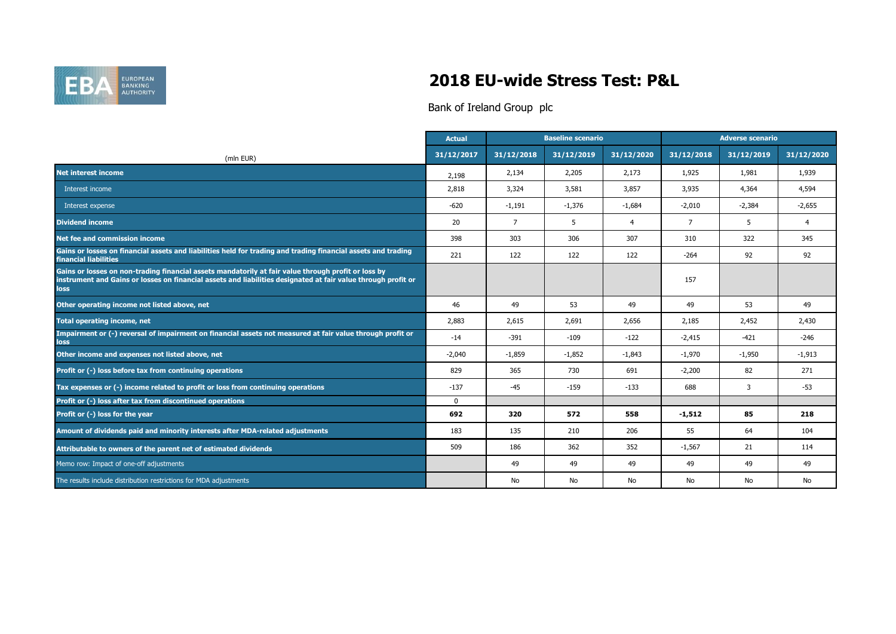# 2018 EU-wide Stress Test: P&L

Bank of Ireland Group plc

| (mln EUR) | Actual | Baseline scenario | | | Adverse scenario | | |
|---|---|---|---|---|---|---|---|
| | 31/12/2017 | 31/12/2018 | 31/12/2019 | 31/12/2020 | 31/12/2018 | 31/12/2019 | 31/12/2020 |
| **Net interest income** | 2,198 | 2,134 | 2,205 | 2,173 | 1,925 | 1,981 | 1,939 |
| Interest income | 2,818 | 3,324 | 3,581 | 3,857 | 3,935 | 4,364 | 4,594 |
| Interest expense | -620 | -1,191 | -1,376 | -1,684 | -2,010 | -2,384 | -2,655 |
| **Dividend income** | 20 | 7 | 5 | 4 | 7 | 5 | 4 |
| **Net fee and commission income** | 398 | 303 | 306 | 307 | 310 | 322 | 345 |
| **Gains or losses on financial assets and liabilities held for trading and trading financial assets and trading financial liabilities** | 221 | 122 | 122 | 122 | -264 | 92 | 92 |
| **Gains or losses on non-trading financial assets mandatorily at fair value through profit or loss by instrument and Gains or losses on financial assets and liabilities designated at fair value through profit or loss** | | | | | 157 | | |
| **Other operating income not listed above, net** | 46 | 49 | 53 | 49 | 49 | 53 | 49 |
| **Total operating income, net** | 2,883 | 2,615 | 2,691 | 2,656 | 2,185 | 2,452 | 2,430 |
| **Impairment or (-) reversal of impairment on financial assets not measured at fair value through profit or loss** | -14 | -391 | -109 | -122 | -2,415 | -421 | -246 |
| **Other income and expenses not listed above, net** | -2,040 | -1,859 | -1,852 | -1,843 | -1,970 | -1,950 | -1,913 |
| **Profit or (-) loss before tax from continuing operations** | 829 | 365 | 730 | 691 | -2,200 | 82 | 271 |
| **Tax expenses or (-) income related to profit or loss from continuing operations** | -137 | -45 | -159 | -133 | 688 | 3 | -53 |
| **Profit or (-) loss after tax from discontinued operations** | 0 | | | | | | |
| **Profit or (-) loss for the year** | **692** | **320** | **572** | **558** | **-1,512** | **85** | **218** |
| **Amount of dividends paid and minority interests after MDA-related adjustments** | 183 | 135 | 210 | 206 | 55 | 64 | 104 |
| **Attributable to owners of the parent net of estimated dividends** | 509 | 186 | 362 | 352 | -1,567 | 21 | 114 |
| Memo row: Impact of one-off adjustments | | 49 | 49 | 49 | 49 | 49 | 49 |
| The results include distribution restrictions for MDA adjustments | | No | No | No | No | No | No |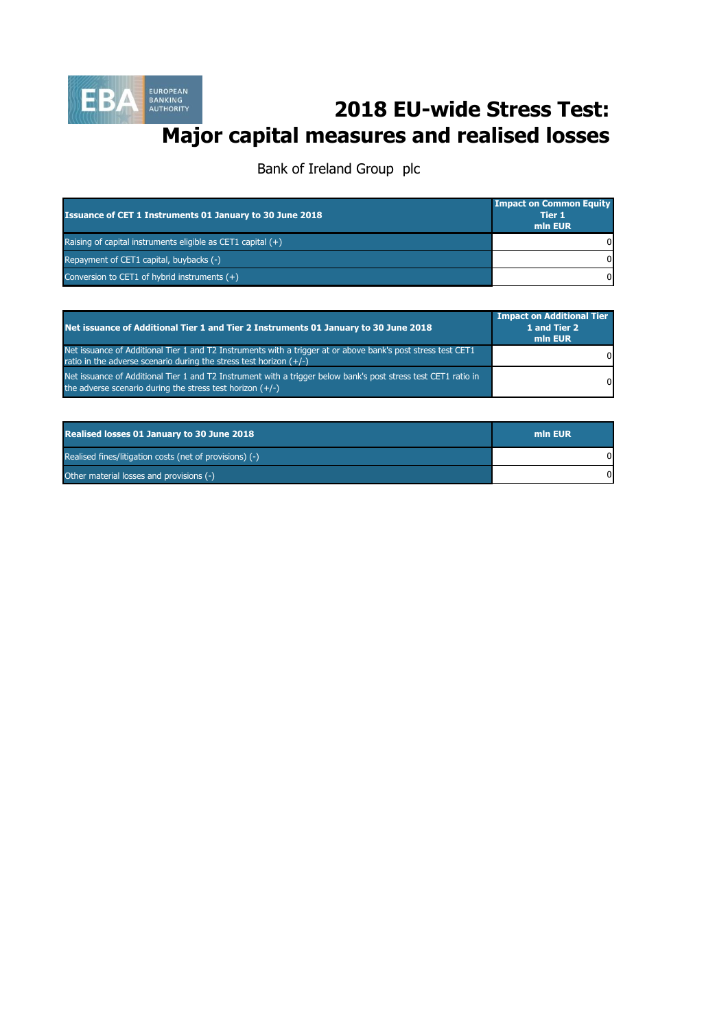# 2018 EU-wide Stress Test:
# Major capital measures and realised losses

Bank of Ireland Group plc

| Issuance of CET 1 Instruments 01 January to 30 June 2018 | Impact on Common Equity Tier 1 mln EUR |
|---|---|
| Raising of capital instruments eligible as CET1 capital (+) | 0 |
| Repayment of CET1 capital, buybacks (-) | 0 |
| Conversion to CET1 of hybrid instruments (+) | 0 |

| Net issuance of Additional Tier 1 and Tier 2 Instruments 01 January to 30 June 2018 | Impact on Additional Tier 1 and Tier 2 mln EUR |
|---|---|
| Net issuance of Additional Tier 1 and T2 Instruments with a trigger at or above bank's post stress test CET1 ratio in the adverse scenario during the stress test horizon (+/-) | 0 |
| Net issuance of Additional Tier 1 and T2 Instrument with a trigger below bank's post stress test CET1 ratio in the adverse scenario during the stress test horizon (+/-) | 0 |

| Realised losses 01 January to 30 June 2018 | mln EUR |
|---|---|
| Realised fines/litigation costs (net of provisions) (-) | 0 |
| Other material losses and provisions (-) | 0 |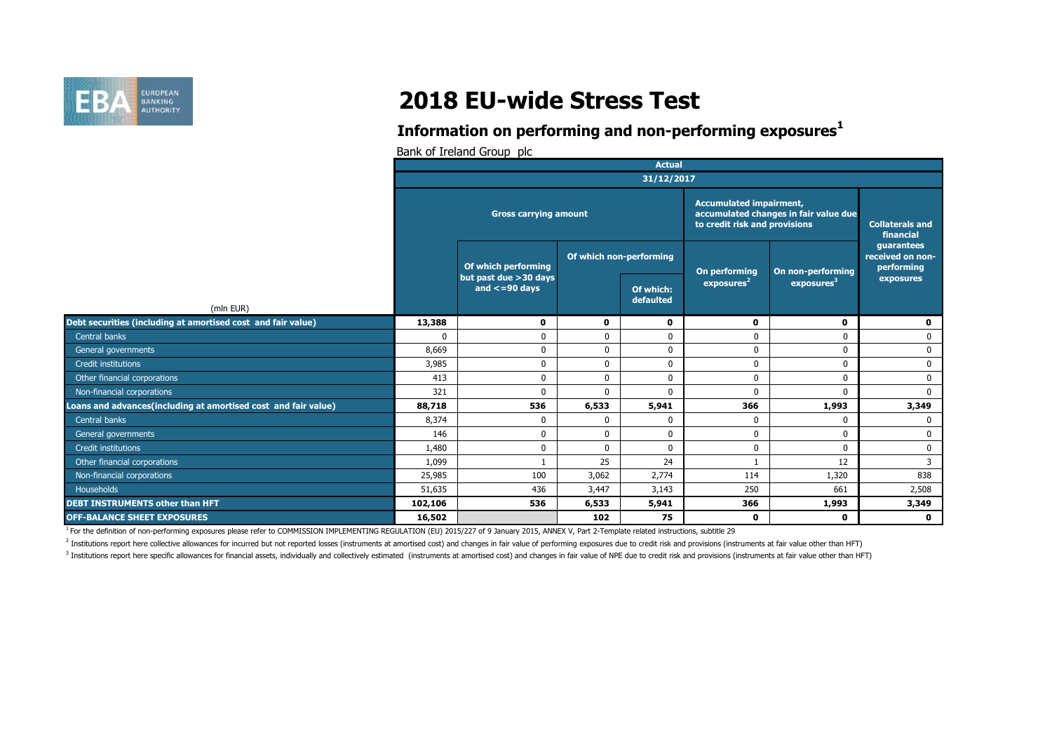# 2018 EU-wide Stress Test

## Information on performing and non-performing exposures[1]

Bank of Ireland Group plc

| (mln EUR) | Actual 31/12/2017 | | | | | | |
|---|---|---|---|---|---|---|---|
| | Gross carrying amount | | | | Accumulated impairment, accumulated changes in fair value due to credit risk and provisions | | Collaterals and financial guarantees received on non-performing exposures |
| | | Of which performing but past due >30 days and <=90 days | Of which non-performing | | On performing exposures[2] | On non-performing exposures[3] | |
| | | | | Of which: defaulted | | | |
| **Debt securities (including at amortised cost and fair value)** | **13,388** | **0** | **0** | **0** | **0** | **0** | **0** |
| Central banks | 0 | 0 | 0 | 0 | 0 | 0 | 0 |
| General governments | 8,669 | 0 | 0 | 0 | 0 | 0 | 0 |
| Credit institutions | 3,985 | 0 | 0 | 0 | 0 | 0 | 0 |
| Other financial corporations | 413 | 0 | 0 | 0 | 0 | 0 | 0 |
| Non-financial corporations | 321 | 0 | 0 | 0 | 0 | 0 | 0 |
| **Loans and advances(including at amortised cost and fair value)** | **88,718** | **536** | **6,533** | **5,941** | **366** | **1,993** | **3,349** |
| Central banks | 8,374 | 0 | 0 | 0 | 0 | 0 | 0 |
| General governments | 146 | 0 | 0 | 0 | 0 | 0 | 0 |
| Credit institutions | 1,480 | 0 | 0 | 0 | 0 | 0 | 0 |
| Other financial corporations | 1,099 | 1 | 25 | 24 | 1 | 12 | 3 |
| Non-financial corporations | 25,985 | 100 | 3,062 | 2,774 | 114 | 1,320 | 838 |
| Households | 51,635 | 436 | 3,447 | 3,143 | 250 | 661 | 2,508 |
| **DEBT INSTRUMENTS other than HFT** | **102,106** | **536** | **6,533** | **5,941** | **366** | **1,993** | **3,349** |
| **OFF-BALANCE SHEET EXPOSURES** | **16,502** | | **102** | **75** | **0** | **0** | **0** |

[1] For the definition of non-performing exposures please refer to COMMISSION IMPLEMENTING REGULATION (EU) 2015/227 of 9 January 2015, ANNEX V, Part 2-Template related instructions, subtitle 29

[2] Institutions report here collective allowances for incurred but not reported losses (instruments at amortised cost) and changes in fair value of performing exposures due to credit risk and provisions (instruments at fair value other than HFT)

[3] Institutions report here specific allowances for financial assets, individually and collectively estimated (instruments at amortised cost) and changes in fair value of NPE due to credit risk and provisions (instruments at fair value other than HFT)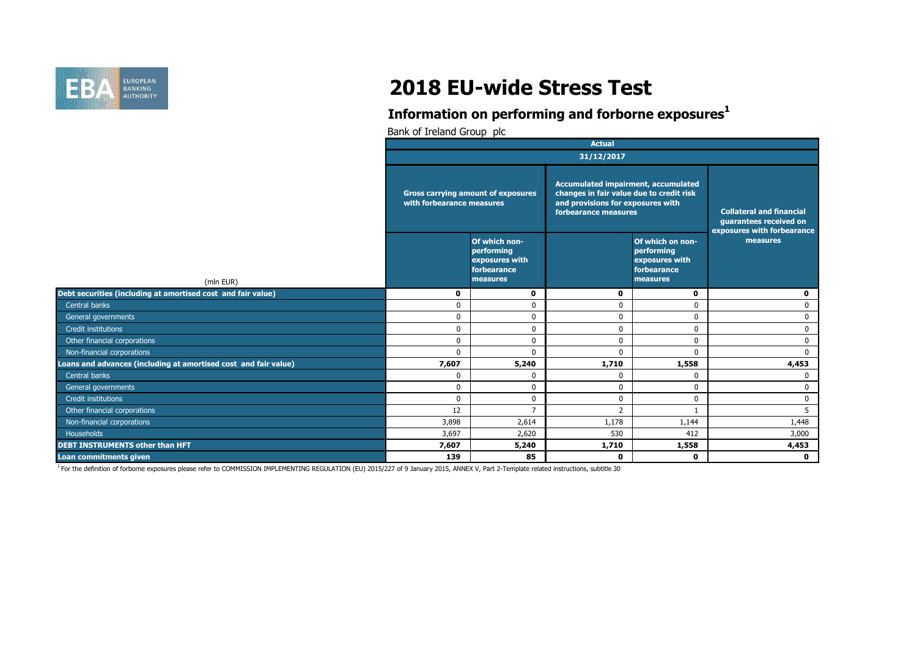# 2018 EU-wide Stress Test

## Information on performing and forborne exposures[1]

Bank of Ireland Group plc

| (mln EUR) | Actual 31/12/2017 | | | | |
|---|---|---|---|---|---|
| | Gross carrying amount of exposures with forbearance measures | | Accumulated impairment, accumulated changes in fair value due to credit risk and provisions for exposures with forbearance measures | | Collateral and financial guarantees received on exposures with forbearance measures |
| | | Of which non-performing exposures with forbearance measures | | Of which on non-performing exposures with forbearance measures | |
| **Debt securities (including at amortised cost and fair value)** | **0** | **0** | **0** | **0** | **0** |
| Central banks | 0 | 0 | 0 | 0 | 0 |
| General governments | 0 | 0 | 0 | 0 | 0 |
| Credit institutions | 0 | 0 | 0 | 0 | 0 |
| Other financial corporations | 0 | 0 | 0 | 0 | 0 |
| Non-financial corporations | 0 | 0 | 0 | 0 | 0 |
| **Loans and advances (including at amortised cost and fair value)** | **7,607** | **5,240** | **1,710** | **1,558** | **4,453** |
| Central banks | 0 | 0 | 0 | 0 | 0 |
| General governments | 0 | 0 | 0 | 0 | 0 |
| Credit institutions | 0 | 0 | 0 | 0 | 0 |
| Other financial corporations | 12 | 7 | 2 | 1 | 5 |
| Non-financial corporations | 3,898 | 2,614 | 1,178 | 1,144 | 1,448 |
| Households | 3,697 | 2,620 | 530 | 412 | 3,000 |
| **DEBT INSTRUMENTS other than HFT** | **7,607** | **5,240** | **1,710** | **1,558** | **4,453** |
| **Loan commitments given** | **139** | **85** | **0** | **0** | **0** |

[1] For the definition of forborne exposures please refer to COMMISSION IMPLEMENTING REGULATION (EU) 2015/227 of 9 January 2015, ANNEX V, Part 2-Template related instructions, subtitle 30